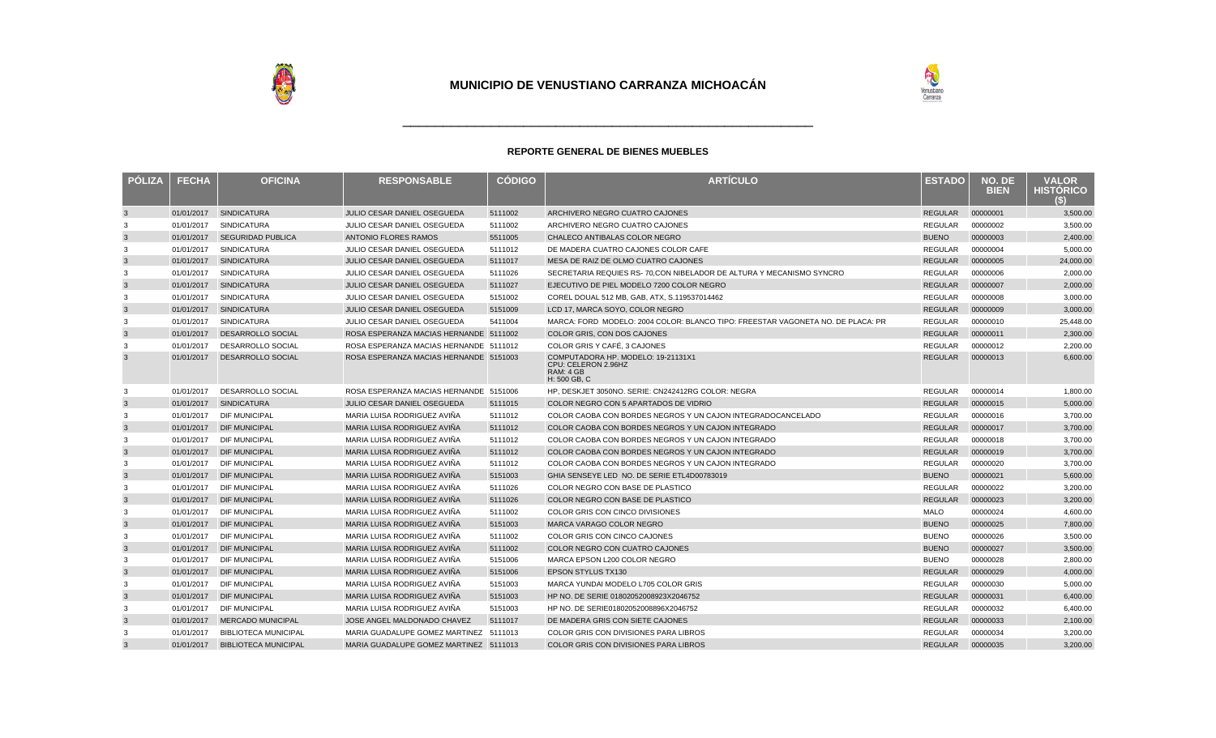# MUNICIPIO DE VENUSTIANO CARRANZA MICHOACÁN

### REPORTE GENERAL DE BIENES MUEBLES

| PÓLIZA | FECHA | OFICINA | RESPONSABLE | CÓDIGO | ARTÍCULO | ESTADO | NO. DE BIEN | VALOR HISTÓRICO ($) |
|---|---|---|---|---|---|---|---|---|
| 3 | 01/01/2017 | SINDICATURA | JULIO CESAR DANIEL OSEGUEDA | 5111002 | ARCHIVERO NEGRO CUATRO CAJONES | REGULAR | 00000001 | 3,500.00 |
| 3 | 01/01/2017 | SINDICATURA | JULIO CESAR DANIEL OSEGUEDA | 5111002 | ARCHIVERO NEGRO CUATRO CAJONES | REGULAR | 00000002 | 3,500.00 |
| 3 | 01/01/2017 | SEGURIDAD PUBLICA | ANTONIO FLORES RAMOS | 5511005 | CHALECO ANTIBALAS COLOR NEGRO | BUENO | 00000003 | 2,400.00 |
| 3 | 01/01/2017 | SINDICATURA | JULIO CESAR DANIEL OSEGUEDA | 5111012 | DE MADERA CUATRO CAJONES COLOR CAFE | REGULAR | 00000004 | 5,000.00 |
| 3 | 01/01/2017 | SINDICATURA | JULIO CESAR DANIEL OSEGUEDA | 5111017 | MESA DE RAIZ DE OLMO CUATRO CAJONES | REGULAR | 00000005 | 24,000.00 |
| 3 | 01/01/2017 | SINDICATURA | JULIO CESAR DANIEL OSEGUEDA | 5111026 | SECRETARIA REQUIES RS- 70,CON NIBELADOR DE ALTURA Y MECANISMO SYNCRO | REGULAR | 00000006 | 2,000.00 |
| 3 | 01/01/2017 | SINDICATURA | JULIO CESAR DANIEL OSEGUEDA | 5111027 | EJECUTIVO DE PIEL MODELO 7200 COLOR NEGRO | REGULAR | 00000007 | 2,000.00 |
| 3 | 01/01/2017 | SINDICATURA | JULIO CESAR DANIEL OSEGUEDA | 5151002 | COREL DOUAL 512 MB, GAB, ATX, S.119537014462 | REGULAR | 00000008 | 3,000.00 |
| 3 | 01/01/2017 | SINDICATURA | JULIO CESAR DANIEL OSEGUEDA | 5151009 | LCD 17, MARCA SOYO, COLOR NEGRO | REGULAR | 00000009 | 3,000.00 |
| 3 | 01/01/2017 | SINDICATURA | JULIO CESAR DANIEL OSEGUEDA | 5411004 | MARCA: FORD MODELO: 2004 COLOR: BLANCO TIPO: FREESTAR VAGONETA NO. DE PLACA: PR | REGULAR | 00000010 | 25,448.00 |
| 3 | 01/01/2017 | DESARROLLO SOCIAL | ROSA ESPERANZA MACIAS HERNANDE | 5111002 | COLOR GRIS, CON DOS CAJONES | REGULAR | 00000011 | 2,300.00 |
| 3 | 01/01/2017 | DESARROLLO SOCIAL | ROSA ESPERANZA MACIAS HERNANDE | 5111012 | COLOR GRIS Y CAFÉ, 3 CAJONES | REGULAR | 00000012 | 2,200.00 |
| 3 | 01/01/2017 | DESARROLLO SOCIAL | ROSA ESPERANZA MACIAS HERNANDE | 5151003 | COMPUTADORA HP. MODELO: 19-21131X1 CPU: CELERON 2.96HZ RAM: 4 GB H: 500 GB, C | REGULAR | 00000013 | 6,600.00 |
| 3 | 01/01/2017 | DESARROLLO SOCIAL | ROSA ESPERANZA MACIAS HERNANDE | 5151006 | HP, DESKJET 3050NO. SERIE: CN242412RG COLOR: NEGRA | REGULAR | 00000014 | 1,800.00 |
| 3 | 01/01/2017 | SINDICATURA | JULIO CESAR DANIEL OSEGUEDA | 5111015 | COLOR NEGRO CON 5 APARTADOS DE VIDRIO | REGULAR | 00000015 | 5,000.00 |
| 3 | 01/01/2017 | DIF MUNICIPAL | MARIA LUISA RODRIGUEZ AVIÑA | 5111012 | COLOR CAOBA CON BORDES NEGROS Y UN CAJON INTEGRADOCANCELADO | REGULAR | 00000016 | 3,700.00 |
| 3 | 01/01/2017 | DIF MUNICIPAL | MARIA LUISA RODRIGUEZ AVIÑA | 5111012 | COLOR CAOBA CON BORDES NEGROS Y UN CAJON INTEGRADO | REGULAR | 00000017 | 3,700.00 |
| 3 | 01/01/2017 | DIF MUNICIPAL | MARIA LUISA RODRIGUEZ AVIÑA | 5111012 | COLOR CAOBA CON BORDES NEGROS Y UN CAJON INTEGRADO | REGULAR | 00000018 | 3,700.00 |
| 3 | 01/01/2017 | DIF MUNICIPAL | MARIA LUISA RODRIGUEZ AVIÑA | 5111012 | COLOR CAOBA CON BORDES NEGROS Y UN CAJON INTEGRADO | REGULAR | 00000019 | 3,700.00 |
| 3 | 01/01/2017 | DIF MUNICIPAL | MARIA LUISA RODRIGUEZ AVIÑA | 5111012 | COLOR CAOBA CON BORDES NEGROS Y UN CAJON INTEGRADO | REGULAR | 00000020 | 3,700.00 |
| 3 | 01/01/2017 | DIF MUNICIPAL | MARIA LUISA RODRIGUEZ AVIÑA | 5151003 | GHIA SENSEYE LED NO. DE SERIE ETL4D00783019 | BUENO | 00000021 | 5,600.00 |
| 3 | 01/01/2017 | DIF MUNICIPAL | MARIA LUISA RODRIGUEZ AVIÑA | 5111026 | COLOR NEGRO CON BASE DE PLASTICO | REGULAR | 00000022 | 3,200.00 |
| 3 | 01/01/2017 | DIF MUNICIPAL | MARIA LUISA RODRIGUEZ AVIÑA | 5111026 | COLOR NEGRO CON BASE DE PLASTICO | REGULAR | 00000023 | 3,200.00 |
| 3 | 01/01/2017 | DIF MUNICIPAL | MARIA LUISA RODRIGUEZ AVIÑA | 5111002 | COLOR GRIS CON CINCO DIVISIONES | MALO | 00000024 | 4,600.00 |
| 3 | 01/01/2017 | DIF MUNICIPAL | MARIA LUISA RODRIGUEZ AVIÑA | 5151003 | MARCA VARAGO COLOR NEGRO | BUENO | 00000025 | 7,800.00 |
| 3 | 01/01/2017 | DIF MUNICIPAL | MARIA LUISA RODRIGUEZ AVIÑA | 5111002 | COLOR GRIS CON CINCO CAJONES | BUENO | 00000026 | 3,500.00 |
| 3 | 01/01/2017 | DIF MUNICIPAL | MARIA LUISA RODRIGUEZ AVIÑA | 5111002 | COLOR NEGRO CON CUATRO CAJONES | BUENO | 00000027 | 3,500.00 |
| 3 | 01/01/2017 | DIF MUNICIPAL | MARIA LUISA RODRIGUEZ AVIÑA | 5151006 | MARCA EPSON L200 COLOR NEGRO | BUENO | 00000028 | 2,800.00 |
| 3 | 01/01/2017 | DIF MUNICIPAL | MARIA LUISA RODRIGUEZ AVIÑA | 5151006 | EPSON STYLUS TX130 | REGULAR | 00000029 | 4,000.00 |
| 3 | 01/01/2017 | DIF MUNICIPAL | MARIA LUISA RODRIGUEZ AVIÑA | 5151003 | MARCA YUNDAI MODELO L705 COLOR GRIS | REGULAR | 00000030 | 5,000.00 |
| 3 | 01/01/2017 | DIF MUNICIPAL | MARIA LUISA RODRIGUEZ AVIÑA | 5151003 | HP NO. DE SERIE 01802052008923X2046752 | REGULAR | 00000031 | 6,400.00 |
| 3 | 01/01/2017 | DIF MUNICIPAL | MARIA LUISA RODRIGUEZ AVIÑA | 5151003 | HP NO. DE SERIE01802052008896X2046752 | REGULAR | 00000032 | 6,400.00 |
| 3 | 01/01/2017 | MERCADO MUNICIPAL | JOSE ANGEL MALDONADO CHAVEZ | 5111017 | DE MADERA GRIS CON SIETE CAJONES | REGULAR | 00000033 | 2,100.00 |
| 3 | 01/01/2017 | BIBLIOTECA MUNICIPAL | MARIA GUADALUPE GOMEZ MARTINEZ | 5111013 | COLOR GRIS CON DIVISIONES PARA LIBROS | REGULAR | 00000034 | 3,200.00 |
| 3 | 01/01/2017 | BIBLIOTECA MUNICIPAL | MARIA GUADALUPE GOMEZ MARTINEZ | 5111013 | COLOR GRIS CON DIVISIONES PARA LIBROS | REGULAR | 00000035 | 3,200.00 |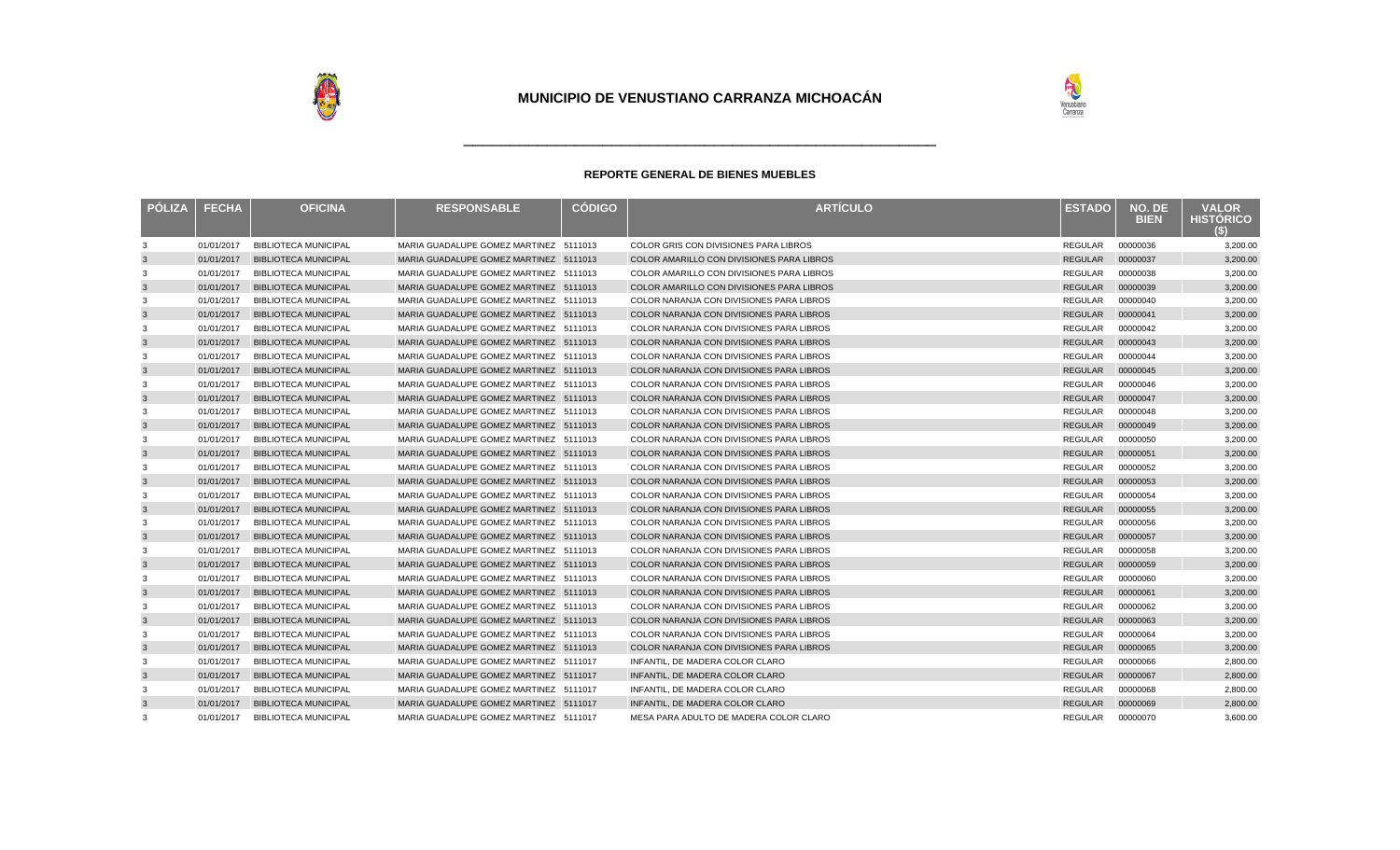# MUNICIPIO DE VENUSTIANO CARRANZA MICHOACÁN

### REPORTE GENERAL DE BIENES MUEBLES

| PÓLIZA | FECHA | OFICINA | RESPONSABLE | CÓDIGO | ARTÍCULO | ESTADO | NO. DE BIEN | VALOR HISTÓRICO ($) |
|---|---|---|---|---|---|---|---|---|
| 3 | 01/01/2017 | BIBLIOTECA MUNICIPAL | MARIA GUADALUPE GOMEZ MARTINEZ | 5111013 | COLOR GRIS CON DIVISIONES PARA LIBROS | REGULAR | 00000036 | 3,200.00 |
| 3 | 01/01/2017 | BIBLIOTECA MUNICIPAL | MARIA GUADALUPE GOMEZ MARTINEZ | 5111013 | COLOR AMARILLO CON DIVISIONES PARA LIBROS | REGULAR | 00000037 | 3,200.00 |
| 3 | 01/01/2017 | BIBLIOTECA MUNICIPAL | MARIA GUADALUPE GOMEZ MARTINEZ | 5111013 | COLOR AMARILLO CON DIVISIONES PARA LIBROS | REGULAR | 00000038 | 3,200.00 |
| 3 | 01/01/2017 | BIBLIOTECA MUNICIPAL | MARIA GUADALUPE GOMEZ MARTINEZ | 5111013 | COLOR AMARILLO CON DIVISIONES PARA LIBROS | REGULAR | 00000039 | 3,200.00 |
| 3 | 01/01/2017 | BIBLIOTECA MUNICIPAL | MARIA GUADALUPE GOMEZ MARTINEZ | 5111013 | COLOR NARANJA CON DIVISIONES PARA LIBROS | REGULAR | 00000040 | 3,200.00 |
| 3 | 01/01/2017 | BIBLIOTECA MUNICIPAL | MARIA GUADALUPE GOMEZ MARTINEZ | 5111013 | COLOR NARANJA CON DIVISIONES PARA LIBROS | REGULAR | 00000041 | 3,200.00 |
| 3 | 01/01/2017 | BIBLIOTECA MUNICIPAL | MARIA GUADALUPE GOMEZ MARTINEZ | 5111013 | COLOR NARANJA CON DIVISIONES PARA LIBROS | REGULAR | 00000042 | 3,200.00 |
| 3 | 01/01/2017 | BIBLIOTECA MUNICIPAL | MARIA GUADALUPE GOMEZ MARTINEZ | 5111013 | COLOR NARANJA CON DIVISIONES PARA LIBROS | REGULAR | 00000043 | 3,200.00 |
| 3 | 01/01/2017 | BIBLIOTECA MUNICIPAL | MARIA GUADALUPE GOMEZ MARTINEZ | 5111013 | COLOR NARANJA CON DIVISIONES PARA LIBROS | REGULAR | 00000044 | 3,200.00 |
| 3 | 01/01/2017 | BIBLIOTECA MUNICIPAL | MARIA GUADALUPE GOMEZ MARTINEZ | 5111013 | COLOR NARANJA CON DIVISIONES PARA LIBROS | REGULAR | 00000045 | 3,200.00 |
| 3 | 01/01/2017 | BIBLIOTECA MUNICIPAL | MARIA GUADALUPE GOMEZ MARTINEZ | 5111013 | COLOR NARANJA CON DIVISIONES PARA LIBROS | REGULAR | 00000046 | 3,200.00 |
| 3 | 01/01/2017 | BIBLIOTECA MUNICIPAL | MARIA GUADALUPE GOMEZ MARTINEZ | 5111013 | COLOR NARANJA CON DIVISIONES PARA LIBROS | REGULAR | 00000047 | 3,200.00 |
| 3 | 01/01/2017 | BIBLIOTECA MUNICIPAL | MARIA GUADALUPE GOMEZ MARTINEZ | 5111013 | COLOR NARANJA CON DIVISIONES PARA LIBROS | REGULAR | 00000048 | 3,200.00 |
| 3 | 01/01/2017 | BIBLIOTECA MUNICIPAL | MARIA GUADALUPE GOMEZ MARTINEZ | 5111013 | COLOR NARANJA CON DIVISIONES PARA LIBROS | REGULAR | 00000049 | 3,200.00 |
| 3 | 01/01/2017 | BIBLIOTECA MUNICIPAL | MARIA GUADALUPE GOMEZ MARTINEZ | 5111013 | COLOR NARANJA CON DIVISIONES PARA LIBROS | REGULAR | 00000050 | 3,200.00 |
| 3 | 01/01/2017 | BIBLIOTECA MUNICIPAL | MARIA GUADALUPE GOMEZ MARTINEZ | 5111013 | COLOR NARANJA CON DIVISIONES PARA LIBROS | REGULAR | 00000051 | 3,200.00 |
| 3 | 01/01/2017 | BIBLIOTECA MUNICIPAL | MARIA GUADALUPE GOMEZ MARTINEZ | 5111013 | COLOR NARANJA CON DIVISIONES PARA LIBROS | REGULAR | 00000052 | 3,200.00 |
| 3 | 01/01/2017 | BIBLIOTECA MUNICIPAL | MARIA GUADALUPE GOMEZ MARTINEZ | 5111013 | COLOR NARANJA CON DIVISIONES PARA LIBROS | REGULAR | 00000053 | 3,200.00 |
| 3 | 01/01/2017 | BIBLIOTECA MUNICIPAL | MARIA GUADALUPE GOMEZ MARTINEZ | 5111013 | COLOR NARANJA CON DIVISIONES PARA LIBROS | REGULAR | 00000054 | 3,200.00 |
| 3 | 01/01/2017 | BIBLIOTECA MUNICIPAL | MARIA GUADALUPE GOMEZ MARTINEZ | 5111013 | COLOR NARANJA CON DIVISIONES PARA LIBROS | REGULAR | 00000055 | 3,200.00 |
| 3 | 01/01/2017 | BIBLIOTECA MUNICIPAL | MARIA GUADALUPE GOMEZ MARTINEZ | 5111013 | COLOR NARANJA CON DIVISIONES PARA LIBROS | REGULAR | 00000056 | 3,200.00 |
| 3 | 01/01/2017 | BIBLIOTECA MUNICIPAL | MARIA GUADALUPE GOMEZ MARTINEZ | 5111013 | COLOR NARANJA CON DIVISIONES PARA LIBROS | REGULAR | 00000057 | 3,200.00 |
| 3 | 01/01/2017 | BIBLIOTECA MUNICIPAL | MARIA GUADALUPE GOMEZ MARTINEZ | 5111013 | COLOR NARANJA CON DIVISIONES PARA LIBROS | REGULAR | 00000058 | 3,200.00 |
| 3 | 01/01/2017 | BIBLIOTECA MUNICIPAL | MARIA GUADALUPE GOMEZ MARTINEZ | 5111013 | COLOR NARANJA CON DIVISIONES PARA LIBROS | REGULAR | 00000059 | 3,200.00 |
| 3 | 01/01/2017 | BIBLIOTECA MUNICIPAL | MARIA GUADALUPE GOMEZ MARTINEZ | 5111013 | COLOR NARANJA CON DIVISIONES PARA LIBROS | REGULAR | 00000060 | 3,200.00 |
| 3 | 01/01/2017 | BIBLIOTECA MUNICIPAL | MARIA GUADALUPE GOMEZ MARTINEZ | 5111013 | COLOR NARANJA CON DIVISIONES PARA LIBROS | REGULAR | 00000061 | 3,200.00 |
| 3 | 01/01/2017 | BIBLIOTECA MUNICIPAL | MARIA GUADALUPE GOMEZ MARTINEZ | 5111013 | COLOR NARANJA CON DIVISIONES PARA LIBROS | REGULAR | 00000062 | 3,200.00 |
| 3 | 01/01/2017 | BIBLIOTECA MUNICIPAL | MARIA GUADALUPE GOMEZ MARTINEZ | 5111013 | COLOR NARANJA CON DIVISIONES PARA LIBROS | REGULAR | 00000063 | 3,200.00 |
| 3 | 01/01/2017 | BIBLIOTECA MUNICIPAL | MARIA GUADALUPE GOMEZ MARTINEZ | 5111013 | COLOR NARANJA CON DIVISIONES PARA LIBROS | REGULAR | 00000064 | 3,200.00 |
| 3 | 01/01/2017 | BIBLIOTECA MUNICIPAL | MARIA GUADALUPE GOMEZ MARTINEZ | 5111013 | COLOR NARANJA CON DIVISIONES PARA LIBROS | REGULAR | 00000065 | 3,200.00 |
| 3 | 01/01/2017 | BIBLIOTECA MUNICIPAL | MARIA GUADALUPE GOMEZ MARTINEZ | 5111017 | INFANTIL, DE MADERA COLOR CLARO | REGULAR | 00000066 | 2,800.00 |
| 3 | 01/01/2017 | BIBLIOTECA MUNICIPAL | MARIA GUADALUPE GOMEZ MARTINEZ | 5111017 | INFANTIL, DE MADERA COLOR CLARO | REGULAR | 00000067 | 2,800.00 |
| 3 | 01/01/2017 | BIBLIOTECA MUNICIPAL | MARIA GUADALUPE GOMEZ MARTINEZ | 5111017 | INFANTIL, DE MADERA COLOR CLARO | REGULAR | 00000068 | 2,800.00 |
| 3 | 01/01/2017 | BIBLIOTECA MUNICIPAL | MARIA GUADALUPE GOMEZ MARTINEZ | 5111017 | INFANTIL, DE MADERA COLOR CLARO | REGULAR | 00000069 | 2,800.00 |
| 3 | 01/01/2017 | BIBLIOTECA MUNICIPAL | MARIA GUADALUPE GOMEZ MARTINEZ | 5111017 | MESA PARA ADULTO DE MADERA COLOR CLARO | REGULAR | 00000070 | 3,600.00 |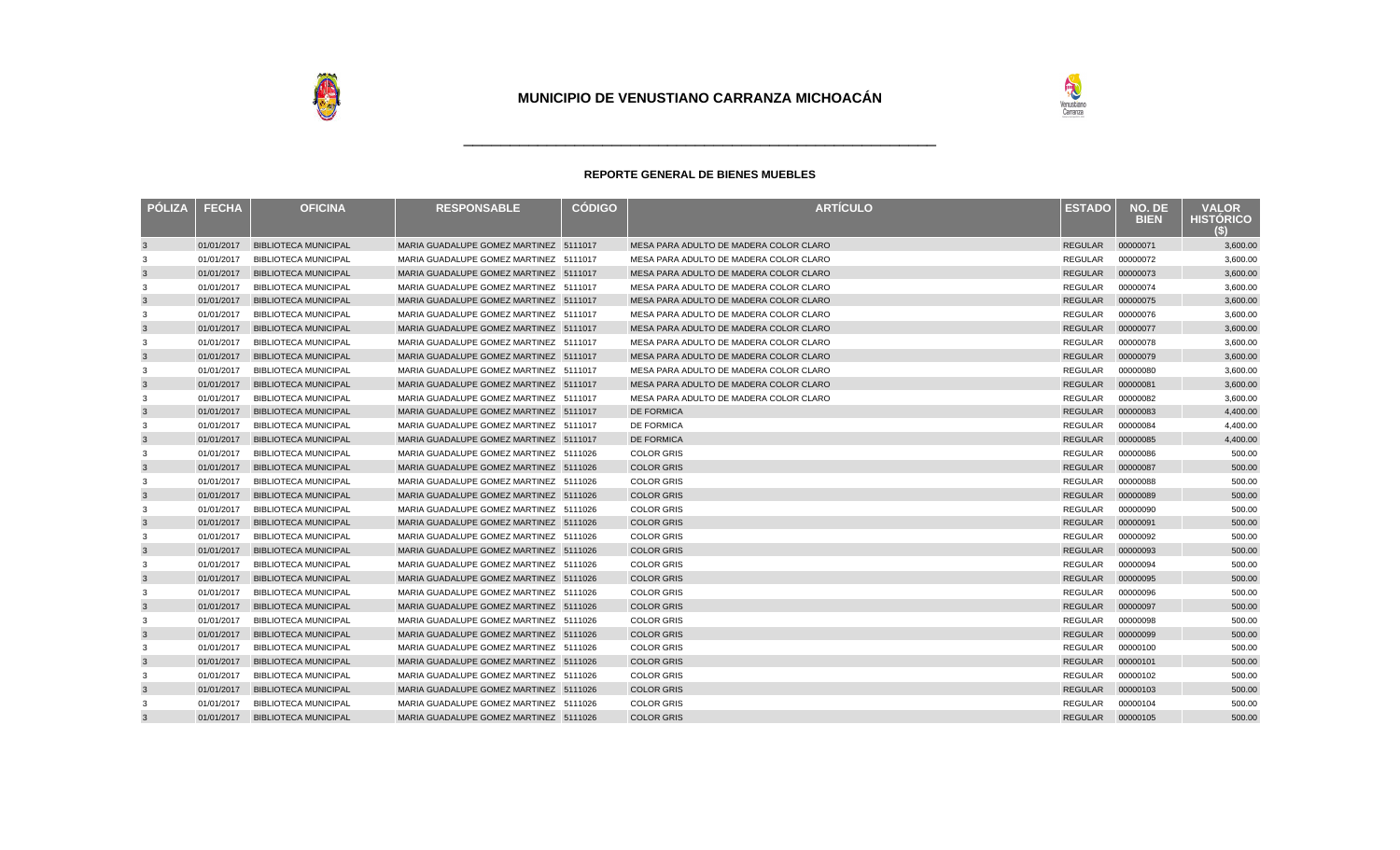## MUNICIPIO DE VENUSTIANO CARRANZA MICHOACÁN

### REPORTE GENERAL DE BIENES MUEBLES

| PÓLIZA | FECHA | OFICINA | RESPONSABLE | CÓDIGO | ARTÍCULO | ESTADO | NO. DE BIEN | VALOR HISTÓRICO ($) |
|---|---|---|---|---|---|---|---|---|
| 3 | 01/01/2017 | BIBLIOTECA MUNICIPAL | MARIA GUADALUPE GOMEZ MARTINEZ | 5111017 | MESA PARA ADULTO DE MADERA COLOR CLARO | REGULAR | 00000071 | 3,600.00 |
| 3 | 01/01/2017 | BIBLIOTECA MUNICIPAL | MARIA GUADALUPE GOMEZ MARTINEZ | 5111017 | MESA PARA ADULTO DE MADERA COLOR CLARO | REGULAR | 00000072 | 3,600.00 |
| 3 | 01/01/2017 | BIBLIOTECA MUNICIPAL | MARIA GUADALUPE GOMEZ MARTINEZ | 5111017 | MESA PARA ADULTO DE MADERA COLOR CLARO | REGULAR | 00000073 | 3,600.00 |
| 3 | 01/01/2017 | BIBLIOTECA MUNICIPAL | MARIA GUADALUPE GOMEZ MARTINEZ | 5111017 | MESA PARA ADULTO DE MADERA COLOR CLARO | REGULAR | 00000074 | 3,600.00 |
| 3 | 01/01/2017 | BIBLIOTECA MUNICIPAL | MARIA GUADALUPE GOMEZ MARTINEZ | 5111017 | MESA PARA ADULTO DE MADERA COLOR CLARO | REGULAR | 00000075 | 3,600.00 |
| 3 | 01/01/2017 | BIBLIOTECA MUNICIPAL | MARIA GUADALUPE GOMEZ MARTINEZ | 5111017 | MESA PARA ADULTO DE MADERA COLOR CLARO | REGULAR | 00000076 | 3,600.00 |
| 3 | 01/01/2017 | BIBLIOTECA MUNICIPAL | MARIA GUADALUPE GOMEZ MARTINEZ | 5111017 | MESA PARA ADULTO DE MADERA COLOR CLARO | REGULAR | 00000077 | 3,600.00 |
| 3 | 01/01/2017 | BIBLIOTECA MUNICIPAL | MARIA GUADALUPE GOMEZ MARTINEZ | 5111017 | MESA PARA ADULTO DE MADERA COLOR CLARO | REGULAR | 00000078 | 3,600.00 |
| 3 | 01/01/2017 | BIBLIOTECA MUNICIPAL | MARIA GUADALUPE GOMEZ MARTINEZ | 5111017 | MESA PARA ADULTO DE MADERA COLOR CLARO | REGULAR | 00000079 | 3,600.00 |
| 3 | 01/01/2017 | BIBLIOTECA MUNICIPAL | MARIA GUADALUPE GOMEZ MARTINEZ | 5111017 | MESA PARA ADULTO DE MADERA COLOR CLARO | REGULAR | 00000080 | 3,600.00 |
| 3 | 01/01/2017 | BIBLIOTECA MUNICIPAL | MARIA GUADALUPE GOMEZ MARTINEZ | 5111017 | MESA PARA ADULTO DE MADERA COLOR CLARO | REGULAR | 00000081 | 3,600.00 |
| 3 | 01/01/2017 | BIBLIOTECA MUNICIPAL | MARIA GUADALUPE GOMEZ MARTINEZ | 5111017 | MESA PARA ADULTO DE MADERA COLOR CLARO | REGULAR | 00000082 | 3,600.00 |
| 3 | 01/01/2017 | BIBLIOTECA MUNICIPAL | MARIA GUADALUPE GOMEZ MARTINEZ | 5111017 | DE FORMICA | REGULAR | 00000083 | 4,400.00 |
| 3 | 01/01/2017 | BIBLIOTECA MUNICIPAL | MARIA GUADALUPE GOMEZ MARTINEZ | 5111017 | DE FORMICA | REGULAR | 00000084 | 4,400.00 |
| 3 | 01/01/2017 | BIBLIOTECA MUNICIPAL | MARIA GUADALUPE GOMEZ MARTINEZ | 5111017 | DE FORMICA | REGULAR | 00000085 | 4,400.00 |
| 3 | 01/01/2017 | BIBLIOTECA MUNICIPAL | MARIA GUADALUPE GOMEZ MARTINEZ | 5111026 | COLOR GRIS | REGULAR | 00000086 | 500.00 |
| 3 | 01/01/2017 | BIBLIOTECA MUNICIPAL | MARIA GUADALUPE GOMEZ MARTINEZ | 5111026 | COLOR GRIS | REGULAR | 00000087 | 500.00 |
| 3 | 01/01/2017 | BIBLIOTECA MUNICIPAL | MARIA GUADALUPE GOMEZ MARTINEZ | 5111026 | COLOR GRIS | REGULAR | 00000088 | 500.00 |
| 3 | 01/01/2017 | BIBLIOTECA MUNICIPAL | MARIA GUADALUPE GOMEZ MARTINEZ | 5111026 | COLOR GRIS | REGULAR | 00000089 | 500.00 |
| 3 | 01/01/2017 | BIBLIOTECA MUNICIPAL | MARIA GUADALUPE GOMEZ MARTINEZ | 5111026 | COLOR GRIS | REGULAR | 00000090 | 500.00 |
| 3 | 01/01/2017 | BIBLIOTECA MUNICIPAL | MARIA GUADALUPE GOMEZ MARTINEZ | 5111026 | COLOR GRIS | REGULAR | 00000091 | 500.00 |
| 3 | 01/01/2017 | BIBLIOTECA MUNICIPAL | MARIA GUADALUPE GOMEZ MARTINEZ | 5111026 | COLOR GRIS | REGULAR | 00000092 | 500.00 |
| 3 | 01/01/2017 | BIBLIOTECA MUNICIPAL | MARIA GUADALUPE GOMEZ MARTINEZ | 5111026 | COLOR GRIS | REGULAR | 00000093 | 500.00 |
| 3 | 01/01/2017 | BIBLIOTECA MUNICIPAL | MARIA GUADALUPE GOMEZ MARTINEZ | 5111026 | COLOR GRIS | REGULAR | 00000094 | 500.00 |
| 3 | 01/01/2017 | BIBLIOTECA MUNICIPAL | MARIA GUADALUPE GOMEZ MARTINEZ | 5111026 | COLOR GRIS | REGULAR | 00000095 | 500.00 |
| 3 | 01/01/2017 | BIBLIOTECA MUNICIPAL | MARIA GUADALUPE GOMEZ MARTINEZ | 5111026 | COLOR GRIS | REGULAR | 00000096 | 500.00 |
| 3 | 01/01/2017 | BIBLIOTECA MUNICIPAL | MARIA GUADALUPE GOMEZ MARTINEZ | 5111026 | COLOR GRIS | REGULAR | 00000097 | 500.00 |
| 3 | 01/01/2017 | BIBLIOTECA MUNICIPAL | MARIA GUADALUPE GOMEZ MARTINEZ | 5111026 | COLOR GRIS | REGULAR | 00000098 | 500.00 |
| 3 | 01/01/2017 | BIBLIOTECA MUNICIPAL | MARIA GUADALUPE GOMEZ MARTINEZ | 5111026 | COLOR GRIS | REGULAR | 00000099 | 500.00 |
| 3 | 01/01/2017 | BIBLIOTECA MUNICIPAL | MARIA GUADALUPE GOMEZ MARTINEZ | 5111026 | COLOR GRIS | REGULAR | 00000100 | 500.00 |
| 3 | 01/01/2017 | BIBLIOTECA MUNICIPAL | MARIA GUADALUPE GOMEZ MARTINEZ | 5111026 | COLOR GRIS | REGULAR | 00000101 | 500.00 |
| 3 | 01/01/2017 | BIBLIOTECA MUNICIPAL | MARIA GUADALUPE GOMEZ MARTINEZ | 5111026 | COLOR GRIS | REGULAR | 00000102 | 500.00 |
| 3 | 01/01/2017 | BIBLIOTECA MUNICIPAL | MARIA GUADALUPE GOMEZ MARTINEZ | 5111026 | COLOR GRIS | REGULAR | 00000103 | 500.00 |
| 3 | 01/01/2017 | BIBLIOTECA MUNICIPAL | MARIA GUADALUPE GOMEZ MARTINEZ | 5111026 | COLOR GRIS | REGULAR | 00000104 | 500.00 |
| 3 | 01/01/2017 | BIBLIOTECA MUNICIPAL | MARIA GUADALUPE GOMEZ MARTINEZ | 5111026 | COLOR GRIS | REGULAR | 00000105 | 500.00 |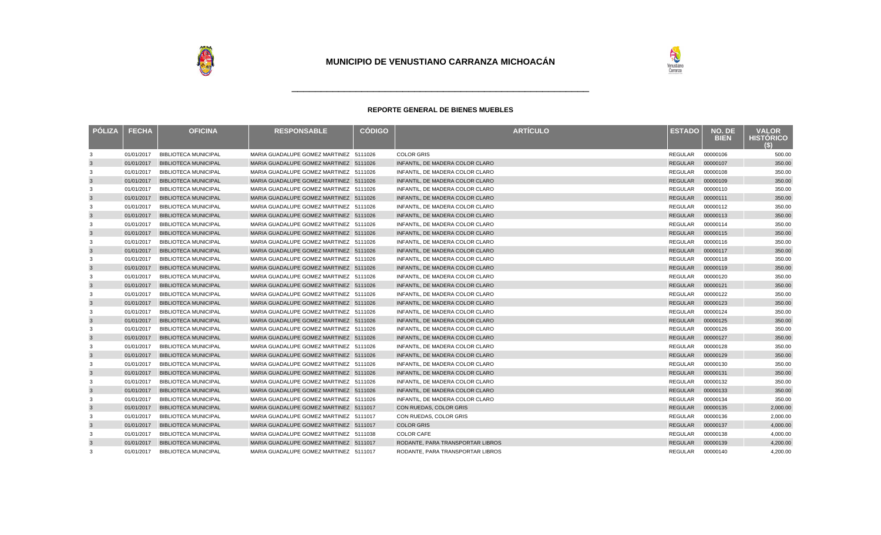# MUNICIPIO DE VENUSTIANO CARRANZA MICHOACÁN

## REPORTE GENERAL DE BIENES MUEBLES

| PÓLIZA | FECHA | OFICINA | RESPONSABLE | CÓDIGO | ARTÍCULO | ESTADO | NO. DE BIEN | VALOR HISTÓRICO ($) |
|---|---|---|---|---|---|---|---|---|
| 3 | 01/01/2017 | BIBLIOTECA MUNICIPAL | MARIA GUADALUPE GOMEZ MARTINEZ | 5111026 | COLOR GRIS | REGULAR | 00000106 | 500.00 |
| 3 | 01/01/2017 | BIBLIOTECA MUNICIPAL | MARIA GUADALUPE GOMEZ MARTINEZ | 5111026 | INFANTIL, DE MADERA COLOR CLARO | REGULAR | 00000107 | 350.00 |
| 3 | 01/01/2017 | BIBLIOTECA MUNICIPAL | MARIA GUADALUPE GOMEZ MARTINEZ | 5111026 | INFANTIL, DE MADERA COLOR CLARO | REGULAR | 00000108 | 350.00 |
| 3 | 01/01/2017 | BIBLIOTECA MUNICIPAL | MARIA GUADALUPE GOMEZ MARTINEZ | 5111026 | INFANTIL, DE MADERA COLOR CLARO | REGULAR | 00000109 | 350.00 |
| 3 | 01/01/2017 | BIBLIOTECA MUNICIPAL | MARIA GUADALUPE GOMEZ MARTINEZ | 5111026 | INFANTIL, DE MADERA COLOR CLARO | REGULAR | 00000110 | 350.00 |
| 3 | 01/01/2017 | BIBLIOTECA MUNICIPAL | MARIA GUADALUPE GOMEZ MARTINEZ | 5111026 | INFANTIL, DE MADERA COLOR CLARO | REGULAR | 00000111 | 350.00 |
| 3 | 01/01/2017 | BIBLIOTECA MUNICIPAL | MARIA GUADALUPE GOMEZ MARTINEZ | 5111026 | INFANTIL, DE MADERA COLOR CLARO | REGULAR | 00000112 | 350.00 |
| 3 | 01/01/2017 | BIBLIOTECA MUNICIPAL | MARIA GUADALUPE GOMEZ MARTINEZ | 5111026 | INFANTIL, DE MADERA COLOR CLARO | REGULAR | 00000113 | 350.00 |
| 3 | 01/01/2017 | BIBLIOTECA MUNICIPAL | MARIA GUADALUPE GOMEZ MARTINEZ | 5111026 | INFANTIL, DE MADERA COLOR CLARO | REGULAR | 00000114 | 350.00 |
| 3 | 01/01/2017 | BIBLIOTECA MUNICIPAL | MARIA GUADALUPE GOMEZ MARTINEZ | 5111026 | INFANTIL, DE MADERA COLOR CLARO | REGULAR | 00000115 | 350.00 |
| 3 | 01/01/2017 | BIBLIOTECA MUNICIPAL | MARIA GUADALUPE GOMEZ MARTINEZ | 5111026 | INFANTIL, DE MADERA COLOR CLARO | REGULAR | 00000116 | 350.00 |
| 3 | 01/01/2017 | BIBLIOTECA MUNICIPAL | MARIA GUADALUPE GOMEZ MARTINEZ | 5111026 | INFANTIL, DE MADERA COLOR CLARO | REGULAR | 00000117 | 350.00 |
| 3 | 01/01/2017 | BIBLIOTECA MUNICIPAL | MARIA GUADALUPE GOMEZ MARTINEZ | 5111026 | INFANTIL, DE MADERA COLOR CLARO | REGULAR | 00000118 | 350.00 |
| 3 | 01/01/2017 | BIBLIOTECA MUNICIPAL | MARIA GUADALUPE GOMEZ MARTINEZ | 5111026 | INFANTIL, DE MADERA COLOR CLARO | REGULAR | 00000119 | 350.00 |
| 3 | 01/01/2017 | BIBLIOTECA MUNICIPAL | MARIA GUADALUPE GOMEZ MARTINEZ | 5111026 | INFANTIL, DE MADERA COLOR CLARO | REGULAR | 00000120 | 350.00 |
| 3 | 01/01/2017 | BIBLIOTECA MUNICIPAL | MARIA GUADALUPE GOMEZ MARTINEZ | 5111026 | INFANTIL, DE MADERA COLOR CLARO | REGULAR | 00000121 | 350.00 |
| 3 | 01/01/2017 | BIBLIOTECA MUNICIPAL | MARIA GUADALUPE GOMEZ MARTINEZ | 5111026 | INFANTIL, DE MADERA COLOR CLARO | REGULAR | 00000122 | 350.00 |
| 3 | 01/01/2017 | BIBLIOTECA MUNICIPAL | MARIA GUADALUPE GOMEZ MARTINEZ | 5111026 | INFANTIL, DE MADERA COLOR CLARO | REGULAR | 00000123 | 350.00 |
| 3 | 01/01/2017 | BIBLIOTECA MUNICIPAL | MARIA GUADALUPE GOMEZ MARTINEZ | 5111026 | INFANTIL, DE MADERA COLOR CLARO | REGULAR | 00000124 | 350.00 |
| 3 | 01/01/2017 | BIBLIOTECA MUNICIPAL | MARIA GUADALUPE GOMEZ MARTINEZ | 5111026 | INFANTIL, DE MADERA COLOR CLARO | REGULAR | 00000125 | 350.00 |
| 3 | 01/01/2017 | BIBLIOTECA MUNICIPAL | MARIA GUADALUPE GOMEZ MARTINEZ | 5111026 | INFANTIL, DE MADERA COLOR CLARO | REGULAR | 00000126 | 350.00 |
| 3 | 01/01/2017 | BIBLIOTECA MUNICIPAL | MARIA GUADALUPE GOMEZ MARTINEZ | 5111026 | INFANTIL, DE MADERA COLOR CLARO | REGULAR | 00000127 | 350.00 |
| 3 | 01/01/2017 | BIBLIOTECA MUNICIPAL | MARIA GUADALUPE GOMEZ MARTINEZ | 5111026 | INFANTIL, DE MADERA COLOR CLARO | REGULAR | 00000128 | 350.00 |
| 3 | 01/01/2017 | BIBLIOTECA MUNICIPAL | MARIA GUADALUPE GOMEZ MARTINEZ | 5111026 | INFANTIL, DE MADERA COLOR CLARO | REGULAR | 00000129 | 350.00 |
| 3 | 01/01/2017 | BIBLIOTECA MUNICIPAL | MARIA GUADALUPE GOMEZ MARTINEZ | 5111026 | INFANTIL, DE MADERA COLOR CLARO | REGULAR | 00000130 | 350.00 |
| 3 | 01/01/2017 | BIBLIOTECA MUNICIPAL | MARIA GUADALUPE GOMEZ MARTINEZ | 5111026 | INFANTIL, DE MADERA COLOR CLARO | REGULAR | 00000131 | 350.00 |
| 3 | 01/01/2017 | BIBLIOTECA MUNICIPAL | MARIA GUADALUPE GOMEZ MARTINEZ | 5111026 | INFANTIL, DE MADERA COLOR CLARO | REGULAR | 00000132 | 350.00 |
| 3 | 01/01/2017 | BIBLIOTECA MUNICIPAL | MARIA GUADALUPE GOMEZ MARTINEZ | 5111026 | INFANTIL, DE MADERA COLOR CLARO | REGULAR | 00000133 | 350.00 |
| 3 | 01/01/2017 | BIBLIOTECA MUNICIPAL | MARIA GUADALUPE GOMEZ MARTINEZ | 5111026 | INFANTIL, DE MADERA COLOR CLARO | REGULAR | 00000134 | 350.00 |
| 3 | 01/01/2017 | BIBLIOTECA MUNICIPAL | MARIA GUADALUPE GOMEZ MARTINEZ | 5111017 | CON RUEDAS, COLOR GRIS | REGULAR | 00000135 | 2,000.00 |
| 3 | 01/01/2017 | BIBLIOTECA MUNICIPAL | MARIA GUADALUPE GOMEZ MARTINEZ | 5111017 | CON RUEDAS, COLOR GRIS | REGULAR | 00000136 | 2,000.00 |
| 3 | 01/01/2017 | BIBLIOTECA MUNICIPAL | MARIA GUADALUPE GOMEZ MARTINEZ | 5111017 | COLOR GRIS | REGULAR | 00000137 | 4,000.00 |
| 3 | 01/01/2017 | BIBLIOTECA MUNICIPAL | MARIA GUADALUPE GOMEZ MARTINEZ | 5111038 | COLOR CAFE | REGULAR | 00000138 | 4,000.00 |
| 3 | 01/01/2017 | BIBLIOTECA MUNICIPAL | MARIA GUADALUPE GOMEZ MARTINEZ | 5111017 | RODANTE, PARA TRANSPORTAR LIBROS | REGULAR | 00000139 | 4,200.00 |
| 3 | 01/01/2017 | BIBLIOTECA MUNICIPAL | MARIA GUADALUPE GOMEZ MARTINEZ | 5111017 | RODANTE, PARA TRANSPORTAR LIBROS | REGULAR | 00000140 | 4,200.00 |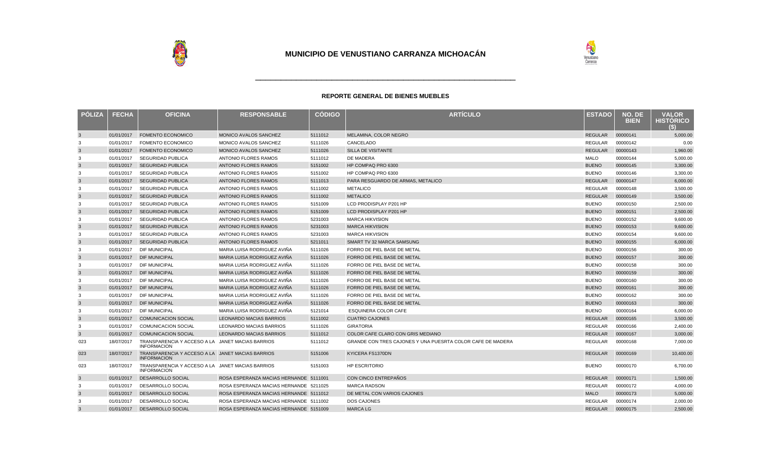# MUNICIPIO DE VENUSTIANO CARRANZA MICHOACÁN

### REPORTE GENERAL DE BIENES MUEBLES

| PÓLIZA | FECHA | OFICINA | RESPONSABLE | CÓDIGO | ARTÍCULO | ESTADO | NO. DE BIEN | VALOR HISTÓRICO ($) |
|---|---|---|---|---|---|---|---|---|
| 3 | 01/01/2017 | FOMENTO ECONOMICO | MONICO AVALOS SANCHEZ | 5111012 | MELAMINA, COLOR NEGRO | REGULAR | 00000141 | 5,000.00 |
| 3 | 01/01/2017 | FOMENTO ECONOMICO | MONICO AVALOS SANCHEZ | 5111026 | CANCELADO | REGULAR | 00000142 | 0.00 |
| 3 | 01/01/2017 | FOMENTO ECONOMICO | MONICO AVALOS SANCHEZ | 5111026 | SILLA DE VISITANTE | REGULAR | 00000143 | 1,960.00 |
| 3 | 01/01/2017 | SEGURIDAD PUBLICA | ANTONIO FLORES RAMOS | 5111012 | DE MADERA | MALO | 00000144 | 5,000.00 |
| 3 | 01/01/2017 | SEGURIDAD PUBLICA | ANTONIO FLORES RAMOS | 5151002 | HP COMPAQ PRO 6300 | BUENO | 00000145 | 3,300.00 |
| 3 | 01/01/2017 | SEGURIDAD PUBLICA | ANTONIO FLORES RAMOS | 5151002 | HP COMPAQ PRO 6300 | BUENO | 00000146 | 3,300.00 |
| 3 | 01/01/2017 | SEGURIDAD PUBLICA | ANTONIO FLORES RAMOS | 5111013 | PARA RESGUARDO DE ARMAS, METALICO | REGULAR | 00000147 | 6,000.00 |
| 3 | 01/01/2017 | SEGURIDAD PUBLICA | ANTONIO FLORES RAMOS | 5111002 | METALICO | REGULAR | 00000148 | 3,500.00 |
| 3 | 01/01/2017 | SEGURIDAD PUBLICA | ANTONIO FLORES RAMOS | 5111002 | METALICO | REGULAR | 00000149 | 3,500.00 |
| 3 | 01/01/2017 | SEGURIDAD PUBLICA | ANTONIO FLORES RAMOS | 5151009 | LCD PRODISPLAY P201 HP | BUENO | 00000150 | 2,500.00 |
| 3 | 01/01/2017 | SEGURIDAD PUBLICA | ANTONIO FLORES RAMOS | 5151009 | LCD PRODISPLAY P201 HP | BUENO | 00000151 | 2,500.00 |
| 3 | 01/01/2017 | SEGURIDAD PUBLICA | ANTONIO FLORES RAMOS | 5231003 | MARCA HIKVISION | BUENO | 00000152 | 9,600.00 |
| 3 | 01/01/2017 | SEGURIDAD PUBLICA | ANTONIO FLORES RAMOS | 5231003 | MARCA HIKVISION | BUENO | 00000153 | 9,600.00 |
| 3 | 01/01/2017 | SEGURIDAD PUBLICA | ANTONIO FLORES RAMOS | 5231003 | MARCA HIKVISION | BUENO | 00000154 | 9,600.00 |
| 3 | 01/01/2017 | SEGURIDAD PUBLICA | ANTONIO FLORES RAMOS | 5211011 | SMART TV 32 MARCA SAMSUNG | BUENO | 00000155 | 6,000.00 |
| 3 | 01/01/2017 | DIF MUNICIPAL | MARIA LUISA RODRIGUEZ AVIÑA | 5111026 | FORRO DE PIEL BASE DE METAL | BUENO | 00000156 | 300.00 |
| 3 | 01/01/2017 | DIF MUNICIPAL | MARIA LUISA RODRIGUEZ AVIÑA | 5111026 | FORRO DE PIEL BASE DE METAL | BUENO | 00000157 | 300.00 |
| 3 | 01/01/2017 | DIF MUNICIPAL | MARIA LUISA RODRIGUEZ AVIÑA | 5111026 | FORRO DE PIEL BASE DE METAL | BUENO | 00000158 | 300.00 |
| 3 | 01/01/2017 | DIF MUNICIPAL | MARIA LUISA RODRIGUEZ AVIÑA | 5111026 | FORRO DE PIEL BASE DE METAL | BUENO | 00000159 | 300.00 |
| 3 | 01/01/2017 | DIF MUNICIPAL | MARIA LUISA RODRIGUEZ AVIÑA | 5111026 | FORRO DE PIEL BASE DE METAL | BUENO | 00000160 | 300.00 |
| 3 | 01/01/2017 | DIF MUNICIPAL | MARIA LUISA RODRIGUEZ AVIÑA | 5111026 | FORRO DE PIEL BASE DE METAL | BUENO | 00000161 | 300.00 |
| 3 | 01/01/2017 | DIF MUNICIPAL | MARIA LUISA RODRIGUEZ AVIÑA | 5111026 | FORRO DE PIEL BASE DE METAL | BUENO | 00000162 | 300.00 |
| 3 | 01/01/2017 | DIF MUNICIPAL | MARIA LUISA RODRIGUEZ AVIÑA | 5111026 | FORRO DE PIEL BASE DE METAL | BUENO | 00000163 | 300.00 |
| 3 | 01/01/2017 | DIF MUNICIPAL | MARIA LUISA RODRIGUEZ AVIÑA | 5121014 | ESQUINERA COLOR CAFE | BUENO | 00000164 | 6,000.00 |
| 3 | 01/01/2017 | COMUNICACION SOCIAL | LEONARDO MACIAS BARRIOS | 5111002 | CUATRO CAJONES | REGULAR | 00000165 | 3,500.00 |
| 3 | 01/01/2017 | COMUNICACION SOCIAL | LEONARDO MACIAS BARRIOS | 5111026 | GIRATORIA | REGULAR | 00000166 | 2,400.00 |
| 3 | 01/01/2017 | COMUNICACION SOCIAL | LEONARDO MACIAS BARRIOS | 5111012 | COLOR CAFE CLARO CON GRIS MEDIANO | REGULAR | 00000167 | 3,000.00 |
| 023 | 18/07/2017 | TRANSPARENCIA Y ACCESO A LA INFORMACION | JANET MACIAS BARRIOS | 5111012 | GRANDE CON TRES CAJONES Y UNA PUESRTA COLOR CAFE DE MADERA | REGULAR | 00000168 | 7,000.00 |
| 023 | 18/07/2017 | TRANSPARENCIA Y ACCESO A LA INFORMACION | JANET MACIAS BARRIOS | 5151006 | KYICERA FS1370DN | REGULAR | 00000169 | 10,400.00 |
| 023 | 18/07/2017 | TRANSPARENCIA Y ACCESO A LA INFORMACION | JANET MACIAS BARRIOS | 5151003 | HP ESCRITORIO | BUENO | 00000170 | 6,700.00 |
| 3 | 01/01/2017 | DESARROLLO SOCIAL | ROSA ESPERANZA MACIAS HERNANDE | 5111001 | CON CINCO ENTREPAÑOS | REGULAR | 00000171 | 1,500.00 |
| 3 | 01/01/2017 | DESARROLLO SOCIAL | ROSA ESPERANZA MACIAS HERNANDE | 5211025 | MARCA RADSON | REGULAR | 00000172 | 4,000.00 |
| 3 | 01/01/2017 | DESARROLLO SOCIAL | ROSA ESPERANZA MACIAS HERNANDE | 5111012 | DE METAL CON VARIOS CAJONES | MALO | 00000173 | 5,000.00 |
| 3 | 01/01/2017 | DESARROLLO SOCIAL | ROSA ESPERANZA MACIAS HERNANDE | 5111002 | DOS CAJONES | REGULAR | 00000174 | 2,000.00 |
| 3 | 01/01/2017 | DESARROLLO SOCIAL | ROSA ESPERANZA MACIAS HERNANDE | 5151009 | MARCA LG | REGULAR | 00000175 | 2,500.00 |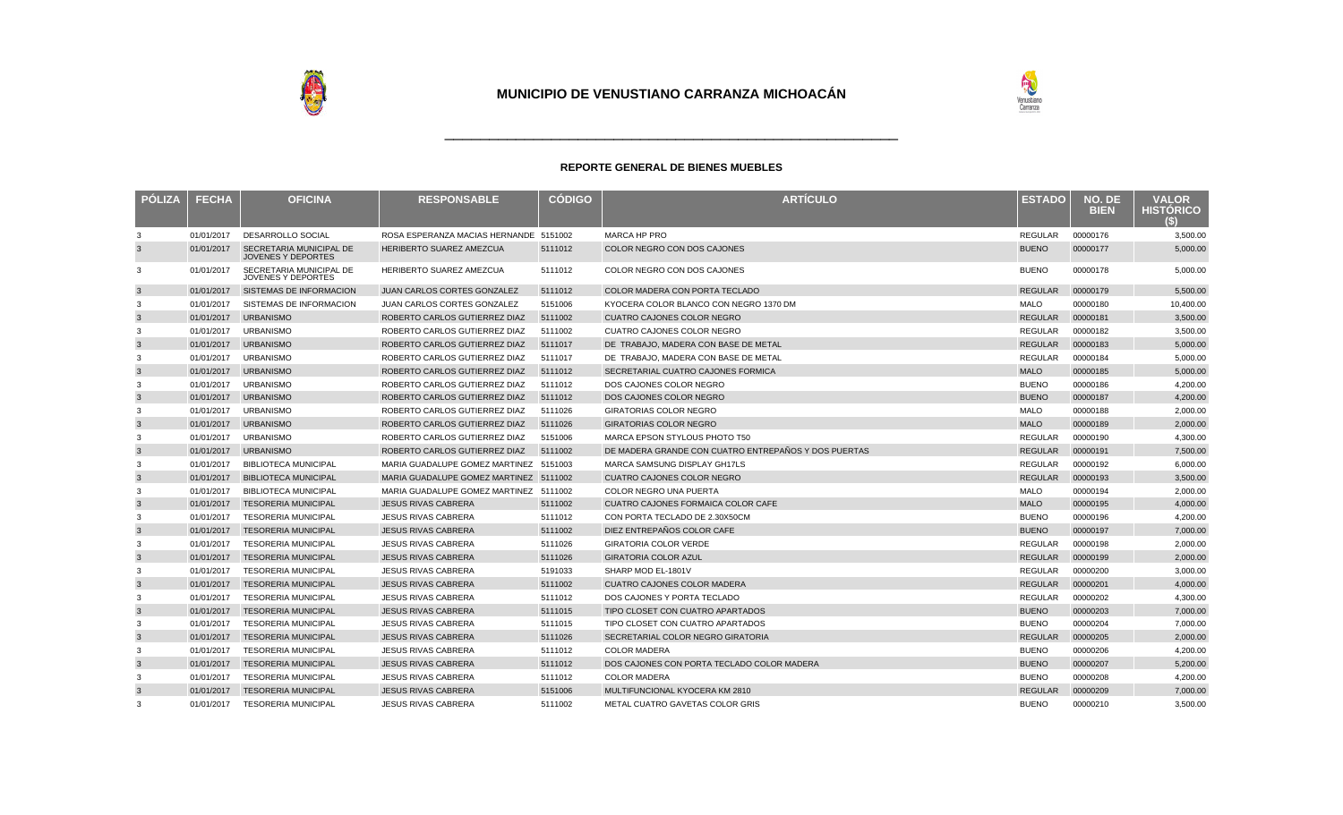# MUNICIPIO DE VENUSTIANO CARRANZA MICHOACÁN

## REPORTE GENERAL DE BIENES MUEBLES

| PÓLIZA | FECHA | OFICINA | RESPONSABLE | CÓDIGO | ARTÍCULO | ESTADO | NO. DE BIEN | VALOR HISTÓRICO ($) |
|---|---|---|---|---|---|---|---|---|
| 3 | 01/01/2017 | DESARROLLO SOCIAL | ROSA ESPERANZA MACIAS HERNANDE | 5151002 | MARCA HP PRO | REGULAR | 00000176 | 3,500.00 |
| 3 | 01/01/2017 | SECRETARIA MUNICIPAL DE JOVENES Y DEPORTES | HERIBERTO SUAREZ AMEZCUA | 5111012 | COLOR NEGRO CON DOS CAJONES | BUENO | 00000177 | 5,000.00 |
| 3 | 01/01/2017 | SECRETARIA MUNICIPAL DE JOVENES Y DEPORTES | HERIBERTO SUAREZ AMEZCUA | 5111012 | COLOR NEGRO CON DOS CAJONES | BUENO | 00000178 | 5,000.00 |
| 3 | 01/01/2017 | SISTEMAS DE INFORMACION | JUAN CARLOS CORTES GONZALEZ | 5111012 | COLOR MADERA CON PORTA TECLADO | REGULAR | 00000179 | 5,500.00 |
| 3 | 01/01/2017 | SISTEMAS DE INFORMACION | JUAN CARLOS CORTES GONZALEZ | 5151006 | KYOCERA COLOR BLANCO CON NEGRO 1370 DM | MALO | 00000180 | 10,400.00 |
| 3 | 01/01/2017 | URBANISMO | ROBERTO CARLOS GUTIERREZ DIAZ | 5111002 | CUATRO CAJONES COLOR NEGRO | REGULAR | 00000181 | 3,500.00 |
| 3 | 01/01/2017 | URBANISMO | ROBERTO CARLOS GUTIERREZ DIAZ | 5111002 | CUATRO CAJONES COLOR NEGRO | REGULAR | 00000182 | 3,500.00 |
| 3 | 01/01/2017 | URBANISMO | ROBERTO CARLOS GUTIERREZ DIAZ | 5111017 | DE TRABAJO, MADERA CON BASE DE METAL | REGULAR | 00000183 | 5,000.00 |
| 3 | 01/01/2017 | URBANISMO | ROBERTO CARLOS GUTIERREZ DIAZ | 5111017 | DE TRABAJO, MADERA CON BASE DE METAL | REGULAR | 00000184 | 5,000.00 |
| 3 | 01/01/2017 | URBANISMO | ROBERTO CARLOS GUTIERREZ DIAZ | 5111012 | SECRETARIAL CUATRO CAJONES FORMICA | MALO | 00000185 | 5,000.00 |
| 3 | 01/01/2017 | URBANISMO | ROBERTO CARLOS GUTIERREZ DIAZ | 5111012 | DOS CAJONES COLOR NEGRO | BUENO | 00000186 | 4,200.00 |
| 3 | 01/01/2017 | URBANISMO | ROBERTO CARLOS GUTIERREZ DIAZ | 5111012 | DOS CAJONES COLOR NEGRO | BUENO | 00000187 | 4,200.00 |
| 3 | 01/01/2017 | URBANISMO | ROBERTO CARLOS GUTIERREZ DIAZ | 5111026 | GIRATORIAS COLOR NEGRO | MALO | 00000188 | 2,000.00 |
| 3 | 01/01/2017 | URBANISMO | ROBERTO CARLOS GUTIERREZ DIAZ | 5111026 | GIRATORIAS COLOR NEGRO | MALO | 00000189 | 2,000.00 |
| 3 | 01/01/2017 | URBANISMO | ROBERTO CARLOS GUTIERREZ DIAZ | 5151006 | MARCA EPSON STYLOUS PHOTO T50 | REGULAR | 00000190 | 4,300.00 |
| 3 | 01/01/2017 | URBANISMO | ROBERTO CARLOS GUTIERREZ DIAZ | 5111002 | DE MADERA GRANDE CON CUATRO ENTREPAÑOS Y DOS PUERTAS | REGULAR | 00000191 | 7,500.00 |
| 3 | 01/01/2017 | BIBLIOTECA MUNICIPAL | MARIA GUADALUPE GOMEZ MARTINEZ | 5151003 | MARCA SAMSUNG DISPLAY GH17LS | REGULAR | 00000192 | 6,000.00 |
| 3 | 01/01/2017 | BIBLIOTECA MUNICIPAL | MARIA GUADALUPE GOMEZ MARTINEZ | 5111002 | CUATRO CAJONES COLOR NEGRO | REGULAR | 00000193 | 3,500.00 |
| 3 | 01/01/2017 | BIBLIOTECA MUNICIPAL | MARIA GUADALUPE GOMEZ MARTINEZ | 5111002 | COLOR NEGRO UNA PUERTA | MALO | 00000194 | 2,000.00 |
| 3 | 01/01/2017 | TESORERIA MUNICIPAL | JESUS RIVAS CABRERA | 5111002 | CUATRO CAJONES FORMAICA COLOR CAFE | MALO | 00000195 | 4,000.00 |
| 3 | 01/01/2017 | TESORERIA MUNICIPAL | JESUS RIVAS CABRERA | 5111012 | CON PORTA TECLADO DE 2.30X50CM | BUENO | 00000196 | 4,200.00 |
| 3 | 01/01/2017 | TESORERIA MUNICIPAL | JESUS RIVAS CABRERA | 5111002 | DIEZ ENTREPAÑOS COLOR CAFE | BUENO | 00000197 | 7,000.00 |
| 3 | 01/01/2017 | TESORERIA MUNICIPAL | JESUS RIVAS CABRERA | 5111026 | GIRATORIA COLOR VERDE | REGULAR | 00000198 | 2,000.00 |
| 3 | 01/01/2017 | TESORERIA MUNICIPAL | JESUS RIVAS CABRERA | 5111026 | GIRATORIA COLOR AZUL | REGULAR | 00000199 | 2,000.00 |
| 3 | 01/01/2017 | TESORERIA MUNICIPAL | JESUS RIVAS CABRERA | 5191033 | SHARP MOD EL-1801V | REGULAR | 00000200 | 3,000.00 |
| 3 | 01/01/2017 | TESORERIA MUNICIPAL | JESUS RIVAS CABRERA | 5111002 | CUATRO CAJONES COLOR MADERA | REGULAR | 00000201 | 4,000.00 |
| 3 | 01/01/2017 | TESORERIA MUNICIPAL | JESUS RIVAS CABRERA | 5111012 | DOS CAJONES Y PORTA TECLADO | REGULAR | 00000202 | 4,300.00 |
| 3 | 01/01/2017 | TESORERIA MUNICIPAL | JESUS RIVAS CABRERA | 5111015 | TIPO CLOSET CON CUATRO APARTADOS | BUENO | 00000203 | 7,000.00 |
| 3 | 01/01/2017 | TESORERIA MUNICIPAL | JESUS RIVAS CABRERA | 5111015 | TIPO CLOSET CON CUATRO APARTADOS | BUENO | 00000204 | 7,000.00 |
| 3 | 01/01/2017 | TESORERIA MUNICIPAL | JESUS RIVAS CABRERA | 5111026 | SECRETARIAL COLOR NEGRO GIRATORIA | REGULAR | 00000205 | 2,000.00 |
| 3 | 01/01/2017 | TESORERIA MUNICIPAL | JESUS RIVAS CABRERA | 5111012 | COLOR MADERA | BUENO | 00000206 | 4,200.00 |
| 3 | 01/01/2017 | TESORERIA MUNICIPAL | JESUS RIVAS CABRERA | 5111012 | DOS CAJONES CON PORTA TECLADO COLOR MADERA | BUENO | 00000207 | 5,200.00 |
| 3 | 01/01/2017 | TESORERIA MUNICIPAL | JESUS RIVAS CABRERA | 5111012 | COLOR MADERA | BUENO | 00000208 | 4,200.00 |
| 3 | 01/01/2017 | TESORERIA MUNICIPAL | JESUS RIVAS CABRERA | 5151006 | MULTIFUNCIONAL KYOCERA KM 2810 | REGULAR | 00000209 | 7,000.00 |
| 3 | 01/01/2017 | TESORERIA MUNICIPAL | JESUS RIVAS CABRERA | 5111002 | METAL CUATRO GAVETAS COLOR GRIS | BUENO | 00000210 | 3,500.00 |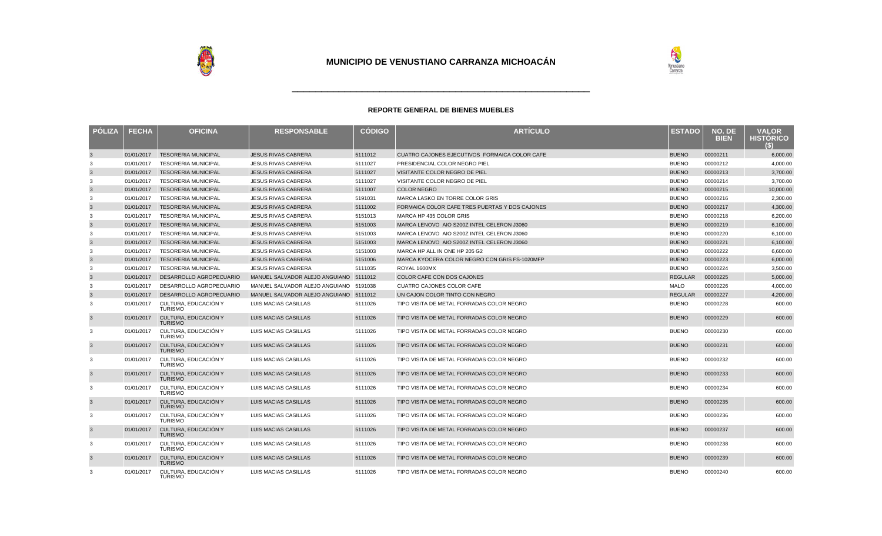# MUNICIPIO DE VENUSTIANO CARRANZA MICHOACÁN

### REPORTE GENERAL DE BIENES MUEBLES

| PÓLIZA | FECHA | OFICINA | RESPONSABLE | CÓDIGO | ARTÍCULO | ESTADO | NO. DE BIEN | VALOR HISTÓRICO ($) |
|---|---|---|---|---|---|---|---|---|
| 3 | 01/01/2017 | TESORERIA MUNICIPAL | JESUS RIVAS CABRERA | 5111012 | CUATRO CAJONES EJECUTIVOS FORMAICA COLOR CAFE | BUENO | 00000211 | 6,000.00 |
| 3 | 01/01/2017 | TESORERIA MUNICIPAL | JESUS RIVAS CABRERA | 5111027 | PRESIDENCIAL COLOR NEGRO PIEL | BUENO | 00000212 | 4,000.00 |
| 3 | 01/01/2017 | TESORERIA MUNICIPAL | JESUS RIVAS CABRERA | 5111027 | VISITANTE COLOR NEGRO DE PIEL | BUENO | 00000213 | 3,700.00 |
| 3 | 01/01/2017 | TESORERIA MUNICIPAL | JESUS RIVAS CABRERA | 5111027 | VISITANTE COLOR NEGRO DE PIEL | BUENO | 00000214 | 3,700.00 |
| 3 | 01/01/2017 | TESORERIA MUNICIPAL | JESUS RIVAS CABRERA | 5111007 | COLOR NEGRO | BUENO | 00000215 | 10,000.00 |
| 3 | 01/01/2017 | TESORERIA MUNICIPAL | JESUS RIVAS CABRERA | 5191031 | MARCA LASKO EN TORRE COLOR GRIS | BUENO | 00000216 | 2,300.00 |
| 3 | 01/01/2017 | TESORERIA MUNICIPAL | JESUS RIVAS CABRERA | 5111002 | FORMAICA COLOR CAFE TRES PUERTAS Y DOS CAJONES | BUENO | 00000217 | 4,300.00 |
| 3 | 01/01/2017 | TESORERIA MUNICIPAL | JESUS RIVAS CABRERA | 5151013 | MARCA HP 435 COLOR GRIS | BUENO | 00000218 | 6,200.00 |
| 3 | 01/01/2017 | TESORERIA MUNICIPAL | JESUS RIVAS CABRERA | 5151003 | MARCA LENOVO AIO S200Z INTEL CELERON J3060 | BUENO | 00000219 | 6,100.00 |
| 3 | 01/01/2017 | TESORERIA MUNICIPAL | JESUS RIVAS CABRERA | 5151003 | MARCA LENOVO AIO S200Z INTEL CELERON J3060 | BUENO | 00000220 | 6,100.00 |
| 3 | 01/01/2017 | TESORERIA MUNICIPAL | JESUS RIVAS CABRERA | 5151003 | MARCA LENOVO AIO S200Z INTEL CELERON J3060 | BUENO | 00000221 | 6,100.00 |
| 3 | 01/01/2017 | TESORERIA MUNICIPAL | JESUS RIVAS CABRERA | 5151003 | MARCA HP ALL IN ONE HP 205 G2 | BUENO | 00000222 | 6,600.00 |
| 3 | 01/01/2017 | TESORERIA MUNICIPAL | JESUS RIVAS CABRERA | 5151006 | MARCA KYOCERA COLOR NEGRO CON GRIS FS-1020MFP | BUENO | 00000223 | 6,000.00 |
| 3 | 01/01/2017 | TESORERIA MUNICIPAL | JESUS RIVAS CABRERA | 5111035 | ROYAL 1600MX | BUENO | 00000224 | 3,500.00 |
| 3 | 01/01/2017 | DESARROLLO AGROPECUARIO | MANUEL SALVADOR ALEJO ANGUIANO | 5111012 | COLOR CAFE CON DOS CAJONES | REGULAR | 00000225 | 5,000.00 |
| 3 | 01/01/2017 | DESARROLLO AGROPECUARIO | MANUEL SALVADOR ALEJO ANGUIANO | 5191038 | CUATRO CAJONES COLOR CAFE | MALO | 00000226 | 4,000.00 |
| 3 | 01/01/2017 | DESARROLLO AGROPECUARIO | MANUEL SALVADOR ALEJO ANGUIANO | 5111012 | UN CAJON COLOR TINTO CON NEGRO | REGULAR | 00000227 | 4,200.00 |
| 3 | 01/01/2017 | CULTURA, EDUCACIÓN Y TURISMO | LUIS MACIAS CASILLAS | 5111026 | TIPO VISITA DE METAL FORRADAS COLOR NEGRO | BUENO | 00000228 | 600.00 |
| 3 | 01/01/2017 | CULTURA, EDUCACIÓN Y TURISMO | LUIS MACIAS CASILLAS | 5111026 | TIPO VISITA DE METAL FORRADAS COLOR NEGRO | BUENO | 00000229 | 600.00 |
| 3 | 01/01/2017 | CULTURA, EDUCACIÓN Y TURISMO | LUIS MACIAS CASILLAS | 5111026 | TIPO VISITA DE METAL FORRADAS COLOR NEGRO | BUENO | 00000230 | 600.00 |
| 3 | 01/01/2017 | CULTURA, EDUCACIÓN Y TURISMO | LUIS MACIAS CASILLAS | 5111026 | TIPO VISITA DE METAL FORRADAS COLOR NEGRO | BUENO | 00000231 | 600.00 |
| 3 | 01/01/2017 | CULTURA, EDUCACIÓN Y TURISMO | LUIS MACIAS CASILLAS | 5111026 | TIPO VISITA DE METAL FORRADAS COLOR NEGRO | BUENO | 00000232 | 600.00 |
| 3 | 01/01/2017 | CULTURA, EDUCACIÓN Y TURISMO | LUIS MACIAS CASILLAS | 5111026 | TIPO VISITA DE METAL FORRADAS COLOR NEGRO | BUENO | 00000233 | 600.00 |
| 3 | 01/01/2017 | CULTURA, EDUCACIÓN Y TURISMO | LUIS MACIAS CASILLAS | 5111026 | TIPO VISITA DE METAL FORRADAS COLOR NEGRO | BUENO | 00000234 | 600.00 |
| 3 | 01/01/2017 | CULTURA, EDUCACIÓN Y TURISMO | LUIS MACIAS CASILLAS | 5111026 | TIPO VISITA DE METAL FORRADAS COLOR NEGRO | BUENO | 00000235 | 600.00 |
| 3 | 01/01/2017 | CULTURA, EDUCACIÓN Y TURISMO | LUIS MACIAS CASILLAS | 5111026 | TIPO VISITA DE METAL FORRADAS COLOR NEGRO | BUENO | 00000236 | 600.00 |
| 3 | 01/01/2017 | CULTURA, EDUCACIÓN Y TURISMO | LUIS MACIAS CASILLAS | 5111026 | TIPO VISITA DE METAL FORRADAS COLOR NEGRO | BUENO | 00000237 | 600.00 |
| 3 | 01/01/2017 | CULTURA, EDUCACIÓN Y TURISMO | LUIS MACIAS CASILLAS | 5111026 | TIPO VISITA DE METAL FORRADAS COLOR NEGRO | BUENO | 00000238 | 600.00 |
| 3 | 01/01/2017 | CULTURA, EDUCACIÓN Y TURISMO | LUIS MACIAS CASILLAS | 5111026 | TIPO VISITA DE METAL FORRADAS COLOR NEGRO | BUENO | 00000239 | 600.00 |
| 3 | 01/01/2017 | CULTURA, EDUCACIÓN Y TURISMO | LUIS MACIAS CASILLAS | 5111026 | TIPO VISITA DE METAL FORRADAS COLOR NEGRO | BUENO | 00000240 | 600.00 |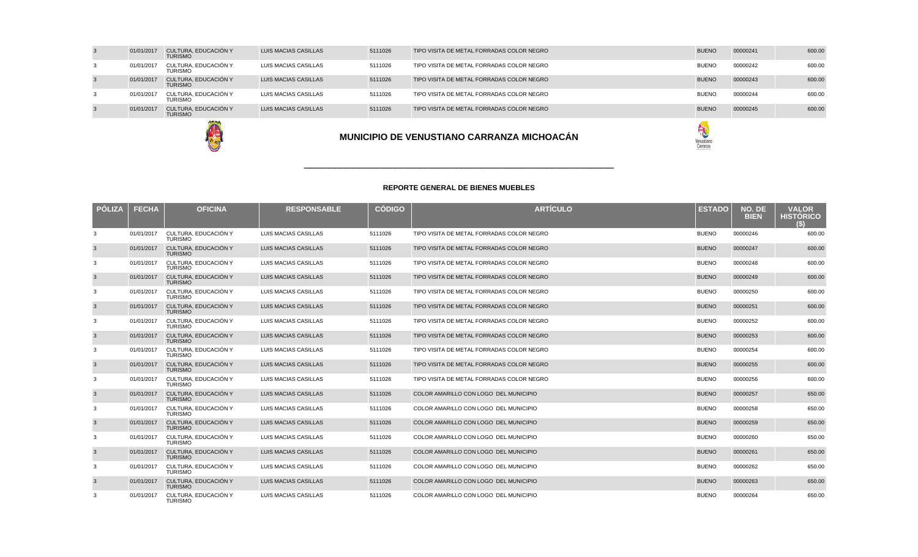| PÓLIZA | FECHA | OFICINA | RESPONSABLE | CÓDIGO | ARTÍCULO | ESTADO | NO. DE BIEN | VALOR HISTÓRICO ($) |
|---|---|---|---|---|---|---|---|---|
| 3 | 01/01/2017 | CULTURA, EDUCACIÓN Y TURISMO | LUIS MACIAS CASILLAS | 5111026 | TIPO VISITA DE METAL FORRADAS COLOR NEGRO | BUENO | 00000241 | 600.00 |
| 3 | 01/01/2017 | CULTURA, EDUCACIÓN Y TURISMO | LUIS MACIAS CASILLAS | 5111026 | TIPO VISITA DE METAL FORRADAS COLOR NEGRO | BUENO | 00000242 | 600.00 |
| 3 | 01/01/2017 | CULTURA, EDUCACIÓN Y TURISMO | LUIS MACIAS CASILLAS | 5111026 | TIPO VISITA DE METAL FORRADAS COLOR NEGRO | BUENO | 00000243 | 600.00 |
| 3 | 01/01/2017 | CULTURA, EDUCACIÓN Y TURISMO | LUIS MACIAS CASILLAS | 5111026 | TIPO VISITA DE METAL FORRADAS COLOR NEGRO | BUENO | 00000244 | 600.00 |
| 3 | 01/01/2017 | CULTURA, EDUCACIÓN Y TURISMO | LUIS MACIAS CASILLAS | 5111026 | TIPO VISITA DE METAL FORRADAS COLOR NEGRO | BUENO | 00000245 | 600.00 |

## MUNICIPIO DE VENUSTIANO CARRANZA MICHOACÁN

### REPORTE GENERAL DE BIENES MUEBLES

| PÓLIZA | FECHA | OFICINA | RESPONSABLE | CÓDIGO | ARTÍCULO | ESTADO | NO. DE BIEN | VALOR HISTÓRICO ($) |
|---|---|---|---|---|---|---|---|---|
| 3 | 01/01/2017 | CULTURA, EDUCACIÓN Y TURISMO | LUIS MACIAS CASILLAS | 5111026 | TIPO VISITA DE METAL FORRADAS COLOR NEGRO | BUENO | 00000246 | 600.00 |
| 3 | 01/01/2017 | CULTURA, EDUCACIÓN Y TURISMO | LUIS MACIAS CASILLAS | 5111026 | TIPO VISITA DE METAL FORRADAS COLOR NEGRO | BUENO | 00000247 | 600.00 |
| 3 | 01/01/2017 | CULTURA, EDUCACIÓN Y TURISMO | LUIS MACIAS CASILLAS | 5111026 | TIPO VISITA DE METAL FORRADAS COLOR NEGRO | BUENO | 00000248 | 600.00 |
| 3 | 01/01/2017 | CULTURA, EDUCACIÓN Y TURISMO | LUIS MACIAS CASILLAS | 5111026 | TIPO VISITA DE METAL FORRADAS COLOR NEGRO | BUENO | 00000249 | 600.00 |
| 3 | 01/01/2017 | CULTURA, EDUCACIÓN Y TURISMO | LUIS MACIAS CASILLAS | 5111026 | TIPO VISITA DE METAL FORRADAS COLOR NEGRO | BUENO | 00000250 | 600.00 |
| 3 | 01/01/2017 | CULTURA, EDUCACIÓN Y TURISMO | LUIS MACIAS CASILLAS | 5111026 | TIPO VISITA DE METAL FORRADAS COLOR NEGRO | BUENO | 00000251 | 600.00 |
| 3 | 01/01/2017 | CULTURA, EDUCACIÓN Y TURISMO | LUIS MACIAS CASILLAS | 5111026 | TIPO VISITA DE METAL FORRADAS COLOR NEGRO | BUENO | 00000252 | 600.00 |
| 3 | 01/01/2017 | CULTURA, EDUCACIÓN Y TURISMO | LUIS MACIAS CASILLAS | 5111026 | TIPO VISITA DE METAL FORRADAS COLOR NEGRO | BUENO | 00000253 | 600.00 |
| 3 | 01/01/2017 | CULTURA, EDUCACIÓN Y TURISMO | LUIS MACIAS CASILLAS | 5111026 | TIPO VISITA DE METAL FORRADAS COLOR NEGRO | BUENO | 00000254 | 600.00 |
| 3 | 01/01/2017 | CULTURA, EDUCACIÓN Y TURISMO | LUIS MACIAS CASILLAS | 5111026 | TIPO VISITA DE METAL FORRADAS COLOR NEGRO | BUENO | 00000255 | 600.00 |
| 3 | 01/01/2017 | CULTURA, EDUCACIÓN Y TURISMO | LUIS MACIAS CASILLAS | 5111026 | TIPO VISITA DE METAL FORRADAS COLOR NEGRO | BUENO | 00000256 | 600.00 |
| 3 | 01/01/2017 | CULTURA, EDUCACIÓN Y TURISMO | LUIS MACIAS CASILLAS | 5111026 | COLOR AMARILLO CON LOGO DEL MUNICIPIO | BUENO | 00000257 | 650.00 |
| 3 | 01/01/2017 | CULTURA, EDUCACIÓN Y TURISMO | LUIS MACIAS CASILLAS | 5111026 | COLOR AMARILLO CON LOGO DEL MUNICIPIO | BUENO | 00000258 | 650.00 |
| 3 | 01/01/2017 | CULTURA, EDUCACIÓN Y TURISMO | LUIS MACIAS CASILLAS | 5111026 | COLOR AMARILLO CON LOGO DEL MUNICIPIO | BUENO | 00000259 | 650.00 |
| 3 | 01/01/2017 | CULTURA, EDUCACIÓN Y TURISMO | LUIS MACIAS CASILLAS | 5111026 | COLOR AMARILLO CON LOGO DEL MUNICIPIO | BUENO | 00000260 | 650.00 |
| 3 | 01/01/2017 | CULTURA, EDUCACIÓN Y TURISMO | LUIS MACIAS CASILLAS | 5111026 | COLOR AMARILLO CON LOGO DEL MUNICIPIO | BUENO | 00000261 | 650.00 |
| 3 | 01/01/2017 | CULTURA, EDUCACIÓN Y TURISMO | LUIS MACIAS CASILLAS | 5111026 | COLOR AMARILLO CON LOGO DEL MUNICIPIO | BUENO | 00000262 | 650.00 |
| 3 | 01/01/2017 | CULTURA, EDUCACIÓN Y TURISMO | LUIS MACIAS CASILLAS | 5111026 | COLOR AMARILLO CON LOGO DEL MUNICIPIO | BUENO | 00000263 | 650.00 |
| 3 | 01/01/2017 | CULTURA, EDUCACIÓN Y TURISMO | LUIS MACIAS CASILLAS | 5111026 | COLOR AMARILLO CON LOGO DEL MUNICIPIO | BUENO | 00000264 | 650.00 |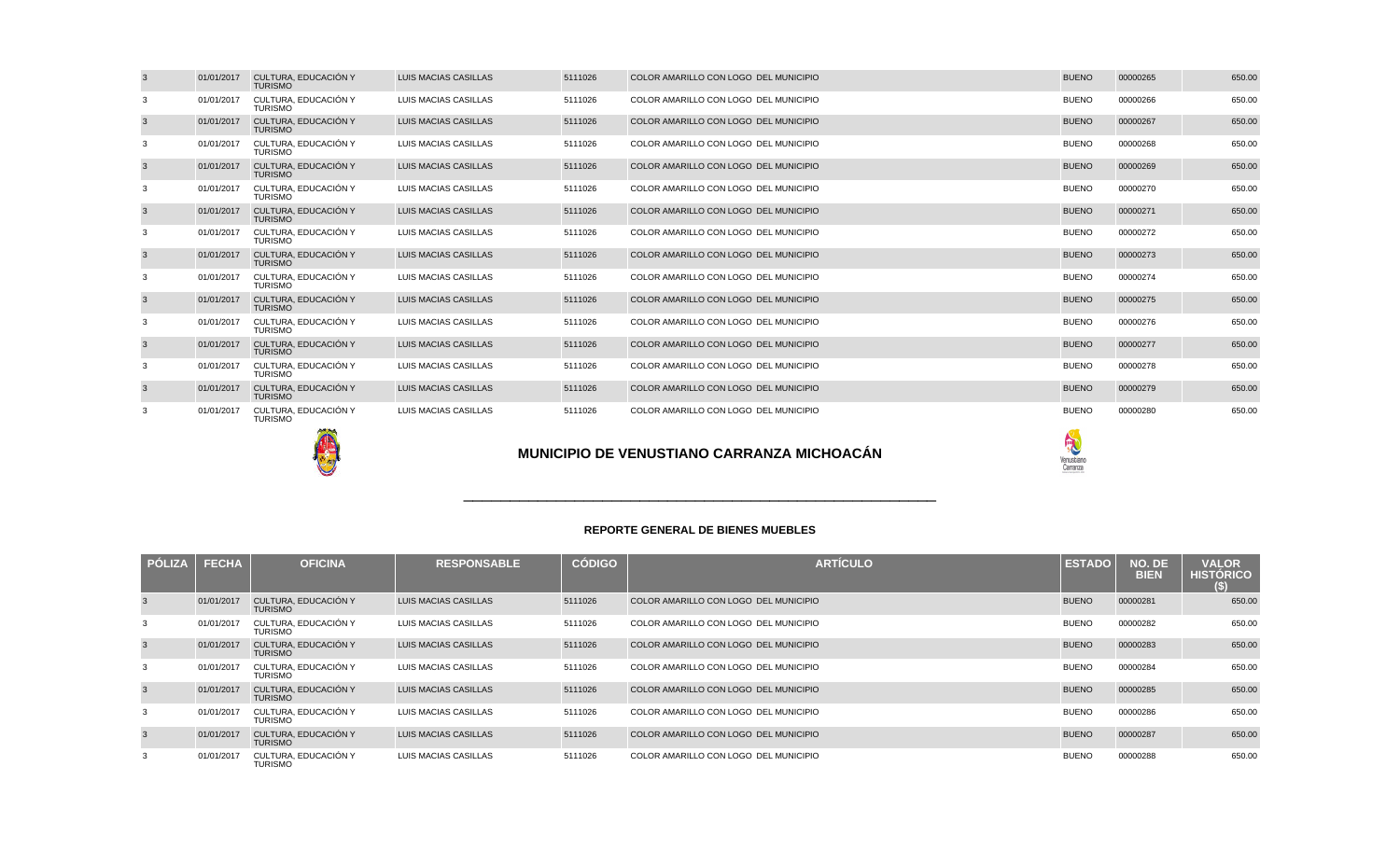| PÓLIZA | FECHA | OFICINA | RESPONSABLE | CÓDIGO | ARTÍCULO | ESTADO | NO. DE BIEN | VALOR HISTÓRICO ($) |
|---|---|---|---|---|---|---|---|---|
| 3 | 01/01/2017 | CULTURA, EDUCACIÓN Y TURISMO | LUIS MACIAS CASILLAS | 5111026 | COLOR AMARILLO CON LOGO DEL MUNICIPIO | BUENO | 00000265 | 650.00 |
| 3 | 01/01/2017 | CULTURA, EDUCACIÓN Y TURISMO | LUIS MACIAS CASILLAS | 5111026 | COLOR AMARILLO CON LOGO DEL MUNICIPIO | BUENO | 00000266 | 650.00 |
| 3 | 01/01/2017 | CULTURA, EDUCACIÓN Y TURISMO | LUIS MACIAS CASILLAS | 5111026 | COLOR AMARILLO CON LOGO DEL MUNICIPIO | BUENO | 00000267 | 650.00 |
| 3 | 01/01/2017 | CULTURA, EDUCACIÓN Y TURISMO | LUIS MACIAS CASILLAS | 5111026 | COLOR AMARILLO CON LOGO DEL MUNICIPIO | BUENO | 00000268 | 650.00 |
| 3 | 01/01/2017 | CULTURA, EDUCACIÓN Y TURISMO | LUIS MACIAS CASILLAS | 5111026 | COLOR AMARILLO CON LOGO DEL MUNICIPIO | BUENO | 00000269 | 650.00 |
| 3 | 01/01/2017 | CULTURA, EDUCACIÓN Y TURISMO | LUIS MACIAS CASILLAS | 5111026 | COLOR AMARILLO CON LOGO DEL MUNICIPIO | BUENO | 00000270 | 650.00 |
| 3 | 01/01/2017 | CULTURA, EDUCACIÓN Y TURISMO | LUIS MACIAS CASILLAS | 5111026 | COLOR AMARILLO CON LOGO DEL MUNICIPIO | BUENO | 00000271 | 650.00 |
| 3 | 01/01/2017 | CULTURA, EDUCACIÓN Y TURISMO | LUIS MACIAS CASILLAS | 5111026 | COLOR AMARILLO CON LOGO DEL MUNICIPIO | BUENO | 00000272 | 650.00 |
| 3 | 01/01/2017 | CULTURA, EDUCACIÓN Y TURISMO | LUIS MACIAS CASILLAS | 5111026 | COLOR AMARILLO CON LOGO DEL MUNICIPIO | BUENO | 00000273 | 650.00 |
| 3 | 01/01/2017 | CULTURA, EDUCACIÓN Y TURISMO | LUIS MACIAS CASILLAS | 5111026 | COLOR AMARILLO CON LOGO DEL MUNICIPIO | BUENO | 00000274 | 650.00 |
| 3 | 01/01/2017 | CULTURA, EDUCACIÓN Y TURISMO | LUIS MACIAS CASILLAS | 5111026 | COLOR AMARILLO CON LOGO DEL MUNICIPIO | BUENO | 00000275 | 650.00 |
| 3 | 01/01/2017 | CULTURA, EDUCACIÓN Y TURISMO | LUIS MACIAS CASILLAS | 5111026 | COLOR AMARILLO CON LOGO DEL MUNICIPIO | BUENO | 00000276 | 650.00 |
| 3 | 01/01/2017 | CULTURA, EDUCACIÓN Y TURISMO | LUIS MACIAS CASILLAS | 5111026 | COLOR AMARILLO CON LOGO DEL MUNICIPIO | BUENO | 00000277 | 650.00 |
| 3 | 01/01/2017 | CULTURA, EDUCACIÓN Y TURISMO | LUIS MACIAS CASILLAS | 5111026 | COLOR AMARILLO CON LOGO DEL MUNICIPIO | BUENO | 00000278 | 650.00 |
| 3 | 01/01/2017 | CULTURA, EDUCACIÓN Y TURISMO | LUIS MACIAS CASILLAS | 5111026 | COLOR AMARILLO CON LOGO DEL MUNICIPIO | BUENO | 00000279 | 650.00 |
| 3 | 01/01/2017 | CULTURA, EDUCACIÓN Y TURISMO | LUIS MACIAS CASILLAS | 5111026 | COLOR AMARILLO CON LOGO DEL MUNICIPIO | BUENO | 00000280 | 650.00 |

## MUNICIPIO DE VENUSTIANO CARRANZA MICHOACÁN

### REPORTE GENERAL DE BIENES MUEBLES

| PÓLIZA | FECHA | OFICINA | RESPONSABLE | CÓDIGO | ARTÍCULO | ESTADO | NO. DE BIEN | VALOR HISTÓRICO ($) |
|---|---|---|---|---|---|---|---|---|
| 3 | 01/01/2017 | CULTURA, EDUCACIÓN Y TURISMO | LUIS MACIAS CASILLAS | 5111026 | COLOR AMARILLO CON LOGO DEL MUNICIPIO | BUENO | 00000281 | 650.00 |
| 3 | 01/01/2017 | CULTURA, EDUCACIÓN Y TURISMO | LUIS MACIAS CASILLAS | 5111026 | COLOR AMARILLO CON LOGO DEL MUNICIPIO | BUENO | 00000282 | 650.00 |
| 3 | 01/01/2017 | CULTURA, EDUCACIÓN Y TURISMO | LUIS MACIAS CASILLAS | 5111026 | COLOR AMARILLO CON LOGO DEL MUNICIPIO | BUENO | 00000283 | 650.00 |
| 3 | 01/01/2017 | CULTURA, EDUCACIÓN Y TURISMO | LUIS MACIAS CASILLAS | 5111026 | COLOR AMARILLO CON LOGO DEL MUNICIPIO | BUENO | 00000284 | 650.00 |
| 3 | 01/01/2017 | CULTURA, EDUCACIÓN Y TURISMO | LUIS MACIAS CASILLAS | 5111026 | COLOR AMARILLO CON LOGO DEL MUNICIPIO | BUENO | 00000285 | 650.00 |
| 3 | 01/01/2017 | CULTURA, EDUCACIÓN Y TURISMO | LUIS MACIAS CASILLAS | 5111026 | COLOR AMARILLO CON LOGO DEL MUNICIPIO | BUENO | 00000286 | 650.00 |
| 3 | 01/01/2017 | CULTURA, EDUCACIÓN Y TURISMO | LUIS MACIAS CASILLAS | 5111026 | COLOR AMARILLO CON LOGO DEL MUNICIPIO | BUENO | 00000287 | 650.00 |
| 3 | 01/01/2017 | CULTURA, EDUCACIÓN Y TURISMO | LUIS MACIAS CASILLAS | 5111026 | COLOR AMARILLO CON LOGO DEL MUNICIPIO | BUENO | 00000288 | 650.00 |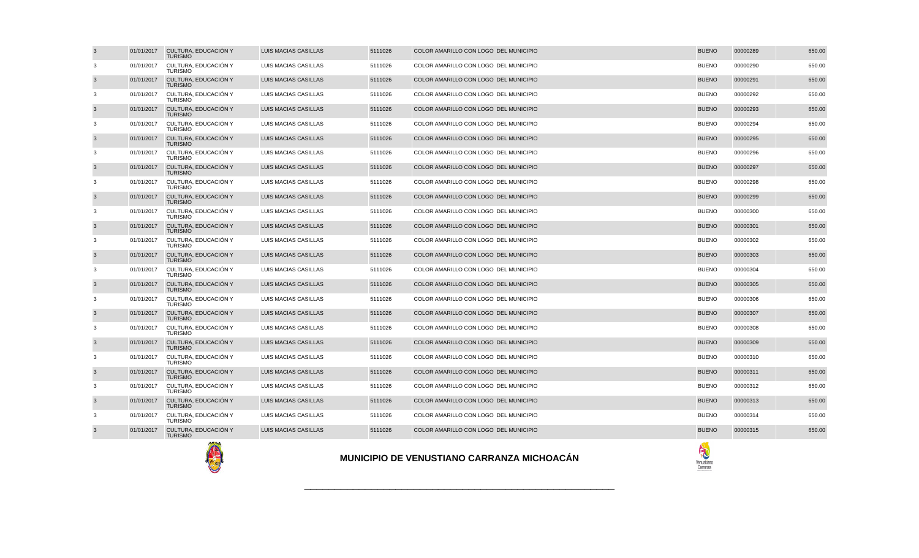| 3 | 01/01/2017 | CULTURA, EDUCACIÓN Y TURISMO | LUIS MACIAS CASILLAS | 5111026 | COLOR AMARILLO CON LOGO DEL MUNICIPIO | BUENO | 00000289 | 650.00 |
|---|---|---|---|---|---|---|---|---|
| 3 | 01/01/2017 | CULTURA, EDUCACIÓN Y TURISMO | LUIS MACIAS CASILLAS | 5111026 | COLOR AMARILLO CON LOGO DEL MUNICIPIO | BUENO | 00000290 | 650.00 |
| 3 | 01/01/2017 | CULTURA, EDUCACIÓN Y TURISMO | LUIS MACIAS CASILLAS | 5111026 | COLOR AMARILLO CON LOGO DEL MUNICIPIO | BUENO | 00000291 | 650.00 |
| 3 | 01/01/2017 | CULTURA, EDUCACIÓN Y TURISMO | LUIS MACIAS CASILLAS | 5111026 | COLOR AMARILLO CON LOGO DEL MUNICIPIO | BUENO | 00000292 | 650.00 |
| 3 | 01/01/2017 | CULTURA, EDUCACIÓN Y TURISMO | LUIS MACIAS CASILLAS | 5111026 | COLOR AMARILLO CON LOGO DEL MUNICIPIO | BUENO | 00000293 | 650.00 |
| 3 | 01/01/2017 | CULTURA, EDUCACIÓN Y TURISMO | LUIS MACIAS CASILLAS | 5111026 | COLOR AMARILLO CON LOGO DEL MUNICIPIO | BUENO | 00000294 | 650.00 |
| 3 | 01/01/2017 | CULTURA, EDUCACIÓN Y TURISMO | LUIS MACIAS CASILLAS | 5111026 | COLOR AMARILLO CON LOGO DEL MUNICIPIO | BUENO | 00000295 | 650.00 |
| 3 | 01/01/2017 | CULTURA, EDUCACIÓN Y TURISMO | LUIS MACIAS CASILLAS | 5111026 | COLOR AMARILLO CON LOGO DEL MUNICIPIO | BUENO | 00000296 | 650.00 |
| 3 | 01/01/2017 | CULTURA, EDUCACIÓN Y TURISMO | LUIS MACIAS CASILLAS | 5111026 | COLOR AMARILLO CON LOGO DEL MUNICIPIO | BUENO | 00000297 | 650.00 |
| 3 | 01/01/2017 | CULTURA, EDUCACIÓN Y TURISMO | LUIS MACIAS CASILLAS | 5111026 | COLOR AMARILLO CON LOGO DEL MUNICIPIO | BUENO | 00000298 | 650.00 |
| 3 | 01/01/2017 | CULTURA, EDUCACIÓN Y TURISMO | LUIS MACIAS CASILLAS | 5111026 | COLOR AMARILLO CON LOGO DEL MUNICIPIO | BUENO | 00000299 | 650.00 |
| 3 | 01/01/2017 | CULTURA, EDUCACIÓN Y TURISMO | LUIS MACIAS CASILLAS | 5111026 | COLOR AMARILLO CON LOGO DEL MUNICIPIO | BUENO | 00000300 | 650.00 |
| 3 | 01/01/2017 | CULTURA, EDUCACIÓN Y TURISMO | LUIS MACIAS CASILLAS | 5111026 | COLOR AMARILLO CON LOGO DEL MUNICIPIO | BUENO | 00000301 | 650.00 |
| 3 | 01/01/2017 | CULTURA, EDUCACIÓN Y TURISMO | LUIS MACIAS CASILLAS | 5111026 | COLOR AMARILLO CON LOGO DEL MUNICIPIO | BUENO | 00000302 | 650.00 |
| 3 | 01/01/2017 | CULTURA, EDUCACIÓN Y TURISMO | LUIS MACIAS CASILLAS | 5111026 | COLOR AMARILLO CON LOGO DEL MUNICIPIO | BUENO | 00000303 | 650.00 |
| 3 | 01/01/2017 | CULTURA, EDUCACIÓN Y TURISMO | LUIS MACIAS CASILLAS | 5111026 | COLOR AMARILLO CON LOGO DEL MUNICIPIO | BUENO | 00000304 | 650.00 |
| 3 | 01/01/2017 | CULTURA, EDUCACIÓN Y TURISMO | LUIS MACIAS CASILLAS | 5111026 | COLOR AMARILLO CON LOGO DEL MUNICIPIO | BUENO | 00000305 | 650.00 |
| 3 | 01/01/2017 | CULTURA, EDUCACIÓN Y TURISMO | LUIS MACIAS CASILLAS | 5111026 | COLOR AMARILLO CON LOGO DEL MUNICIPIO | BUENO | 00000306 | 650.00 |
| 3 | 01/01/2017 | CULTURA, EDUCACIÓN Y TURISMO | LUIS MACIAS CASILLAS | 5111026 | COLOR AMARILLO CON LOGO DEL MUNICIPIO | BUENO | 00000307 | 650.00 |
| 3 | 01/01/2017 | CULTURA, EDUCACIÓN Y TURISMO | LUIS MACIAS CASILLAS | 5111026 | COLOR AMARILLO CON LOGO DEL MUNICIPIO | BUENO | 00000308 | 650.00 |
| 3 | 01/01/2017 | CULTURA, EDUCACIÓN Y TURISMO | LUIS MACIAS CASILLAS | 5111026 | COLOR AMARILLO CON LOGO DEL MUNICIPIO | BUENO | 00000309 | 650.00 |
| 3 | 01/01/2017 | CULTURA, EDUCACIÓN Y TURISMO | LUIS MACIAS CASILLAS | 5111026 | COLOR AMARILLO CON LOGO DEL MUNICIPIO | BUENO | 00000310 | 650.00 |
| 3 | 01/01/2017 | CULTURA, EDUCACIÓN Y TURISMO | LUIS MACIAS CASILLAS | 5111026 | COLOR AMARILLO CON LOGO DEL MUNICIPIO | BUENO | 00000311 | 650.00 |
| 3 | 01/01/2017 | CULTURA, EDUCACIÓN Y TURISMO | LUIS MACIAS CASILLAS | 5111026 | COLOR AMARILLO CON LOGO DEL MUNICIPIO | BUENO | 00000312 | 650.00 |
| 3 | 01/01/2017 | CULTURA, EDUCACIÓN Y TURISMO | LUIS MACIAS CASILLAS | 5111026 | COLOR AMARILLO CON LOGO DEL MUNICIPIO | BUENO | 00000313 | 650.00 |
| 3 | 01/01/2017 | CULTURA, EDUCACIÓN Y TURISMO | LUIS MACIAS CASILLAS | 5111026 | COLOR AMARILLO CON LOGO DEL MUNICIPIO | BUENO | 00000314 | 650.00 |
| 3 | 01/01/2017 | CULTURA, EDUCACIÓN Y TURISMO | LUIS MACIAS CASILLAS | 5111026 | COLOR AMARILLO CON LOGO DEL MUNICIPIO | BUENO | 00000315 | 650.00 |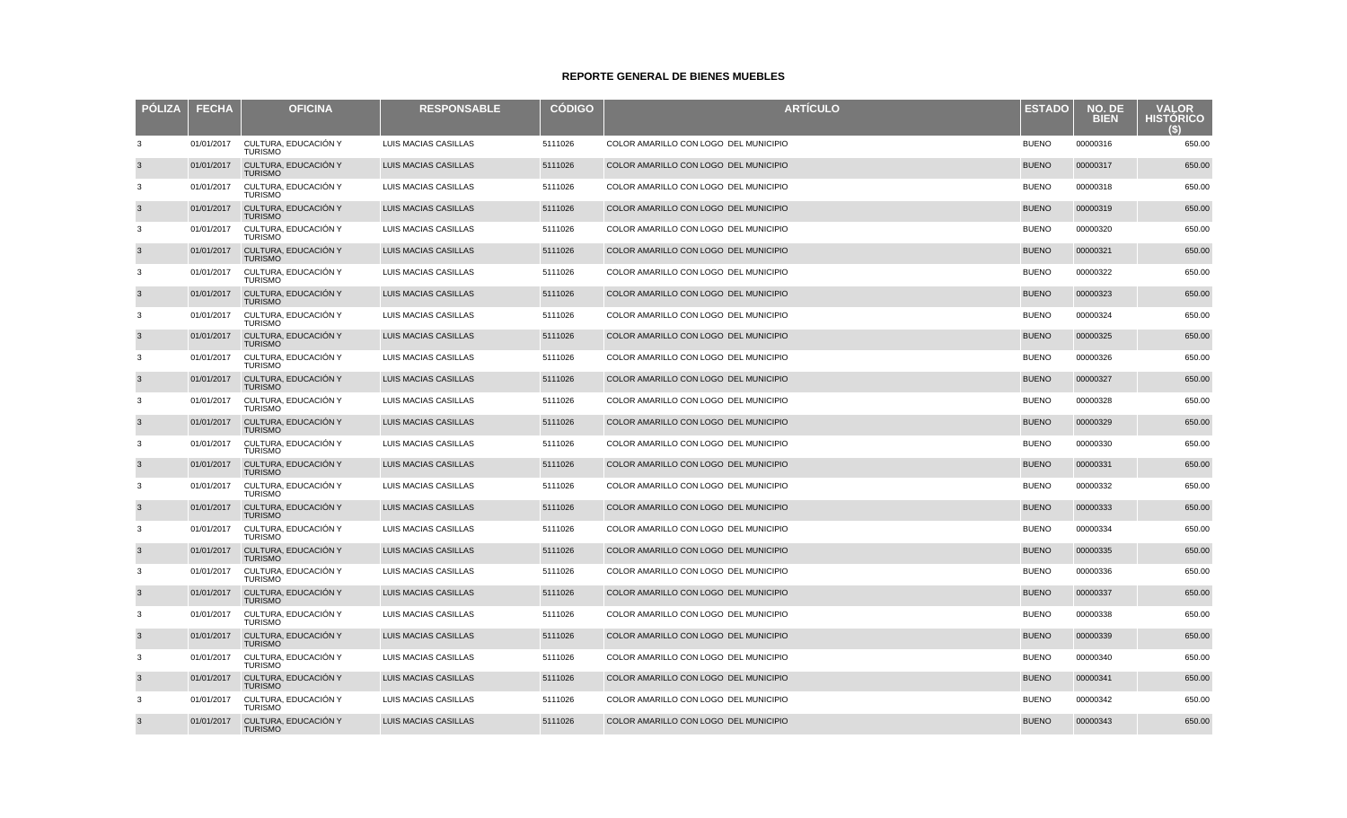**REPORTE GENERAL DE BIENES MUEBLES**

| PÓLIZA | FECHA | OFICINA | RESPONSABLE | CÓDIGO | ARTÍCULO | ESTADO | NO. DE BIEN | VALOR HISTÓRICO ($) |
|---|---|---|---|---|---|---|---|---|
| 3 | 01/01/2017 | CULTURA, EDUCACIÓN Y TURISMO | LUIS MACIAS CASILLAS | 5111026 | COLOR AMARILLO CON LOGO DEL MUNICIPIO | BUENO | 00000316 | 650.00 |
| 3 | 01/01/2017 | CULTURA, EDUCACIÓN Y TURISMO | LUIS MACIAS CASILLAS | 5111026 | COLOR AMARILLO CON LOGO DEL MUNICIPIO | BUENO | 00000317 | 650.00 |
| 3 | 01/01/2017 | CULTURA, EDUCACIÓN Y TURISMO | LUIS MACIAS CASILLAS | 5111026 | COLOR AMARILLO CON LOGO DEL MUNICIPIO | BUENO | 00000318 | 650.00 |
| 3 | 01/01/2017 | CULTURA, EDUCACIÓN Y TURISMO | LUIS MACIAS CASILLAS | 5111026 | COLOR AMARILLO CON LOGO DEL MUNICIPIO | BUENO | 00000319 | 650.00 |
| 3 | 01/01/2017 | CULTURA, EDUCACIÓN Y TURISMO | LUIS MACIAS CASILLAS | 5111026 | COLOR AMARILLO CON LOGO DEL MUNICIPIO | BUENO | 00000320 | 650.00 |
| 3 | 01/01/2017 | CULTURA, EDUCACIÓN Y TURISMO | LUIS MACIAS CASILLAS | 5111026 | COLOR AMARILLO CON LOGO DEL MUNICIPIO | BUENO | 00000321 | 650.00 |
| 3 | 01/01/2017 | CULTURA, EDUCACIÓN Y TURISMO | LUIS MACIAS CASILLAS | 5111026 | COLOR AMARILLO CON LOGO DEL MUNICIPIO | BUENO | 00000322 | 650.00 |
| 3 | 01/01/2017 | CULTURA, EDUCACIÓN Y TURISMO | LUIS MACIAS CASILLAS | 5111026 | COLOR AMARILLO CON LOGO DEL MUNICIPIO | BUENO | 00000323 | 650.00 |
| 3 | 01/01/2017 | CULTURA, EDUCACIÓN Y TURISMO | LUIS MACIAS CASILLAS | 5111026 | COLOR AMARILLO CON LOGO DEL MUNICIPIO | BUENO | 00000324 | 650.00 |
| 3 | 01/01/2017 | CULTURA, EDUCACIÓN Y TURISMO | LUIS MACIAS CASILLAS | 5111026 | COLOR AMARILLO CON LOGO DEL MUNICIPIO | BUENO | 00000325 | 650.00 |
| 3 | 01/01/2017 | CULTURA, EDUCACIÓN Y TURISMO | LUIS MACIAS CASILLAS | 5111026 | COLOR AMARILLO CON LOGO DEL MUNICIPIO | BUENO | 00000326 | 650.00 |
| 3 | 01/01/2017 | CULTURA, EDUCACIÓN Y TURISMO | LUIS MACIAS CASILLAS | 5111026 | COLOR AMARILLO CON LOGO DEL MUNICIPIO | BUENO | 00000327 | 650.00 |
| 3 | 01/01/2017 | CULTURA, EDUCACIÓN Y TURISMO | LUIS MACIAS CASILLAS | 5111026 | COLOR AMARILLO CON LOGO DEL MUNICIPIO | BUENO | 00000328 | 650.00 |
| 3 | 01/01/2017 | CULTURA, EDUCACIÓN Y TURISMO | LUIS MACIAS CASILLAS | 5111026 | COLOR AMARILLO CON LOGO DEL MUNICIPIO | BUENO | 00000329 | 650.00 |
| 3 | 01/01/2017 | CULTURA, EDUCACIÓN Y TURISMO | LUIS MACIAS CASILLAS | 5111026 | COLOR AMARILLO CON LOGO DEL MUNICIPIO | BUENO | 00000330 | 650.00 |
| 3 | 01/01/2017 | CULTURA, EDUCACIÓN Y TURISMO | LUIS MACIAS CASILLAS | 5111026 | COLOR AMARILLO CON LOGO DEL MUNICIPIO | BUENO | 00000331 | 650.00 |
| 3 | 01/01/2017 | CULTURA, EDUCACIÓN Y TURISMO | LUIS MACIAS CASILLAS | 5111026 | COLOR AMARILLO CON LOGO DEL MUNICIPIO | BUENO | 00000332 | 650.00 |
| 3 | 01/01/2017 | CULTURA, EDUCACIÓN Y TURISMO | LUIS MACIAS CASILLAS | 5111026 | COLOR AMARILLO CON LOGO DEL MUNICIPIO | BUENO | 00000333 | 650.00 |
| 3 | 01/01/2017 | CULTURA, EDUCACIÓN Y TURISMO | LUIS MACIAS CASILLAS | 5111026 | COLOR AMARILLO CON LOGO DEL MUNICIPIO | BUENO | 00000334 | 650.00 |
| 3 | 01/01/2017 | CULTURA, EDUCACIÓN Y TURISMO | LUIS MACIAS CASILLAS | 5111026 | COLOR AMARILLO CON LOGO DEL MUNICIPIO | BUENO | 00000335 | 650.00 |
| 3 | 01/01/2017 | CULTURA, EDUCACIÓN Y TURISMO | LUIS MACIAS CASILLAS | 5111026 | COLOR AMARILLO CON LOGO DEL MUNICIPIO | BUENO | 00000336 | 650.00 |
| 3 | 01/01/2017 | CULTURA, EDUCACIÓN Y TURISMO | LUIS MACIAS CASILLAS | 5111026 | COLOR AMARILLO CON LOGO DEL MUNICIPIO | BUENO | 00000337 | 650.00 |
| 3 | 01/01/2017 | CULTURA, EDUCACIÓN Y TURISMO | LUIS MACIAS CASILLAS | 5111026 | COLOR AMARILLO CON LOGO DEL MUNICIPIO | BUENO | 00000338 | 650.00 |
| 3 | 01/01/2017 | CULTURA, EDUCACIÓN Y TURISMO | LUIS MACIAS CASILLAS | 5111026 | COLOR AMARILLO CON LOGO DEL MUNICIPIO | BUENO | 00000339 | 650.00 |
| 3 | 01/01/2017 | CULTURA, EDUCACIÓN Y TURISMO | LUIS MACIAS CASILLAS | 5111026 | COLOR AMARILLO CON LOGO DEL MUNICIPIO | BUENO | 00000340 | 650.00 |
| 3 | 01/01/2017 | CULTURA, EDUCACIÓN Y TURISMO | LUIS MACIAS CASILLAS | 5111026 | COLOR AMARILLO CON LOGO DEL MUNICIPIO | BUENO | 00000341 | 650.00 |
| 3 | 01/01/2017 | CULTURA, EDUCACIÓN Y TURISMO | LUIS MACIAS CASILLAS | 5111026 | COLOR AMARILLO CON LOGO DEL MUNICIPIO | BUENO | 00000342 | 650.00 |
| 3 | 01/01/2017 | CULTURA, EDUCACIÓN Y TURISMO | LUIS MACIAS CASILLAS | 5111026 | COLOR AMARILLO CON LOGO DEL MUNICIPIO | BUENO | 00000343 | 650.00 |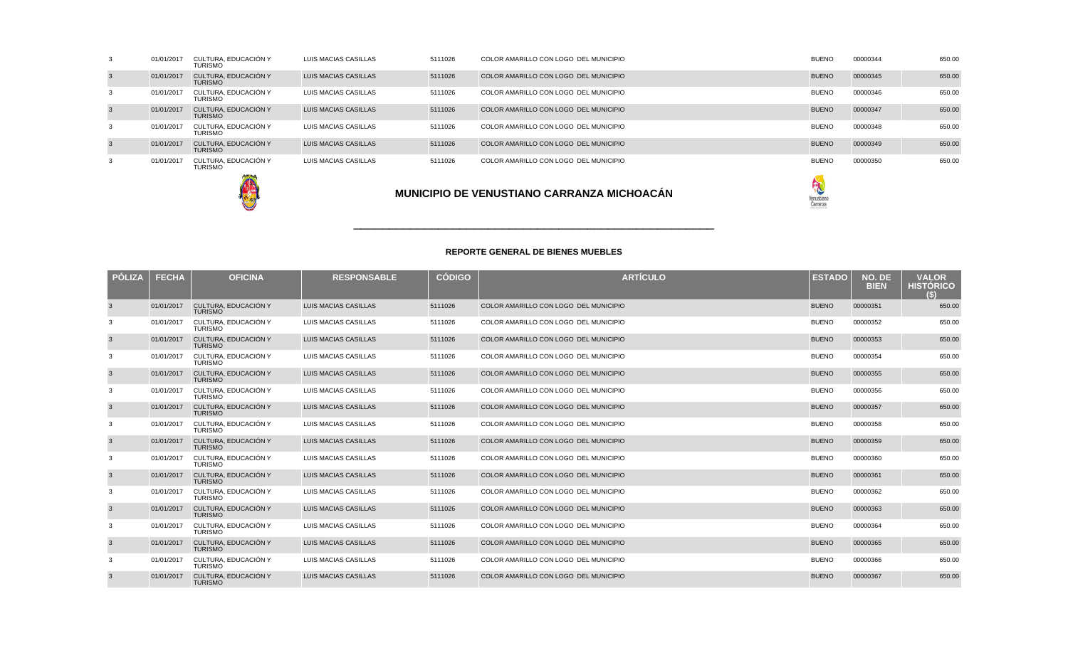| PÓLIZA | FECHA | OFICINA | RESPONSABLE | CÓDIGO | ARTÍCULO | ESTADO | NO. DE BIEN | VALOR HISTÓRICO ($) |
|---|---|---|---|---|---|---|---|---|
| 3 | 01/01/2017 | CULTURA, EDUCACIÓN Y TURISMO | LUIS MACIAS CASILLAS | 5111026 | COLOR AMARILLO CON LOGO DEL MUNICIPIO | BUENO | 00000344 | 650.00 |
| 3 | 01/01/2017 | CULTURA, EDUCACIÓN Y TURISMO | LUIS MACIAS CASILLAS | 5111026 | COLOR AMARILLO CON LOGO DEL MUNICIPIO | BUENO | 00000345 | 650.00 |
| 3 | 01/01/2017 | CULTURA, EDUCACIÓN Y TURISMO | LUIS MACIAS CASILLAS | 5111026 | COLOR AMARILLO CON LOGO DEL MUNICIPIO | BUENO | 00000346 | 650.00 |
| 3 | 01/01/2017 | CULTURA, EDUCACIÓN Y TURISMO | LUIS MACIAS CASILLAS | 5111026 | COLOR AMARILLO CON LOGO DEL MUNICIPIO | BUENO | 00000347 | 650.00 |
| 3 | 01/01/2017 | CULTURA, EDUCACIÓN Y TURISMO | LUIS MACIAS CASILLAS | 5111026 | COLOR AMARILLO CON LOGO DEL MUNICIPIO | BUENO | 00000348 | 650.00 |
| 3 | 01/01/2017 | CULTURA, EDUCACIÓN Y TURISMO | LUIS MACIAS CASILLAS | 5111026 | COLOR AMARILLO CON LOGO DEL MUNICIPIO | BUENO | 00000349 | 650.00 |
| 3 | 01/01/2017 | CULTURA, EDUCACIÓN Y TURISMO | LUIS MACIAS CASILLAS | 5111026 | COLOR AMARILLO CON LOGO DEL MUNICIPIO | BUENO | 00000350 | 650.00 |

# MUNICIPIO DE VENUSTIANO CARRANZA MICHOACÁN

## REPORTE GENERAL DE BIENES MUEBLES

| PÓLIZA | FECHA | OFICINA | RESPONSABLE | CÓDIGO | ARTÍCULO | ESTADO | NO. DE BIEN | VALOR HISTÓRICO ($) |
|---|---|---|---|---|---|---|---|---|
| 3 | 01/01/2017 | CULTURA, EDUCACIÓN Y TURISMO | LUIS MACIAS CASILLAS | 5111026 | COLOR AMARILLO CON LOGO DEL MUNICIPIO | BUENO | 00000351 | 650.00 |
| 3 | 01/01/2017 | CULTURA, EDUCACIÓN Y TURISMO | LUIS MACIAS CASILLAS | 5111026 | COLOR AMARILLO CON LOGO DEL MUNICIPIO | BUENO | 00000352 | 650.00 |
| 3 | 01/01/2017 | CULTURA, EDUCACIÓN Y TURISMO | LUIS MACIAS CASILLAS | 5111026 | COLOR AMARILLO CON LOGO DEL MUNICIPIO | BUENO | 00000353 | 650.00 |
| 3 | 01/01/2017 | CULTURA, EDUCACIÓN Y TURISMO | LUIS MACIAS CASILLAS | 5111026 | COLOR AMARILLO CON LOGO DEL MUNICIPIO | BUENO | 00000354 | 650.00 |
| 3 | 01/01/2017 | CULTURA, EDUCACIÓN Y TURISMO | LUIS MACIAS CASILLAS | 5111026 | COLOR AMARILLO CON LOGO DEL MUNICIPIO | BUENO | 00000355 | 650.00 |
| 3 | 01/01/2017 | CULTURA, EDUCACIÓN Y TURISMO | LUIS MACIAS CASILLAS | 5111026 | COLOR AMARILLO CON LOGO DEL MUNICIPIO | BUENO | 00000356 | 650.00 |
| 3 | 01/01/2017 | CULTURA, EDUCACIÓN Y TURISMO | LUIS MACIAS CASILLAS | 5111026 | COLOR AMARILLO CON LOGO DEL MUNICIPIO | BUENO | 00000357 | 650.00 |
| 3 | 01/01/2017 | CULTURA, EDUCACIÓN Y TURISMO | LUIS MACIAS CASILLAS | 5111026 | COLOR AMARILLO CON LOGO DEL MUNICIPIO | BUENO | 00000358 | 650.00 |
| 3 | 01/01/2017 | CULTURA, EDUCACIÓN Y TURISMO | LUIS MACIAS CASILLAS | 5111026 | COLOR AMARILLO CON LOGO DEL MUNICIPIO | BUENO | 00000359 | 650.00 |
| 3 | 01/01/2017 | CULTURA, EDUCACIÓN Y TURISMO | LUIS MACIAS CASILLAS | 5111026 | COLOR AMARILLO CON LOGO DEL MUNICIPIO | BUENO | 00000360 | 650.00 |
| 3 | 01/01/2017 | CULTURA, EDUCACIÓN Y TURISMO | LUIS MACIAS CASILLAS | 5111026 | COLOR AMARILLO CON LOGO DEL MUNICIPIO | BUENO | 00000361 | 650.00 |
| 3 | 01/01/2017 | CULTURA, EDUCACIÓN Y TURISMO | LUIS MACIAS CASILLAS | 5111026 | COLOR AMARILLO CON LOGO DEL MUNICIPIO | BUENO | 00000362 | 650.00 |
| 3 | 01/01/2017 | CULTURA, EDUCACIÓN Y TURISMO | LUIS MACIAS CASILLAS | 5111026 | COLOR AMARILLO CON LOGO DEL MUNICIPIO | BUENO | 00000363 | 650.00 |
| 3 | 01/01/2017 | CULTURA, EDUCACIÓN Y TURISMO | LUIS MACIAS CASILLAS | 5111026 | COLOR AMARILLO CON LOGO DEL MUNICIPIO | BUENO | 00000364 | 650.00 |
| 3 | 01/01/2017 | CULTURA, EDUCACIÓN Y TURISMO | LUIS MACIAS CASILLAS | 5111026 | COLOR AMARILLO CON LOGO DEL MUNICIPIO | BUENO | 00000365 | 650.00 |
| 3 | 01/01/2017 | CULTURA, EDUCACIÓN Y TURISMO | LUIS MACIAS CASILLAS | 5111026 | COLOR AMARILLO CON LOGO DEL MUNICIPIO | BUENO | 00000366 | 650.00 |
| 3 | 01/01/2017 | CULTURA, EDUCACIÓN Y TURISMO | LUIS MACIAS CASILLAS | 5111026 | COLOR AMARILLO CON LOGO DEL MUNICIPIO | BUENO | 00000367 | 650.00 |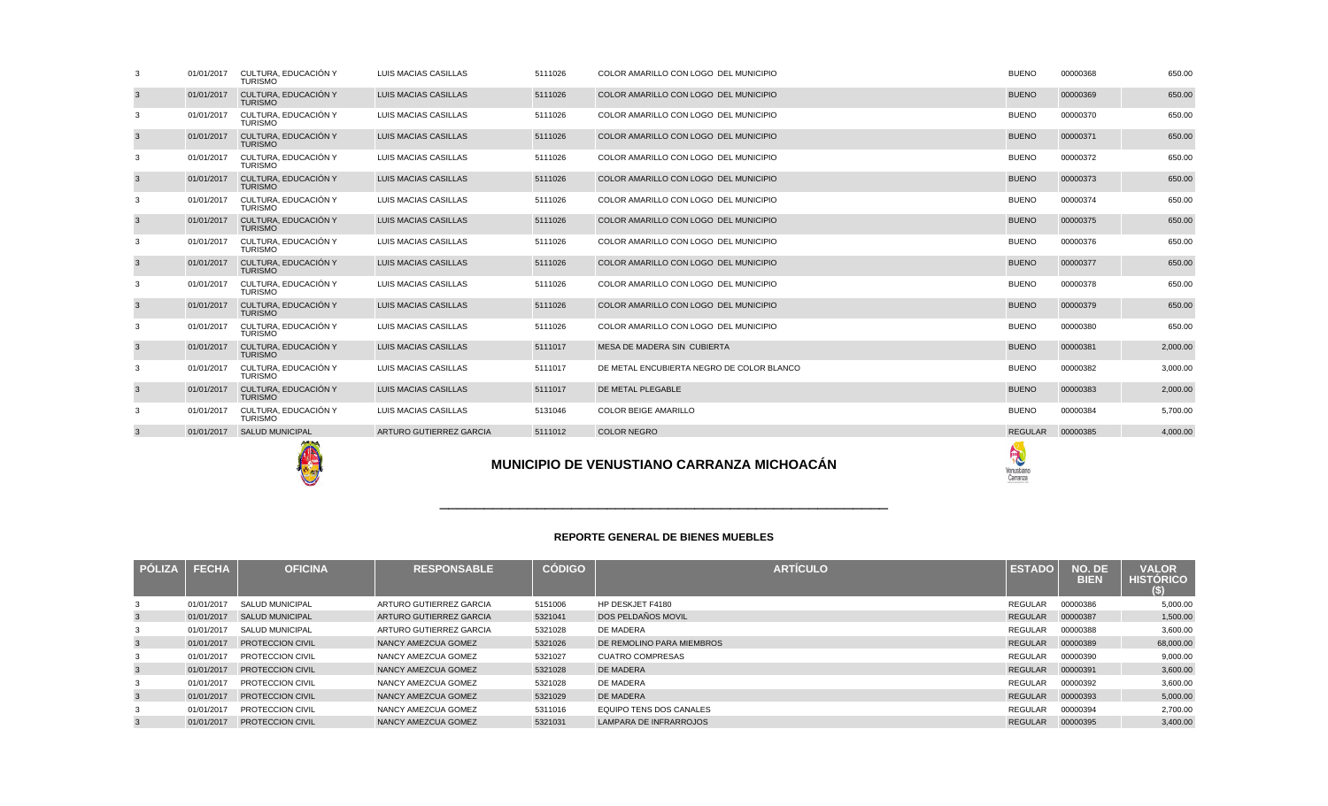| PÓLIZA | FECHA | OFICINA | RESPONSABLE | CÓDIGO | ARTÍCULO | ESTADO | NO. DE BIEN | VALOR HISTÓRICO ($) |
|---|---|---|---|---|---|---|---|---|
| 3 | 01/01/2017 | CULTURA, EDUCACIÓN Y TURISMO | LUIS MACIAS CASILLAS | 5111026 | COLOR AMARILLO CON LOGO DEL MUNICIPIO | BUENO | 00000368 | 650.00 |
| 3 | 01/01/2017 | CULTURA, EDUCACIÓN Y TURISMO | LUIS MACIAS CASILLAS | 5111026 | COLOR AMARILLO CON LOGO DEL MUNICIPIO | BUENO | 00000369 | 650.00 |
| 3 | 01/01/2017 | CULTURA, EDUCACIÓN Y TURISMO | LUIS MACIAS CASILLAS | 5111026 | COLOR AMARILLO CON LOGO DEL MUNICIPIO | BUENO | 00000370 | 650.00 |
| 3 | 01/01/2017 | CULTURA, EDUCACIÓN Y TURISMO | LUIS MACIAS CASILLAS | 5111026 | COLOR AMARILLO CON LOGO DEL MUNICIPIO | BUENO | 00000371 | 650.00 |
| 3 | 01/01/2017 | CULTURA, EDUCACIÓN Y TURISMO | LUIS MACIAS CASILLAS | 5111026 | COLOR AMARILLO CON LOGO DEL MUNICIPIO | BUENO | 00000372 | 650.00 |
| 3 | 01/01/2017 | CULTURA, EDUCACIÓN Y TURISMO | LUIS MACIAS CASILLAS | 5111026 | COLOR AMARILLO CON LOGO DEL MUNICIPIO | BUENO | 00000373 | 650.00 |
| 3 | 01/01/2017 | CULTURA, EDUCACIÓN Y TURISMO | LUIS MACIAS CASILLAS | 5111026 | COLOR AMARILLO CON LOGO DEL MUNICIPIO | BUENO | 00000374 | 650.00 |
| 3 | 01/01/2017 | CULTURA, EDUCACIÓN Y TURISMO | LUIS MACIAS CASILLAS | 5111026 | COLOR AMARILLO CON LOGO DEL MUNICIPIO | BUENO | 00000375 | 650.00 |
| 3 | 01/01/2017 | CULTURA, EDUCACIÓN Y TURISMO | LUIS MACIAS CASILLAS | 5111026 | COLOR AMARILLO CON LOGO DEL MUNICIPIO | BUENO | 00000376 | 650.00 |
| 3 | 01/01/2017 | CULTURA, EDUCACIÓN Y TURISMO | LUIS MACIAS CASILLAS | 5111026 | COLOR AMARILLO CON LOGO DEL MUNICIPIO | BUENO | 00000377 | 650.00 |
| 3 | 01/01/2017 | CULTURA, EDUCACIÓN Y TURISMO | LUIS MACIAS CASILLAS | 5111026 | COLOR AMARILLO CON LOGO DEL MUNICIPIO | BUENO | 00000378 | 650.00 |
| 3 | 01/01/2017 | CULTURA, EDUCACIÓN Y TURISMO | LUIS MACIAS CASILLAS | 5111026 | COLOR AMARILLO CON LOGO DEL MUNICIPIO | BUENO | 00000379 | 650.00 |
| 3 | 01/01/2017 | CULTURA, EDUCACIÓN Y TURISMO | LUIS MACIAS CASILLAS | 5111026 | COLOR AMARILLO CON LOGO DEL MUNICIPIO | BUENO | 00000380 | 650.00 |
| 3 | 01/01/2017 | CULTURA, EDUCACIÓN Y TURISMO | LUIS MACIAS CASILLAS | 5111017 | MESA DE MADERA SIN CUBIERTA | BUENO | 00000381 | 2,000.00 |
| 3 | 01/01/2017 | CULTURA, EDUCACIÓN Y TURISMO | LUIS MACIAS CASILLAS | 5111017 | DE METAL ENCUBIERTA NEGRO DE COLOR BLANCO | BUENO | 00000382 | 3,000.00 |
| 3 | 01/01/2017 | CULTURA, EDUCACIÓN Y TURISMO | LUIS MACIAS CASILLAS | 5111017 | DE METAL PLEGABLE | BUENO | 00000383 | 2,000.00 |
| 3 | 01/01/2017 | CULTURA, EDUCACIÓN Y TURISMO | LUIS MACIAS CASILLAS | 5131046 | COLOR BEIGE AMARILLO | BUENO | 00000384 | 5,700.00 |
| 3 | 01/01/2017 | SALUD MUNICIPAL | ARTURO GUTIERREZ GARCIA | 5111012 | COLOR NEGRO | REGULAR | 00000385 | 4,000.00 |
| 3 | 01/01/2017 | SALUD MUNICIPAL | ARTURO GUTIERREZ GARCIA | 5151006 | HP DESKJET F4180 | REGULAR | 00000386 | 5,000.00 |
| 3 | 01/01/2017 | SALUD MUNICIPAL | ARTURO GUTIERREZ GARCIA | 5321041 | DOS PELDAÑOS MOVIL | REGULAR | 00000387 | 1,500.00 |
| 3 | 01/01/2017 | SALUD MUNICIPAL | ARTURO GUTIERREZ GARCIA | 5321028 | DE MADERA | REGULAR | 00000388 | 3,600.00 |
| 3 | 01/01/2017 | PROTECCION CIVIL | NANCY AMEZCUA GOMEZ | 5321026 | DE REMOLINO PARA MIEMBROS | REGULAR | 00000389 | 68,000.00 |
| 3 | 01/01/2017 | PROTECCION CIVIL | NANCY AMEZCUA GOMEZ | 5321027 | CUATRO COMPRESAS | REGULAR | 00000390 | 9,000.00 |
| 3 | 01/01/2017 | PROTECCION CIVIL | NANCY AMEZCUA GOMEZ | 5321028 | DE MADERA | REGULAR | 00000391 | 3,600.00 |
| 3 | 01/01/2017 | PROTECCION CIVIL | NANCY AMEZCUA GOMEZ | 5321028 | DE MADERA | REGULAR | 00000392 | 3,600.00 |
| 3 | 01/01/2017 | PROTECCION CIVIL | NANCY AMEZCUA GOMEZ | 5321029 | DE MADERA | REGULAR | 00000393 | 5,000.00 |
| 3 | 01/01/2017 | PROTECCION CIVIL | NANCY AMEZCUA GOMEZ | 5311016 | EQUIPO TENS DOS CANALES | REGULAR | 00000394 | 2,700.00 |
| 3 | 01/01/2017 | PROTECCION CIVIL | NANCY AMEZCUA GOMEZ | 5321031 | LAMPARA DE INFRARROJOS | REGULAR | 00000395 | 3,400.00 |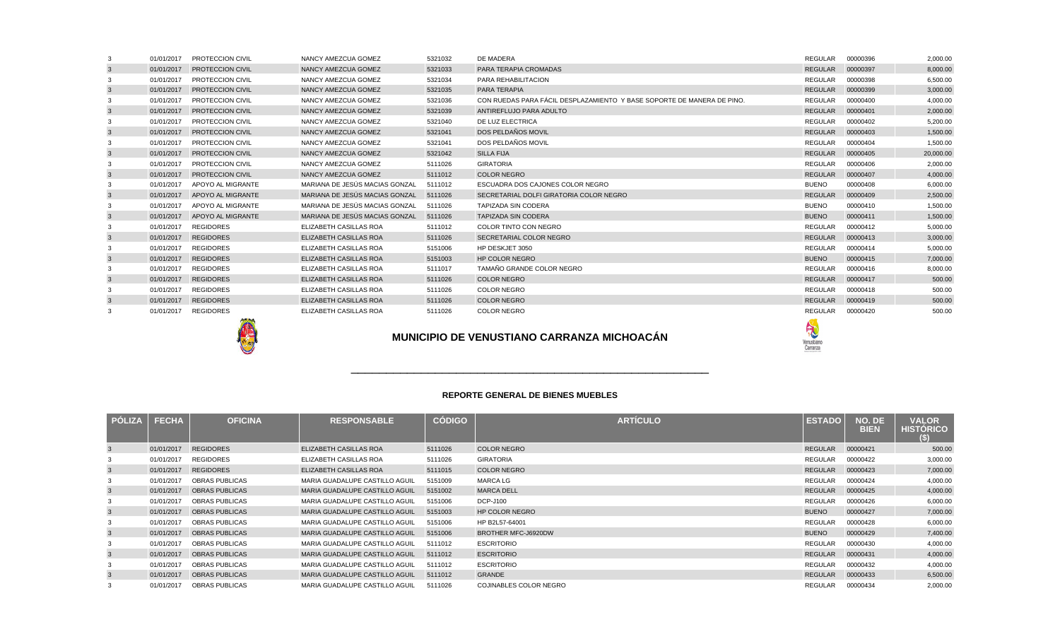| PÓLIZA | FECHA | OFICINA | RESPONSABLE | CÓDIGO | ARTÍCULO | ESTADO | NO. DE BIEN | VALOR HISTÓRICO ($) |
|---|---|---|---|---|---|---|---|---|
| 3 | 01/01/2017 | PROTECCION CIVIL | NANCY AMEZCUA GOMEZ | 5321032 | DE MADERA | REGULAR | 00000396 | 2,000.00 |
| 3 | 01/01/2017 | PROTECCION CIVIL | NANCY AMEZCUA GOMEZ | 5321033 | PARA TERAPIA CROMADAS | REGULAR | 00000397 | 8,000.00 |
| 3 | 01/01/2017 | PROTECCION CIVIL | NANCY AMEZCUA GOMEZ | 5321034 | PARA REHABILITACION | REGULAR | 00000398 | 6,500.00 |
| 3 | 01/01/2017 | PROTECCION CIVIL | NANCY AMEZCUA GOMEZ | 5321035 | PARA TERAPIA | REGULAR | 00000399 | 3,000.00 |
| 3 | 01/01/2017 | PROTECCION CIVIL | NANCY AMEZCUA GOMEZ | 5321036 | CON RUEDAS PARA FÁCIL DESPLAZAMIENTO Y BASE SOPORTE DE MANERA DE PINO. | REGULAR | 00000400 | 4,000.00 |
| 3 | 01/01/2017 | PROTECCION CIVIL | NANCY AMEZCUA GOMEZ | 5321039 | ANTIREFLUJO PARA ADULTO | REGULAR | 00000401 | 2,000.00 |
| 3 | 01/01/2017 | PROTECCION CIVIL | NANCY AMEZCUA GOMEZ | 5321040 | DE LUZ ELECTRICA | REGULAR | 00000402 | 5,200.00 |
| 3 | 01/01/2017 | PROTECCION CIVIL | NANCY AMEZCUA GOMEZ | 5321041 | DOS PELDAÑOS MOVIL | REGULAR | 00000403 | 1,500.00 |
| 3 | 01/01/2017 | PROTECCION CIVIL | NANCY AMEZCUA GOMEZ | 5321041 | DOS PELDAÑOS MOVIL | REGULAR | 00000404 | 1,500.00 |
| 3 | 01/01/2017 | PROTECCION CIVIL | NANCY AMEZCUA GOMEZ | 5321042 | SILLA FIJA | REGULAR | 00000405 | 20,000.00 |
| 3 | 01/01/2017 | PROTECCION CIVIL | NANCY AMEZCUA GOMEZ | 5111026 | GIRATORIA | REGULAR | 00000406 | 2,000.00 |
| 3 | 01/01/2017 | PROTECCION CIVIL | NANCY AMEZCUA GOMEZ | 5111012 | COLOR NEGRO | REGULAR | 00000407 | 4,000.00 |
| 3 | 01/01/2017 | APOYO AL MIGRANTE | MARIANA DE JESÚS MACIAS GONZAL | 5111012 | ESCUADRA DOS CAJONES COLOR NEGRO | BUENO | 00000408 | 6,000.00 |
| 3 | 01/01/2017 | APOYO AL MIGRANTE | MARIANA DE JESÚS MACIAS GONZAL | 5111026 | SECRETARIAL DOLFI GIRATORIA COLOR NEGRO | REGULAR | 00000409 | 2,500.00 |
| 3 | 01/01/2017 | APOYO AL MIGRANTE | MARIANA DE JESÚS MACIAS GONZAL | 5111026 | TAPIZADA SIN CODERA | BUENO | 00000410 | 1,500.00 |
| 3 | 01/01/2017 | APOYO AL MIGRANTE | MARIANA DE JESÚS MACIAS GONZAL | 5111026 | TAPIZADA SIN CODERA | BUENO | 00000411 | 1,500.00 |
| 3 | 01/01/2017 | REGIDORES | ELIZABETH CASILLAS ROA | 5111012 | COLOR TINTO CON NEGRO | REGULAR | 00000412 | 5,000.00 |
| 3 | 01/01/2017 | REGIDORES | ELIZABETH CASILLAS ROA | 5111026 | SECRETARIAL COLOR NEGRO | REGULAR | 00000413 | 3,000.00 |
| 3 | 01/01/2017 | REGIDORES | ELIZABETH CASILLAS ROA | 5151006 | HP DESKJET 3050 | REGULAR | 00000414 | 5,000.00 |
| 3 | 01/01/2017 | REGIDORES | ELIZABETH CASILLAS ROA | 5151003 | HP COLOR NEGRO | BUENO | 00000415 | 7,000.00 |
| 3 | 01/01/2017 | REGIDORES | ELIZABETH CASILLAS ROA | 5111017 | TAMAÑO GRANDE COLOR NEGRO | REGULAR | 00000416 | 8,000.00 |
| 3 | 01/01/2017 | REGIDORES | ELIZABETH CASILLAS ROA | 5111026 | COLOR NEGRO | REGULAR | 00000417 | 500.00 |
| 3 | 01/01/2017 | REGIDORES | ELIZABETH CASILLAS ROA | 5111026 | COLOR NEGRO | REGULAR | 00000418 | 500.00 |
| 3 | 01/01/2017 | REGIDORES | ELIZABETH CASILLAS ROA | 5111026 | COLOR NEGRO | REGULAR | 00000419 | 500.00 |
| 3 | 01/01/2017 | REGIDORES | ELIZABETH CASILLAS ROA | 5111026 | COLOR NEGRO | REGULAR | 00000420 | 500.00 |

# MUNICIPIO DE VENUSTIANO CARRANZA MICHOACÁN

## REPORTE GENERAL DE BIENES MUEBLES

| PÓLIZA | FECHA | OFICINA | RESPONSABLE | CÓDIGO | ARTÍCULO | ESTADO | NO. DE BIEN | VALOR HISTÓRICO ($) |
|---|---|---|---|---|---|---|---|---|
| 3 | 01/01/2017 | REGIDORES | ELIZABETH CASILLAS ROA | 5111026 | COLOR NEGRO | REGULAR | 00000421 | 500.00 |
| 3 | 01/01/2017 | REGIDORES | ELIZABETH CASILLAS ROA | 5111026 | GIRATORIA | REGULAR | 00000422 | 3,000.00 |
| 3 | 01/01/2017 | REGIDORES | ELIZABETH CASILLAS ROA | 5111015 | COLOR NEGRO | REGULAR | 00000423 | 7,000.00 |
| 3 | 01/01/2017 | OBRAS PUBLICAS | MARIA GUADALUPE CASTILLO AGUIL | 5151009 | MARCA LG | REGULAR | 00000424 | 4,000.00 |
| 3 | 01/01/2017 | OBRAS PUBLICAS | MARIA GUADALUPE CASTILLO AGUIL | 5151002 | MARCA DELL | REGULAR | 00000425 | 4,000.00 |
| 3 | 01/01/2017 | OBRAS PUBLICAS | MARIA GUADALUPE CASTILLO AGUIL | 5151006 | DCP-J100 | REGULAR | 00000426 | 6,000.00 |
| 3 | 01/01/2017 | OBRAS PUBLICAS | MARIA GUADALUPE CASTILLO AGUIL | 5151003 | HP COLOR NEGRO | BUENO | 00000427 | 7,000.00 |
| 3 | 01/01/2017 | OBRAS PUBLICAS | MARIA GUADALUPE CASTILLO AGUIL | 5151006 | HP B2L57-64001 | REGULAR | 00000428 | 6,000.00 |
| 3 | 01/01/2017 | OBRAS PUBLICAS | MARIA GUADALUPE CASTILLO AGUIL | 5151006 | BROTHER MFC-J6920DW | BUENO | 00000429 | 7,400.00 |
| 3 | 01/01/2017 | OBRAS PUBLICAS | MARIA GUADALUPE CASTILLO AGUIL | 5111012 | ESCRITORIO | REGULAR | 00000430 | 4,000.00 |
| 3 | 01/01/2017 | OBRAS PUBLICAS | MARIA GUADALUPE CASTILLO AGUIL | 5111012 | ESCRITORIO | REGULAR | 00000431 | 4,000.00 |
| 3 | 01/01/2017 | OBRAS PUBLICAS | MARIA GUADALUPE CASTILLO AGUIL | 5111012 | ESCRITORIO | REGULAR | 00000432 | 4,000.00 |
| 3 | 01/01/2017 | OBRAS PUBLICAS | MARIA GUADALUPE CASTILLO AGUIL | 5111012 | GRANDE | REGULAR | 00000433 | 6,500.00 |
| 3 | 01/01/2017 | OBRAS PUBLICAS | MARIA GUADALUPE CASTILLO AGUIL | 5111026 | COJINABLES COLOR NEGRO | REGULAR | 00000434 | 2,000.00 |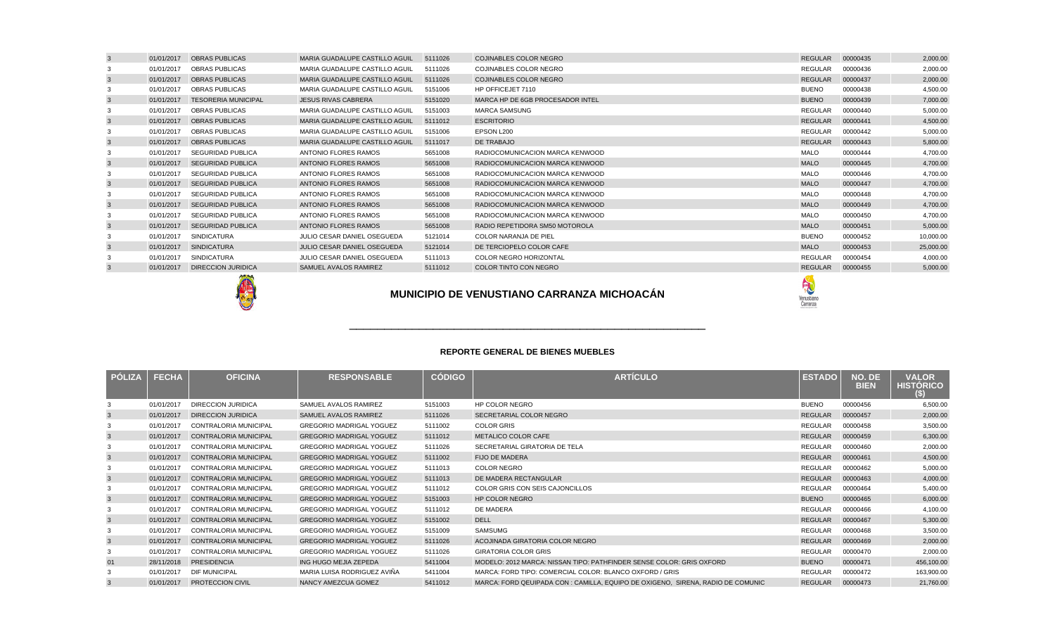| PÓLIZA | FECHA | OFICINA | RESPONSABLE | CÓDIGO | ARTÍCULO | ESTADO | NO. DE BIEN | VALOR HISTÓRICO ($) |
|---|---|---|---|---|---|---|---|---|
| 3 | 01/01/2017 | OBRAS PUBLICAS | MARIA GUADALUPE CASTILLO AGUIL | 5111026 | COJINABLES COLOR NEGRO | REGULAR | 00000435 | 2,000.00 |
| 3 | 01/01/2017 | OBRAS PUBLICAS | MARIA GUADALUPE CASTILLO AGUIL | 5111026 | COJINABLES COLOR NEGRO | REGULAR | 00000436 | 2,000.00 |
| 3 | 01/01/2017 | OBRAS PUBLICAS | MARIA GUADALUPE CASTILLO AGUIL | 5111026 | COJINABLES COLOR NEGRO | REGULAR | 00000437 | 2,000.00 |
| 3 | 01/01/2017 | OBRAS PUBLICAS | MARIA GUADALUPE CASTILLO AGUIL | 5151006 | HP OFFICEJET 7110 | BUENO | 00000438 | 4,500.00 |
| 3 | 01/01/2017 | TESORERIA MUNICIPAL | JESUS RIVAS CABRERA | 5151020 | MARCA HP DE 6GB PROCESADOR INTEL | BUENO | 00000439 | 7,000.00 |
| 3 | 01/01/2017 | OBRAS PUBLICAS | MARIA GUADALUPE CASTILLO AGUIL | 5151003 | MARCA SAMSUNG | REGULAR | 00000440 | 5,000.00 |
| 3 | 01/01/2017 | OBRAS PUBLICAS | MARIA GUADALUPE CASTILLO AGUIL | 5111012 | ESCRITORIO | REGULAR | 00000441 | 4,500.00 |
| 3 | 01/01/2017 | OBRAS PUBLICAS | MARIA GUADALUPE CASTILLO AGUIL | 5151006 | EPSON L200 | REGULAR | 00000442 | 5,000.00 |
| 3 | 01/01/2017 | OBRAS PUBLICAS | MARIA GUADALUPE CASTILLO AGUIL | 5111017 | DE TRABAJO | REGULAR | 00000443 | 5,800.00 |
| 3 | 01/01/2017 | SEGURIDAD PUBLICA | ANTONIO FLORES RAMOS | 5651008 | RADIOCOMUNICACION MARCA KENWOOD | MALO | 00000444 | 4,700.00 |
| 3 | 01/01/2017 | SEGURIDAD PUBLICA | ANTONIO FLORES RAMOS | 5651008 | RADIOCOMUNICACION MARCA KENWOOD | MALO | 00000445 | 4,700.00 |
| 3 | 01/01/2017 | SEGURIDAD PUBLICA | ANTONIO FLORES RAMOS | 5651008 | RADIOCOMUNICACION MARCA KENWOOD | MALO | 00000446 | 4,700.00 |
| 3 | 01/01/2017 | SEGURIDAD PUBLICA | ANTONIO FLORES RAMOS | 5651008 | RADIOCOMUNICACION MARCA KENWOOD | MALO | 00000447 | 4,700.00 |
| 3 | 01/01/2017 | SEGURIDAD PUBLICA | ANTONIO FLORES RAMOS | 5651008 | RADIOCOMUNICACION MARCA KENWOOD | MALO | 00000448 | 4,700.00 |
| 3 | 01/01/2017 | SEGURIDAD PUBLICA | ANTONIO FLORES RAMOS | 5651008 | RADIOCOMUNICACION MARCA KENWOOD | MALO | 00000449 | 4,700.00 |
| 3 | 01/01/2017 | SEGURIDAD PUBLICA | ANTONIO FLORES RAMOS | 5651008 | RADIOCOMUNICACION MARCA KENWOOD | MALO | 00000450 | 4,700.00 |
| 3 | 01/01/2017 | SEGURIDAD PUBLICA | ANTONIO FLORES RAMOS | 5651008 | RADIO REPETIDORA SM50 MOTOROLA | MALO | 00000451 | 5,000.00 |
| 3 | 01/01/2017 | SINDICATURA | JULIO CESAR DANIEL OSEGUEDA | 5121014 | COLOR NARANJA DE PIEL | BUENO | 00000452 | 10,000.00 |
| 3 | 01/01/2017 | SINDICATURA | JULIO CESAR DANIEL OSEGUEDA | 5121014 | DE TERCIOPELO COLOR CAFE | MALO | 00000453 | 25,000.00 |
| 3 | 01/01/2017 | SINDICATURA | JULIO CESAR DANIEL OSEGUEDA | 5111013 | COLOR NEGRO HORIZONTAL | REGULAR | 00000454 | 4,000.00 |
| 3 | 01/01/2017 | DIRECCION JURIDICA | SAMUEL AVALOS RAMIREZ | 5111012 | COLOR TINTO CON NEGRO | REGULAR | 00000455 | 5,000.00 |

# MUNICIPIO DE VENUSTIANO CARRANZA MICHOACÁN

## REPORTE GENERAL DE BIENES MUEBLES

| PÓLIZA | FECHA | OFICINA | RESPONSABLE | CÓDIGO | ARTÍCULO | ESTADO | NO. DE BIEN | VALOR HISTÓRICO ($) |
|---|---|---|---|---|---|---|---|---|
| 3 | 01/01/2017 | DIRECCION JURIDICA | SAMUEL AVALOS RAMIREZ | 5151003 | HP COLOR NEGRO | BUENO | 00000456 | 6,500.00 |
| 3 | 01/01/2017 | DIRECCION JURIDICA | SAMUEL AVALOS RAMIREZ | 5111026 | SECRETARIAL COLOR NEGRO | REGULAR | 00000457 | 2,000.00 |
| 3 | 01/01/2017 | CONTRALORIA MUNICIPAL | GREGORIO MADRIGAL YOGUEZ | 5111002 | COLOR GRIS | REGULAR | 00000458 | 3,500.00 |
| 3 | 01/01/2017 | CONTRALORIA MUNICIPAL | GREGORIO MADRIGAL YOGUEZ | 5111012 | METALICO COLOR CAFE | REGULAR | 00000459 | 6,300.00 |
| 3 | 01/01/2017 | CONTRALORIA MUNICIPAL | GREGORIO MADRIGAL YOGUEZ | 5111026 | SECRETARIAL GIRATORIA DE TELA | REGULAR | 00000460 | 2,000.00 |
| 3 | 01/01/2017 | CONTRALORIA MUNICIPAL | GREGORIO MADRIGAL YOGUEZ | 5111002 | FIJO DE MADERA | REGULAR | 00000461 | 4,500.00 |
| 3 | 01/01/2017 | CONTRALORIA MUNICIPAL | GREGORIO MADRIGAL YOGUEZ | 5111013 | COLOR NEGRO | REGULAR | 00000462 | 5,000.00 |
| 3 | 01/01/2017 | CONTRALORIA MUNICIPAL | GREGORIO MADRIGAL YOGUEZ | 5111013 | DE MADERA RECTANGULAR | REGULAR | 00000463 | 4,000.00 |
| 3 | 01/01/2017 | CONTRALORIA MUNICIPAL | GREGORIO MADRIGAL YOGUEZ | 5111012 | COLOR GRIS CON SEIS CAJONCILLOS | REGULAR | 00000464 | 5,400.00 |
| 3 | 01/01/2017 | CONTRALORIA MUNICIPAL | GREGORIO MADRIGAL YOGUEZ | 5151003 | HP COLOR NEGRO | BUENO | 00000465 | 6,000.00 |
| 3 | 01/01/2017 | CONTRALORIA MUNICIPAL | GREGORIO MADRIGAL YOGUEZ | 5111012 | DE MADERA | REGULAR | 00000466 | 4,100.00 |
| 3 | 01/01/2017 | CONTRALORIA MUNICIPAL | GREGORIO MADRIGAL YOGUEZ | 5151002 | DELL | REGULAR | 00000467 | 5,300.00 |
| 3 | 01/01/2017 | CONTRALORIA MUNICIPAL | GREGORIO MADRIGAL YOGUEZ | 5151009 | SAMSUMG | REGULAR | 00000468 | 3,500.00 |
| 3 | 01/01/2017 | CONTRALORIA MUNICIPAL | GREGORIO MADRIGAL YOGUEZ | 5111026 | ACOJINADA GIRATORIA COLOR NEGRO | REGULAR | 00000469 | 2,000.00 |
| 3 | 01/01/2017 | CONTRALORIA MUNICIPAL | GREGORIO MADRIGAL YOGUEZ | 5111026 | GIRATORIA COLOR GRIS | REGULAR | 00000470 | 2,000.00 |
| 01 | 28/11/2018 | PRESIDENCIA | ING HUGO MEJIA ZEPEDA | 5411004 | MODELO: 2012 MARCA: NISSAN TIPO: PATHFINDER SENSE COLOR: GRIS OXFORD | BUENO | 00000471 | 456,100.00 |
| 3 | 01/01/2017 | DIF MUNICIPAL | MARIA LUISA RODRIGUEZ AVIÑA | 5411004 | MARCA: FORD TIPO: COMERCIAL COLOR: BLANCO OXFORD / GRIS | REGULAR | 00000472 | 163,900.00 |
| 3 | 01/01/2017 | PROTECCION CIVIL | NANCY AMEZCUA GOMEZ | 5411012 | MARCA: FORD QEUIPADA CON : CAMILLA, EQUIPO DE OXIGENO, SIRENA, RADIO DE COMUNIC | REGULAR | 00000473 | 21,760.00 |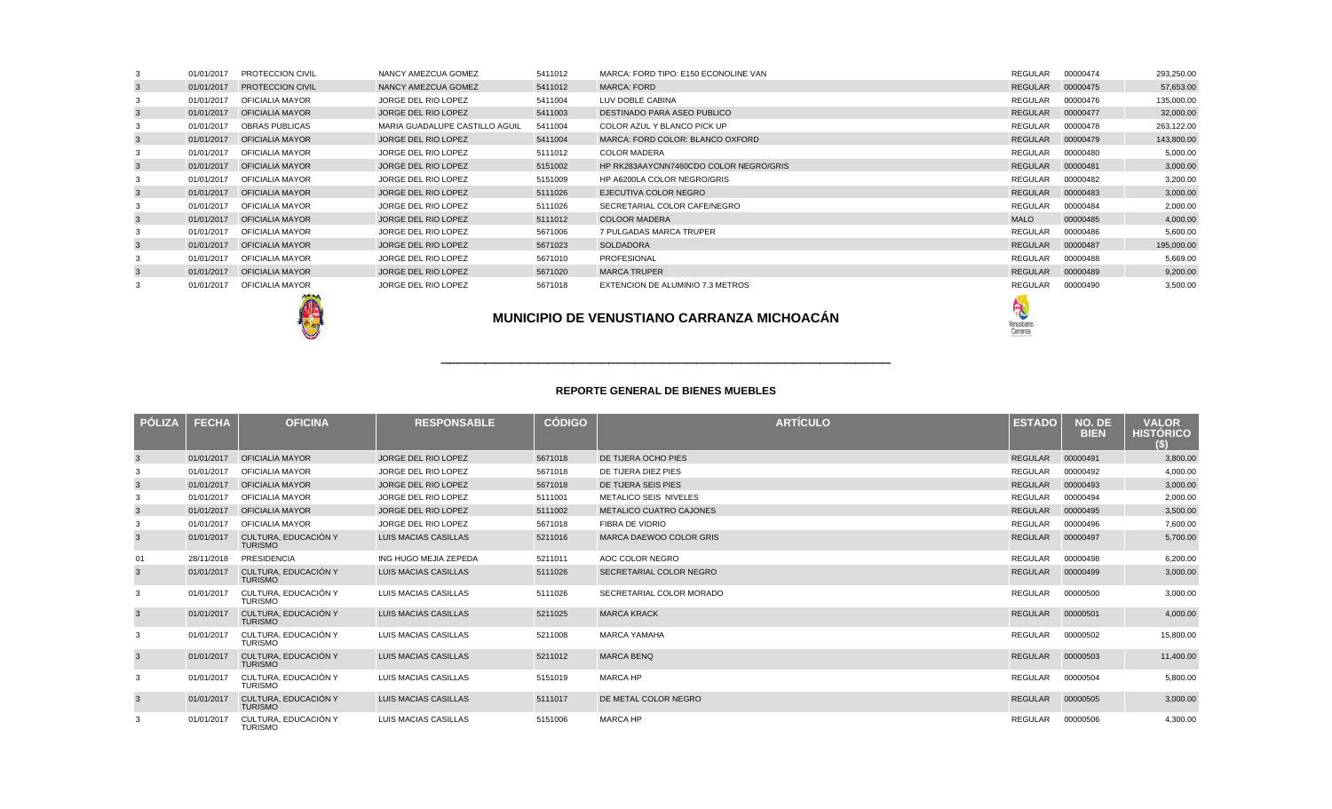| PÓLIZA | FECHA | OFICINA | RESPONSABLE | CÓDIGO | ARTÍCULO | ESTADO | NO. DE BIEN | VALOR HISTÓRICO ($) |
|---|---|---|---|---|---|---|---|---|
| 3 | 01/01/2017 | PROTECCION CIVIL | NANCY AMEZCUA GOMEZ | 5411012 | MARCA: FORD TIPO: E150 ECONOLINE VAN | REGULAR | 00000474 | 293,250.00 |
| 3 | 01/01/2017 | PROTECCION CIVIL | NANCY AMEZCUA GOMEZ | 5411012 | MARCA: FORD | REGULAR | 00000475 | 57,653.00 |
| 3 | 01/01/2017 | OFICIALIA MAYOR | JORGE DEL RIO LOPEZ | 5411004 | LUV DOBLE CABINA | REGULAR | 00000476 | 135,000.00 |
| 3 | 01/01/2017 | OFICIALIA MAYOR | JORGE DEL RIO LOPEZ | 5411003 | DESTINADO PARA ASEO PUBLICO | REGULAR | 00000477 | 32,000.00 |
| 3 | 01/01/2017 | OBRAS PUBLICAS | MARIA GUADALUPE CASTILLO AGUIL | 5411004 | COLOR AZUL Y BLANCO PICK UP | REGULAR | 00000478 | 263,122.00 |
| 3 | 01/01/2017 | OFICIALIA MAYOR | JORGE DEL RIO LOPEZ | 5411004 | MARCA: FORD COLOR: BLANCO OXFORD | REGULAR | 00000479 | 143,800.00 |
| 3 | 01/01/2017 | OFICIALIA MAYOR | JORGE DEL RIO LOPEZ | 5111012 | COLOR MADERA | REGULAR | 00000480 | 5,000.00 |
| 3 | 01/01/2017 | OFICIALIA MAYOR | JORGE DEL RIO LOPEZ | 5151002 | HP RK283AAYCNN7460CDO COLOR NEGRO/GRIS | REGULAR | 00000481 | 3,000.00 |
| 3 | 01/01/2017 | OFICIALIA MAYOR | JORGE DEL RIO LOPEZ | 5151009 | HP A6200LA COLOR NEGRO/GRIS | REGULAR | 00000482 | 3,200.00 |
| 3 | 01/01/2017 | OFICIALIA MAYOR | JORGE DEL RIO LOPEZ | 5111026 | EJECUTIVA COLOR NEGRO | REGULAR | 00000483 | 3,000.00 |
| 3 | 01/01/2017 | OFICIALIA MAYOR | JORGE DEL RIO LOPEZ | 5111026 | SECRETARIAL COLOR CAFE/NEGRO | REGULAR | 00000484 | 2,000.00 |
| 3 | 01/01/2017 | OFICIALIA MAYOR | JORGE DEL RIO LOPEZ | 5111012 | COLOOR MADERA | MALO | 00000485 | 4,000.00 |
| 3 | 01/01/2017 | OFICIALIA MAYOR | JORGE DEL RIO LOPEZ | 5671006 | 7 PULGADAS MARCA TRUPER | REGULAR | 00000486 | 5,600.00 |
| 3 | 01/01/2017 | OFICIALIA MAYOR | JORGE DEL RIO LOPEZ | 5671023 | SOLDADORA | REGULAR | 00000487 | 195,000.00 |
| 3 | 01/01/2017 | OFICIALIA MAYOR | JORGE DEL RIO LOPEZ | 5671010 | PROFESIONAL | REGULAR | 00000488 | 5,669.00 |
| 3 | 01/01/2017 | OFICIALIA MAYOR | JORGE DEL RIO LOPEZ | 5671020 | MARCA TRUPER | REGULAR | 00000489 | 9,200.00 |
| 3 | 01/01/2017 | OFICIALIA MAYOR | JORGE DEL RIO LOPEZ | 5671018 | EXTENCION DE ALUMINIO 7.3 METROS | REGULAR | 00000490 | 3,500.00 |

# MUNICIPIO DE VENUSTIANO CARRANZA MICHOACÁN

## REPORTE GENERAL DE BIENES MUEBLES

| PÓLIZA | FECHA | OFICINA | RESPONSABLE | CÓDIGO | ARTÍCULO | ESTADO | NO. DE BIEN | VALOR HISTÓRICO ($) |
|---|---|---|---|---|---|---|---|---|
| 3 | 01/01/2017 | OFICIALIA MAYOR | JORGE DEL RIO LOPEZ | 5671018 | DE TIJERA OCHO PIES | REGULAR | 00000491 | 3,800.00 |
| 3 | 01/01/2017 | OFICIALIA MAYOR | JORGE DEL RIO LOPEZ | 5671018 | DE TIJERA DIEZ PIES | REGULAR | 00000492 | 4,000.00 |
| 3 | 01/01/2017 | OFICIALIA MAYOR | JORGE DEL RIO LOPEZ | 5671018 | DE TIJERA SEIS PIES | REGULAR | 00000493 | 3,000.00 |
| 3 | 01/01/2017 | OFICIALIA MAYOR | JORGE DEL RIO LOPEZ | 5111001 | METALICO SEIS NIVELES | REGULAR | 00000494 | 2,000.00 |
| 3 | 01/01/2017 | OFICIALIA MAYOR | JORGE DEL RIO LOPEZ | 5111002 | METALICO CUATRO CAJONES | REGULAR | 00000495 | 3,500.00 |
| 3 | 01/01/2017 | OFICIALIA MAYOR | JORGE DEL RIO LOPEZ | 5671018 | FIBRA DE VIDRIO | REGULAR | 00000496 | 7,600.00 |
| 3 | 01/01/2017 | CULTURA, EDUCACIÓN Y TURISMO | LUIS MACIAS CASILLAS | 5211016 | MARCA DAEWOO COLOR GRIS | REGULAR | 00000497 | 5,700.00 |
| 01 | 28/11/2018 | PRESIDENCIA | ING HUGO MEJIA ZEPEDA | 5211011 | AOC COLOR NEGRO | REGULAR | 00000498 | 6,200.00 |
| 3 | 01/01/2017 | CULTURA, EDUCACIÓN Y TURISMO | LUIS MACIAS CASILLAS | 5111026 | SECRETARIAL COLOR NEGRO | REGULAR | 00000499 | 3,000.00 |
| 3 | 01/01/2017 | CULTURA, EDUCACIÓN Y TURISMO | LUIS MACIAS CASILLAS | 5111026 | SECRETARIAL COLOR MORADO | REGULAR | 00000500 | 3,000.00 |
| 3 | 01/01/2017 | CULTURA, EDUCACIÓN Y TURISMO | LUIS MACIAS CASILLAS | 5211025 | MARCA KRACK | REGULAR | 00000501 | 4,000.00 |
| 3 | 01/01/2017 | CULTURA, EDUCACIÓN Y TURISMO | LUIS MACIAS CASILLAS | 5211008 | MARCA YAMAHA | REGULAR | 00000502 | 15,800.00 |
| 3 | 01/01/2017 | CULTURA, EDUCACIÓN Y TURISMO | LUIS MACIAS CASILLAS | 5211012 | MARCA BENQ | REGULAR | 00000503 | 11,400.00 |
| 3 | 01/01/2017 | CULTURA, EDUCACIÓN Y TURISMO | LUIS MACIAS CASILLAS | 5151019 | MARCA HP | REGULAR | 00000504 | 5,800.00 |
| 3 | 01/01/2017 | CULTURA, EDUCACIÓN Y TURISMO | LUIS MACIAS CASILLAS | 5111017 | DE METAL COLOR NEGRO | REGULAR | 00000505 | 3,000.00 |
| 3 | 01/01/2017 | CULTURA, EDUCACIÓN Y TURISMO | LUIS MACIAS CASILLAS | 5151006 | MARCA HP | REGULAR | 00000506 | 4,300.00 |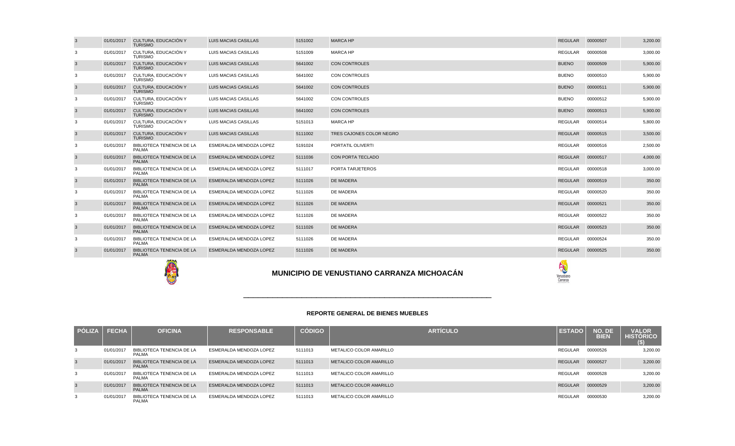| PÓLIZA | FECHA | OFICINA | RESPONSABLE | CÓDIGO | ARTÍCULO | ESTADO | NO. DE BIEN | VALOR HISTÓRICO ($) |
|---|---|---|---|---|---|---|---|---|
| 3 | 01/01/2017 | CULTURA, EDUCACIÓN Y TURISMO | LUIS MACIAS CASILLAS | 5151002 | MARCA HP | REGULAR | 00000507 | 3,200.00 |
| 3 | 01/01/2017 | CULTURA, EDUCACIÓN Y TURISMO | LUIS MACIAS CASILLAS | 5151009 | MARCA HP | REGULAR | 00000508 | 3,000.00 |
| 3 | 01/01/2017 | CULTURA, EDUCACIÓN Y TURISMO | LUIS MACIAS CASILLAS | 5641002 | CON CONTROLES | BUENO | 00000509 | 5,900.00 |
| 3 | 01/01/2017 | CULTURA, EDUCACIÓN Y TURISMO | LUIS MACIAS CASILLAS | 5641002 | CON CONTROLES | BUENO | 00000510 | 5,900.00 |
| 3 | 01/01/2017 | CULTURA, EDUCACIÓN Y TURISMO | LUIS MACIAS CASILLAS | 5641002 | CON CONTROLES | BUENO | 00000511 | 5,900.00 |
| 3 | 01/01/2017 | CULTURA, EDUCACIÓN Y TURISMO | LUIS MACIAS CASILLAS | 5641002 | CON CONTROLES | BUENO | 00000512 | 5,900.00 |
| 3 | 01/01/2017 | CULTURA, EDUCACIÓN Y TURISMO | LUIS MACIAS CASILLAS | 5641002 | CON CONTROLES | BUENO | 00000513 | 5,900.00 |
| 3 | 01/01/2017 | CULTURA, EDUCACIÓN Y TURISMO | LUIS MACIAS CASILLAS | 5151013 | MARCA HP | REGULAR | 00000514 | 5,800.00 |
| 3 | 01/01/2017 | CULTURA, EDUCACIÓN Y TURISMO | LUIS MACIAS CASILLAS | 5111002 | TRES CAJONES COLOR NEGRO | REGULAR | 00000515 | 3,500.00 |
| 3 | 01/01/2017 | BIBLIOTECA TENENCIA DE LA PALMA | ESMERALDA MENDOZA LOPEZ | 5191024 | PORTATIL OLIVERTI | REGULAR | 00000516 | 2,500.00 |
| 3 | 01/01/2017 | BIBLIOTECA TENENCIA DE LA PALMA | ESMERALDA MENDOZA LOPEZ | 5111036 | CON PORTA TECLADO | REGULAR | 00000517 | 4,000.00 |
| 3 | 01/01/2017 | BIBLIOTECA TENENCIA DE LA PALMA | ESMERALDA MENDOZA LOPEZ | 5111017 | PORTA TARJETEROS | REGULAR | 00000518 | 3,000.00 |
| 3 | 01/01/2017 | BIBLIOTECA TENENCIA DE LA PALMA | ESMERALDA MENDOZA LOPEZ | 5111026 | DE MADERA | REGULAR | 00000519 | 350.00 |
| 3 | 01/01/2017 | BIBLIOTECA TENENCIA DE LA PALMA | ESMERALDA MENDOZA LOPEZ | 5111026 | DE MADERA | REGULAR | 00000520 | 350.00 |
| 3 | 01/01/2017 | BIBLIOTECA TENENCIA DE LA PALMA | ESMERALDA MENDOZA LOPEZ | 5111026 | DE MADERA | REGULAR | 00000521 | 350.00 |
| 3 | 01/01/2017 | BIBLIOTECA TENENCIA DE LA PALMA | ESMERALDA MENDOZA LOPEZ | 5111026 | DE MADERA | REGULAR | 00000522 | 350.00 |
| 3 | 01/01/2017 | BIBLIOTECA TENENCIA DE LA PALMA | ESMERALDA MENDOZA LOPEZ | 5111026 | DE MADERA | REGULAR | 00000523 | 350.00 |
| 3 | 01/01/2017 | BIBLIOTECA TENENCIA DE LA PALMA | ESMERALDA MENDOZA LOPEZ | 5111026 | DE MADERA | REGULAR | 00000524 | 350.00 |
| 3 | 01/01/2017 | BIBLIOTECA TENENCIA DE LA PALMA | ESMERALDA MENDOZA LOPEZ | 5111026 | DE MADERA | REGULAR | 00000525 | 350.00 |

## MUNICIPIO DE VENUSTIANO CARRANZA MICHOACÁN

### REPORTE GENERAL DE BIENES MUEBLES

| PÓLIZA | FECHA | OFICINA | RESPONSABLE | CÓDIGO | ARTÍCULO | ESTADO | NO. DE BIEN | VALOR HISTÓRICO ($) |
|---|---|---|---|---|---|---|---|---|
| 3 | 01/01/2017 | BIBLIOTECA TENENCIA DE LA PALMA | ESMERALDA MENDOZA LOPEZ | 5111013 | METALICO COLOR AMARILLO | REGULAR | 00000526 | 3,200.00 |
| 3 | 01/01/2017 | BIBLIOTECA TENENCIA DE LA PALMA | ESMERALDA MENDOZA LOPEZ | 5111013 | METALICO COLOR AMARILLO | REGULAR | 00000527 | 3,200.00 |
| 3 | 01/01/2017 | BIBLIOTECA TENENCIA DE LA PALMA | ESMERALDA MENDOZA LOPEZ | 5111013 | METALICO COLOR AMARILLO | REGULAR | 00000528 | 3,200.00 |
| 3 | 01/01/2017 | BIBLIOTECA TENENCIA DE LA PALMA | ESMERALDA MENDOZA LOPEZ | 5111013 | METALICO COLOR AMARILLO | REGULAR | 00000529 | 3,200.00 |
| 3 | 01/01/2017 | BIBLIOTECA TENENCIA DE LA PALMA | ESMERALDA MENDOZA LOPEZ | 5111013 | METALICO COLOR AMARILLO | REGULAR | 00000530 | 3,200.00 |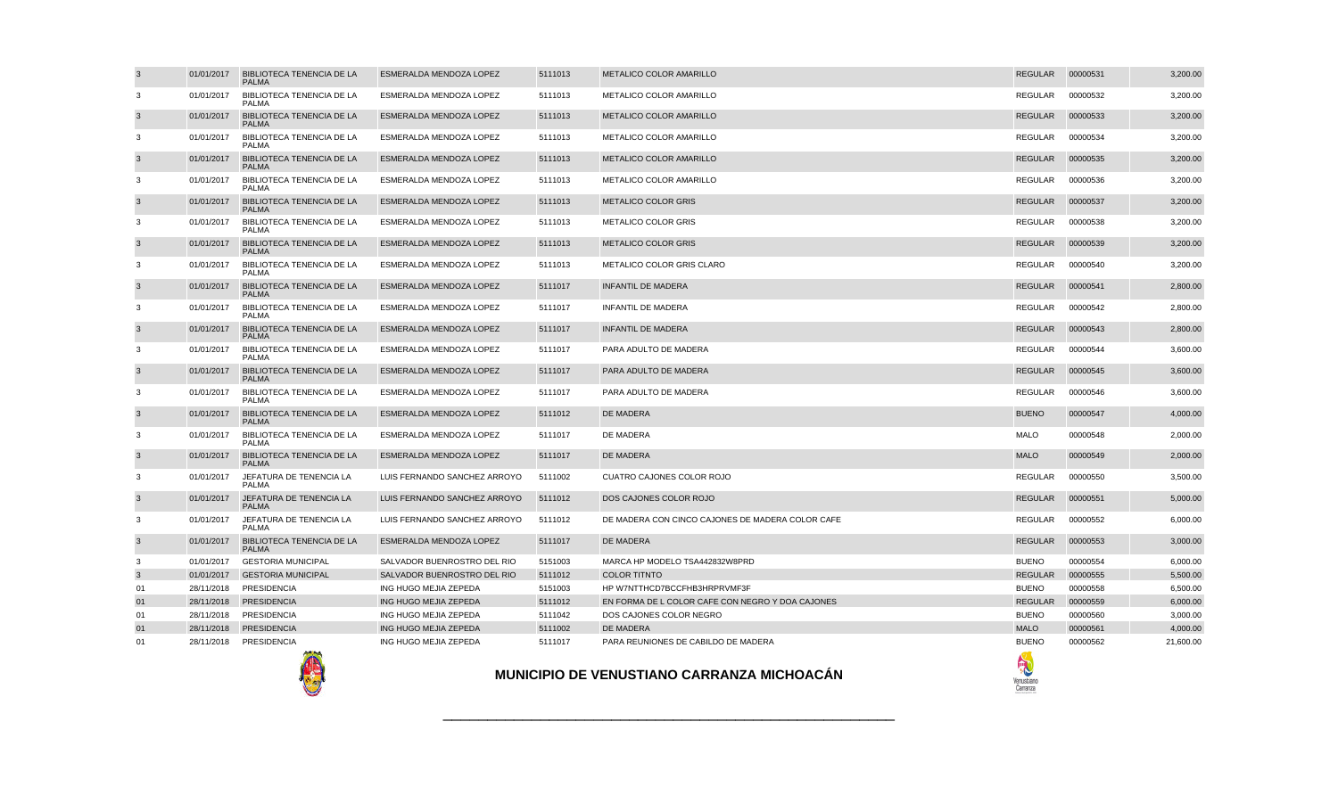| | | | | | | | | |
|---|---|---|---|---|---|---|---|---|
| 3 | 01/01/2017 | BIBLIOTECA TENENCIA DE LA PALMA | ESMERALDA MENDOZA LOPEZ | 5111013 | METALICO COLOR AMARILLO | REGULAR | 00000531 | 3,200.00 |
| 3 | 01/01/2017 | BIBLIOTECA TENENCIA DE LA PALMA | ESMERALDA MENDOZA LOPEZ | 5111013 | METALICO COLOR AMARILLO | REGULAR | 00000532 | 3,200.00 |
| 3 | 01/01/2017 | BIBLIOTECA TENENCIA DE LA PALMA | ESMERALDA MENDOZA LOPEZ | 5111013 | METALICO COLOR AMARILLO | REGULAR | 00000533 | 3,200.00 |
| 3 | 01/01/2017 | BIBLIOTECA TENENCIA DE LA PALMA | ESMERALDA MENDOZA LOPEZ | 5111013 | METALICO COLOR AMARILLO | REGULAR | 00000534 | 3,200.00 |
| 3 | 01/01/2017 | BIBLIOTECA TENENCIA DE LA PALMA | ESMERALDA MENDOZA LOPEZ | 5111013 | METALICO COLOR AMARILLO | REGULAR | 00000535 | 3,200.00 |
| 3 | 01/01/2017 | BIBLIOTECA TENENCIA DE LA PALMA | ESMERALDA MENDOZA LOPEZ | 5111013 | METALICO COLOR AMARILLO | REGULAR | 00000536 | 3,200.00 |
| 3 | 01/01/2017 | BIBLIOTECA TENENCIA DE LA PALMA | ESMERALDA MENDOZA LOPEZ | 5111013 | METALICO COLOR GRIS | REGULAR | 00000537 | 3,200.00 |
| 3 | 01/01/2017 | BIBLIOTECA TENENCIA DE LA PALMA | ESMERALDA MENDOZA LOPEZ | 5111013 | METALICO COLOR GRIS | REGULAR | 00000538 | 3,200.00 |
| 3 | 01/01/2017 | BIBLIOTECA TENENCIA DE LA PALMA | ESMERALDA MENDOZA LOPEZ | 5111013 | METALICO COLOR GRIS | REGULAR | 00000539 | 3,200.00 |
| 3 | 01/01/2017 | BIBLIOTECA TENENCIA DE LA PALMA | ESMERALDA MENDOZA LOPEZ | 5111013 | METALICO COLOR GRIS CLARO | REGULAR | 00000540 | 3,200.00 |
| 3 | 01/01/2017 | BIBLIOTECA TENENCIA DE LA PALMA | ESMERALDA MENDOZA LOPEZ | 5111017 | INFANTIL DE MADERA | REGULAR | 00000541 | 2,800.00 |
| 3 | 01/01/2017 | BIBLIOTECA TENENCIA DE LA PALMA | ESMERALDA MENDOZA LOPEZ | 5111017 | INFANTIL DE MADERA | REGULAR | 00000542 | 2,800.00 |
| 3 | 01/01/2017 | BIBLIOTECA TENENCIA DE LA PALMA | ESMERALDA MENDOZA LOPEZ | 5111017 | INFANTIL DE MADERA | REGULAR | 00000543 | 2,800.00 |
| 3 | 01/01/2017 | BIBLIOTECA TENENCIA DE LA PALMA | ESMERALDA MENDOZA LOPEZ | 5111017 | PARA ADULTO DE MADERA | REGULAR | 00000544 | 3,600.00 |
| 3 | 01/01/2017 | BIBLIOTECA TENENCIA DE LA PALMA | ESMERALDA MENDOZA LOPEZ | 5111017 | PARA ADULTO DE MADERA | REGULAR | 00000545 | 3,600.00 |
| 3 | 01/01/2017 | BIBLIOTECA TENENCIA DE LA PALMA | ESMERALDA MENDOZA LOPEZ | 5111017 | PARA ADULTO DE MADERA | REGULAR | 00000546 | 3,600.00 |
| 3 | 01/01/2017 | BIBLIOTECA TENENCIA DE LA PALMA | ESMERALDA MENDOZA LOPEZ | 5111012 | DE MADERA | BUENO | 00000547 | 4,000.00 |
| 3 | 01/01/2017 | BIBLIOTECA TENENCIA DE LA PALMA | ESMERALDA MENDOZA LOPEZ | 5111017 | DE MADERA | MALO | 00000548 | 2,000.00 |
| 3 | 01/01/2017 | BIBLIOTECA TENENCIA DE LA PALMA | ESMERALDA MENDOZA LOPEZ | 5111017 | DE MADERA | MALO | 00000549 | 2,000.00 |
| 3 | 01/01/2017 | JEFATURA DE TENENCIA LA PALMA | LUIS FERNANDO SANCHEZ ARROYO | 5111002 | CUATRO CAJONES COLOR ROJO | REGULAR | 00000550 | 3,500.00 |
| 3 | 01/01/2017 | JEFATURA DE TENENCIA LA PALMA | LUIS FERNANDO SANCHEZ ARROYO | 5111012 | DOS CAJONES COLOR ROJO | REGULAR | 00000551 | 5,000.00 |
| 3 | 01/01/2017 | JEFATURA DE TENENCIA LA PALMA | LUIS FERNANDO SANCHEZ ARROYO | 5111012 | DE MADERA CON CINCO CAJONES DE MADERA COLOR CAFE | REGULAR | 00000552 | 6,000.00 |
| 3 | 01/01/2017 | BIBLIOTECA TENENCIA DE LA PALMA | ESMERALDA MENDOZA LOPEZ | 5111017 | DE MADERA | REGULAR | 00000553 | 3,000.00 |
| 3 | 01/01/2017 | GESTORIA MUNICIPAL | SALVADOR BUENROSTRO DEL RIO | 5151003 | MARCA HP MODELO TSA442832W8PRD | BUENO | 00000554 | 6,000.00 |
| 3 | 01/01/2017 | GESTORIA MUNICIPAL | SALVADOR BUENROSTRO DEL RIO | 5111012 | COLOR TITNTO | REGULAR | 00000555 | 5,500.00 |
| 01 | 28/11/2018 | PRESIDENCIA | ING HUGO MEJIA ZEPEDA | 5151003 | HP W7NTTHCD7BCCFHB3HRPRVMF3F | BUENO | 00000558 | 6,500.00 |
| 01 | 28/11/2018 | PRESIDENCIA | ING HUGO MEJIA ZEPEDA | 5111012 | EN FORMA DE L COLOR CAFE CON NEGRO Y DOA CAJONES | REGULAR | 00000559 | 6,000.00 |
| 01 | 28/11/2018 | PRESIDENCIA | ING HUGO MEJIA ZEPEDA | 5111042 | DOS CAJONES COLOR NEGRO | BUENO | 00000560 | 3,000.00 |
| 01 | 28/11/2018 | PRESIDENCIA | ING HUGO MEJIA ZEPEDA | 5111002 | DE MADERA | MALO | 00000561 | 4,000.00 |
| 01 | 28/11/2018 | PRESIDENCIA | ING HUGO MEJIA ZEPEDA | 5111017 | PARA REUNIONES DE CABILDO DE MADERA | BUENO | 00000562 | 21,600.00 |

**MUNICIPIO DE VENUSTIANO CARRANZA MICHOACÁN**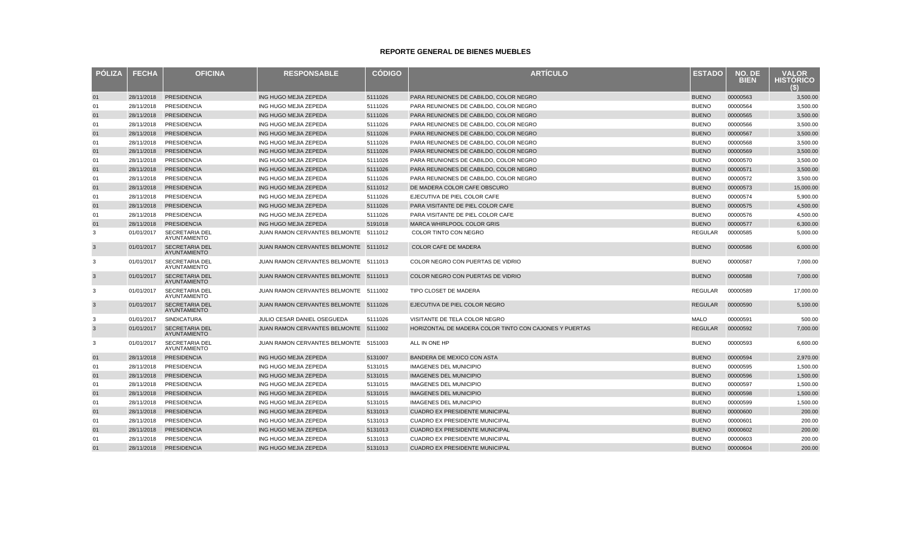# REPORTE GENERAL DE BIENES MUEBLES

| PÓLIZA | FECHA | OFICINA | RESPONSABLE | CÓDIGO | ARTÍCULO | ESTADO | NO. DE BIEN | VALOR HISTÓRICO ($) |
|---|---|---|---|---|---|---|---|---|
| 01 | 28/11/2018 | PRESIDENCIA | ING HUGO MEJIA ZEPEDA | 5111026 | PARA REUNIONES DE CABILDO, COLOR NEGRO | BUENO | 00000563 | 3,500.00 |
| 01 | 28/11/2018 | PRESIDENCIA | ING HUGO MEJIA ZEPEDA | 5111026 | PARA REUNIONES DE CABILDO, COLOR NEGRO | BUENO | 00000564 | 3,500.00 |
| 01 | 28/11/2018 | PRESIDENCIA | ING HUGO MEJIA ZEPEDA | 5111026 | PARA REUNIONES DE CABILDO, COLOR NEGRO | BUENO | 00000565 | 3,500.00 |
| 01 | 28/11/2018 | PRESIDENCIA | ING HUGO MEJIA ZEPEDA | 5111026 | PARA REUNIONES DE CABILDO, COLOR NEGRO | BUENO | 00000566 | 3,500.00 |
| 01 | 28/11/2018 | PRESIDENCIA | ING HUGO MEJIA ZEPEDA | 5111026 | PARA REUNIONES DE CABILDO, COLOR NEGRO | BUENO | 00000567 | 3,500.00 |
| 01 | 28/11/2018 | PRESIDENCIA | ING HUGO MEJIA ZEPEDA | 5111026 | PARA REUNIONES DE CABILDO, COLOR NEGRO | BUENO | 00000568 | 3,500.00 |
| 01 | 28/11/2018 | PRESIDENCIA | ING HUGO MEJIA ZEPEDA | 5111026 | PARA REUNIONES DE CABILDO, COLOR NEGRO | BUENO | 00000569 | 3,500.00 |
| 01 | 28/11/2018 | PRESIDENCIA | ING HUGO MEJIA ZEPEDA | 5111026 | PARA REUNIONES DE CABILDO, COLOR NEGRO | BUENO | 00000570 | 3,500.00 |
| 01 | 28/11/2018 | PRESIDENCIA | ING HUGO MEJIA ZEPEDA | 5111026 | PARA REUNIONES DE CABILDO, COLOR NEGRO | BUENO | 00000571 | 3,500.00 |
| 01 | 28/11/2018 | PRESIDENCIA | ING HUGO MEJIA ZEPEDA | 5111026 | PARA REUNIONES DE CABILDO, COLOR NEGRO | BUENO | 00000572 | 3,500.00 |
| 01 | 28/11/2018 | PRESIDENCIA | ING HUGO MEJIA ZEPEDA | 5111012 | DE MADERA COLOR CAFE OBSCURO | BUENO | 00000573 | 15,000.00 |
| 01 | 28/11/2018 | PRESIDENCIA | ING HUGO MEJIA ZEPEDA | 5111026 | EJECUTIVA DE PIEL COLOR CAFE | BUENO | 00000574 | 5,900.00 |
| 01 | 28/11/2018 | PRESIDENCIA | ING HUGO MEJIA ZEPEDA | 5111026 | PARA VISITANTE DE PIEL COLOR CAFE | BUENO | 00000575 | 4,500.00 |
| 01 | 28/11/2018 | PRESIDENCIA | ING HUGO MEJIA ZEPEDA | 5111026 | PARA VISITANTE DE PIEL COLOR CAFE | BUENO | 00000576 | 4,500.00 |
| 01 | 28/11/2018 | PRESIDENCIA | ING HUGO MEJIA ZEPEDA | 5191018 | MARCA WHIRLPOOL COLOR GRIS | BUENO | 00000577 | 6,300.00 |
| 3 | 01/01/2017 | SECRETARIA DEL AYUNTAMIENTO | JUAN RAMON CERVANTES BELMONTE | 5111012 | COLOR TINTO CON NEGRO | REGULAR | 00000585 | 5,000.00 |
| 3 | 01/01/2017 | SECRETARIA DEL AYUNTAMIENTO | JUAN RAMON CERVANTES BELMONTE | 5111012 | COLOR CAFE DE MADERA | BUENO | 00000586 | 6,000.00 |
| 3 | 01/01/2017 | SECRETARIA DEL AYUNTAMIENTO | JUAN RAMON CERVANTES BELMONTE | 5111013 | COLOR NEGRO CON PUERTAS DE VIDRIO | BUENO | 00000587 | 7,000.00 |
| 3 | 01/01/2017 | SECRETARIA DEL AYUNTAMIENTO | JUAN RAMON CERVANTES BELMONTE | 5111013 | COLOR NEGRO CON PUERTAS DE VIDRIO | BUENO | 00000588 | 7,000.00 |
| 3 | 01/01/2017 | SECRETARIA DEL AYUNTAMIENTO | JUAN RAMON CERVANTES BELMONTE | 5111002 | TIPO CLOSET DE MADERA | REGULAR | 00000589 | 17,000.00 |
| 3 | 01/01/2017 | SECRETARIA DEL AYUNTAMIENTO | JUAN RAMON CERVANTES BELMONTE | 5111026 | EJECUTIVA DE PIEL COLOR NEGRO | REGULAR | 00000590 | 5,100.00 |
| 3 | 01/01/2017 | SINDICATURA | JULIO CESAR DANIEL OSEGUEDA | 5111026 | VISITANTE DE TELA COLOR NEGRO | MALO | 00000591 | 500.00 |
| 3 | 01/01/2017 | SECRETARIA DEL AYUNTAMIENTO | JUAN RAMON CERVANTES BELMONTE | 5111002 | HORIZONTAL DE MADERA COLOR TINTO CON CAJONES Y PUERTAS | REGULAR | 00000592 | 7,000.00 |
| 3 | 01/01/2017 | SECRETARIA DEL AYUNTAMIENTO | JUAN RAMON CERVANTES BELMONTE | 5151003 | ALL IN ONE HP | BUENO | 00000593 | 6,600.00 |
| 01 | 28/11/2018 | PRESIDENCIA | ING HUGO MEJIA ZEPEDA | 5131007 | BANDERA DE MEXICO CON ASTA | BUENO | 00000594 | 2,970.00 |
| 01 | 28/11/2018 | PRESIDENCIA | ING HUGO MEJIA ZEPEDA | 5131015 | IMAGENES DEL MUNICIPIO | BUENO | 00000595 | 1,500.00 |
| 01 | 28/11/2018 | PRESIDENCIA | ING HUGO MEJIA ZEPEDA | 5131015 | IMAGENES DEL MUNICIPIO | BUENO | 00000596 | 1,500.00 |
| 01 | 28/11/2018 | PRESIDENCIA | ING HUGO MEJIA ZEPEDA | 5131015 | IMAGENES DEL MUNICIPIO | BUENO | 00000597 | 1,500.00 |
| 01 | 28/11/2018 | PRESIDENCIA | ING HUGO MEJIA ZEPEDA | 5131015 | IMAGENES DEL MUNICIPIO | BUENO | 00000598 | 1,500.00 |
| 01 | 28/11/2018 | PRESIDENCIA | ING HUGO MEJIA ZEPEDA | 5131015 | IMAGENES DEL MUNICIPIO | BUENO | 00000599 | 1,500.00 |
| 01 | 28/11/2018 | PRESIDENCIA | ING HUGO MEJIA ZEPEDA | 5131013 | CUADRO EX PRESIDENTE MUNICIPAL | BUENO | 00000600 | 200.00 |
| 01 | 28/11/2018 | PRESIDENCIA | ING HUGO MEJIA ZEPEDA | 5131013 | CUADRO EX PRESIDENTE MUNICIPAL | BUENO | 00000601 | 200.00 |
| 01 | 28/11/2018 | PRESIDENCIA | ING HUGO MEJIA ZEPEDA | 5131013 | CUADRO EX PRESIDENTE MUNICIPAL | BUENO | 00000602 | 200.00 |
| 01 | 28/11/2018 | PRESIDENCIA | ING HUGO MEJIA ZEPEDA | 5131013 | CUADRO EX PRESIDENTE MUNICIPAL | BUENO | 00000603 | 200.00 |
| 01 | 28/11/2018 | PRESIDENCIA | ING HUGO MEJIA ZEPEDA | 5131013 | CUADRO EX PRESIDENTE MUNICIPAL | BUENO | 00000604 | 200.00 |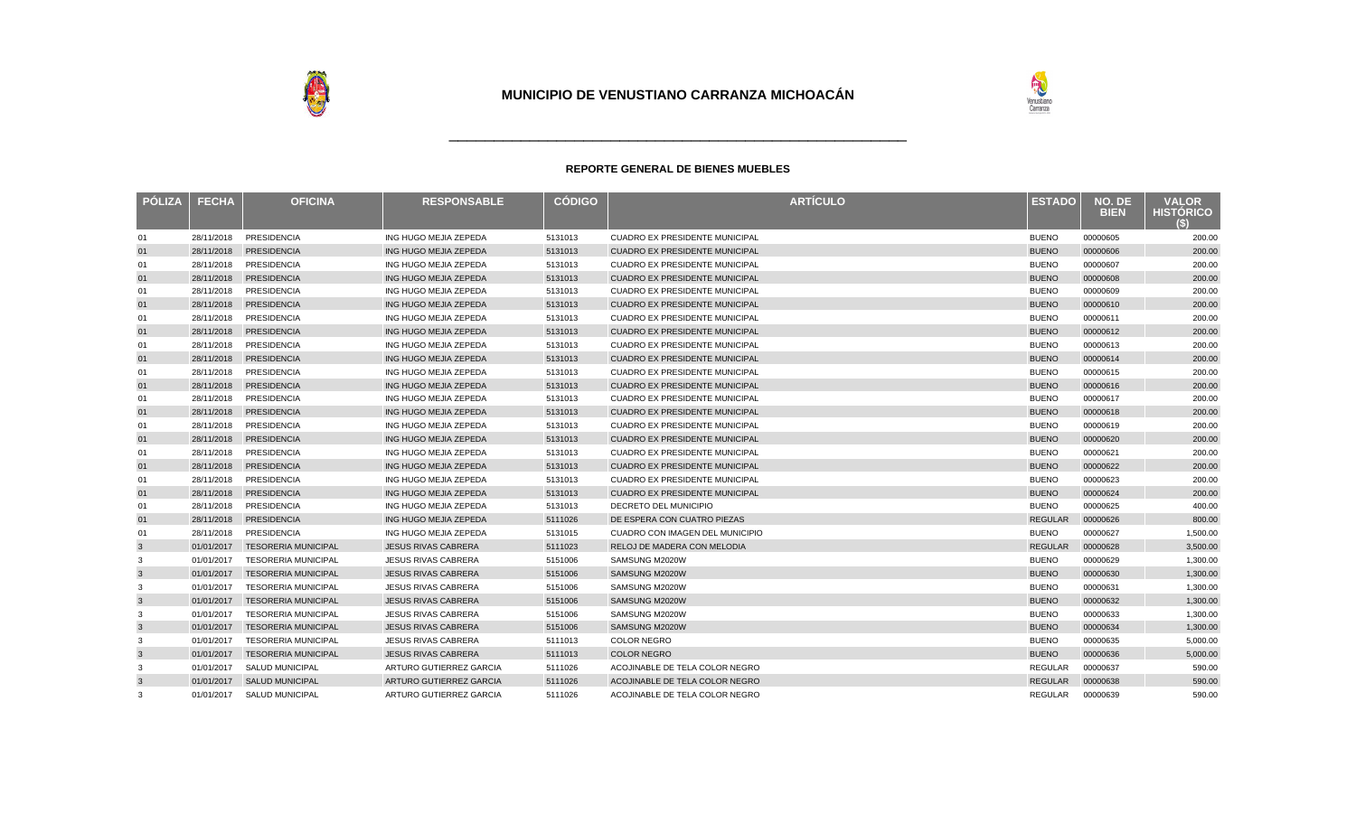# MUNICIPIO DE VENUSTIANO CARRANZA MICHOACÁN

### REPORTE GENERAL DE BIENES MUEBLES

| PÓLIZA | FECHA | OFICINA | RESPONSABLE | CÓDIGO | ARTÍCULO | ESTADO | NO. DE BIEN | VALOR HISTÓRICO ($) |
|---|---|---|---|---|---|---|---|---|
| 01 | 28/11/2018 | PRESIDENCIA | ING HUGO MEJIA ZEPEDA | 5131013 | CUADRO EX PRESIDENTE MUNICIPAL | BUENO | 00000605 | 200.00 |
| 01 | 28/11/2018 | PRESIDENCIA | ING HUGO MEJIA ZEPEDA | 5131013 | CUADRO EX PRESIDENTE MUNICIPAL | BUENO | 00000606 | 200.00 |
| 01 | 28/11/2018 | PRESIDENCIA | ING HUGO MEJIA ZEPEDA | 5131013 | CUADRO EX PRESIDENTE MUNICIPAL | BUENO | 00000607 | 200.00 |
| 01 | 28/11/2018 | PRESIDENCIA | ING HUGO MEJIA ZEPEDA | 5131013 | CUADRO EX PRESIDENTE MUNICIPAL | BUENO | 00000608 | 200.00 |
| 01 | 28/11/2018 | PRESIDENCIA | ING HUGO MEJIA ZEPEDA | 5131013 | CUADRO EX PRESIDENTE MUNICIPAL | BUENO | 00000609 | 200.00 |
| 01 | 28/11/2018 | PRESIDENCIA | ING HUGO MEJIA ZEPEDA | 5131013 | CUADRO EX PRESIDENTE MUNICIPAL | BUENO | 00000610 | 200.00 |
| 01 | 28/11/2018 | PRESIDENCIA | ING HUGO MEJIA ZEPEDA | 5131013 | CUADRO EX PRESIDENTE MUNICIPAL | BUENO | 00000611 | 200.00 |
| 01 | 28/11/2018 | PRESIDENCIA | ING HUGO MEJIA ZEPEDA | 5131013 | CUADRO EX PRESIDENTE MUNICIPAL | BUENO | 00000612 | 200.00 |
| 01 | 28/11/2018 | PRESIDENCIA | ING HUGO MEJIA ZEPEDA | 5131013 | CUADRO EX PRESIDENTE MUNICIPAL | BUENO | 00000613 | 200.00 |
| 01 | 28/11/2018 | PRESIDENCIA | ING HUGO MEJIA ZEPEDA | 5131013 | CUADRO EX PRESIDENTE MUNICIPAL | BUENO | 00000614 | 200.00 |
| 01 | 28/11/2018 | PRESIDENCIA | ING HUGO MEJIA ZEPEDA | 5131013 | CUADRO EX PRESIDENTE MUNICIPAL | BUENO | 00000615 | 200.00 |
| 01 | 28/11/2018 | PRESIDENCIA | ING HUGO MEJIA ZEPEDA | 5131013 | CUADRO EX PRESIDENTE MUNICIPAL | BUENO | 00000616 | 200.00 |
| 01 | 28/11/2018 | PRESIDENCIA | ING HUGO MEJIA ZEPEDA | 5131013 | CUADRO EX PRESIDENTE MUNICIPAL | BUENO | 00000617 | 200.00 |
| 01 | 28/11/2018 | PRESIDENCIA | ING HUGO MEJIA ZEPEDA | 5131013 | CUADRO EX PRESIDENTE MUNICIPAL | BUENO | 00000618 | 200.00 |
| 01 | 28/11/2018 | PRESIDENCIA | ING HUGO MEJIA ZEPEDA | 5131013 | CUADRO EX PRESIDENTE MUNICIPAL | BUENO | 00000619 | 200.00 |
| 01 | 28/11/2018 | PRESIDENCIA | ING HUGO MEJIA ZEPEDA | 5131013 | CUADRO EX PRESIDENTE MUNICIPAL | BUENO | 00000620 | 200.00 |
| 01 | 28/11/2018 | PRESIDENCIA | ING HUGO MEJIA ZEPEDA | 5131013 | CUADRO EX PRESIDENTE MUNICIPAL | BUENO | 00000621 | 200.00 |
| 01 | 28/11/2018 | PRESIDENCIA | ING HUGO MEJIA ZEPEDA | 5131013 | CUADRO EX PRESIDENTE MUNICIPAL | BUENO | 00000622 | 200.00 |
| 01 | 28/11/2018 | PRESIDENCIA | ING HUGO MEJIA ZEPEDA | 5131013 | CUADRO EX PRESIDENTE MUNICIPAL | BUENO | 00000623 | 200.00 |
| 01 | 28/11/2018 | PRESIDENCIA | ING HUGO MEJIA ZEPEDA | 5131013 | CUADRO EX PRESIDENTE MUNICIPAL | BUENO | 00000624 | 200.00 |
| 01 | 28/11/2018 | PRESIDENCIA | ING HUGO MEJIA ZEPEDA | 5131013 | DECRETO DEL MUNICIPIO | BUENO | 00000625 | 400.00 |
| 01 | 28/11/2018 | PRESIDENCIA | ING HUGO MEJIA ZEPEDA | 5111026 | DE ESPERA CON CUATRO PIEZAS | REGULAR | 00000626 | 800.00 |
| 01 | 28/11/2018 | PRESIDENCIA | ING HUGO MEJIA ZEPEDA | 5131015 | CUADRO CON IMAGEN DEL MUNICIPIO | BUENO | 00000627 | 1,500.00 |
| 3 | 01/01/2017 | TESORERIA MUNICIPAL | JESUS RIVAS CABRERA | 5111023 | RELOJ DE MADERA CON MELODIA | REGULAR | 00000628 | 3,500.00 |
| 3 | 01/01/2017 | TESORERIA MUNICIPAL | JESUS RIVAS CABRERA | 5151006 | SAMSUNG M2020W | BUENO | 00000629 | 1,300.00 |
| 3 | 01/01/2017 | TESORERIA MUNICIPAL | JESUS RIVAS CABRERA | 5151006 | SAMSUNG M2020W | BUENO | 00000630 | 1,300.00 |
| 3 | 01/01/2017 | TESORERIA MUNICIPAL | JESUS RIVAS CABRERA | 5151006 | SAMSUNG M2020W | BUENO | 00000631 | 1,300.00 |
| 3 | 01/01/2017 | TESORERIA MUNICIPAL | JESUS RIVAS CABRERA | 5151006 | SAMSUNG M2020W | BUENO | 00000632 | 1,300.00 |
| 3 | 01/01/2017 | TESORERIA MUNICIPAL | JESUS RIVAS CABRERA | 5151006 | SAMSUNG M2020W | BUENO | 00000633 | 1,300.00 |
| 3 | 01/01/2017 | TESORERIA MUNICIPAL | JESUS RIVAS CABRERA | 5151006 | SAMSUNG M2020W | BUENO | 00000634 | 1,300.00 |
| 3 | 01/01/2017 | TESORERIA MUNICIPAL | JESUS RIVAS CABRERA | 5111013 | COLOR NEGRO | BUENO | 00000635 | 5,000.00 |
| 3 | 01/01/2017 | TESORERIA MUNICIPAL | JESUS RIVAS CABRERA | 5111013 | COLOR NEGRO | BUENO | 00000636 | 5,000.00 |
| 3 | 01/01/2017 | SALUD MUNICIPAL | ARTURO GUTIERREZ GARCIA | 5111026 | ACOJINABLE DE TELA COLOR NEGRO | REGULAR | 00000637 | 590.00 |
| 3 | 01/01/2017 | SALUD MUNICIPAL | ARTURO GUTIERREZ GARCIA | 5111026 | ACOJINABLE DE TELA COLOR NEGRO | REGULAR | 00000638 | 590.00 |
| 3 | 01/01/2017 | SALUD MUNICIPAL | ARTURO GUTIERREZ GARCIA | 5111026 | ACOJINABLE DE TELA COLOR NEGRO | REGULAR | 00000639 | 590.00 |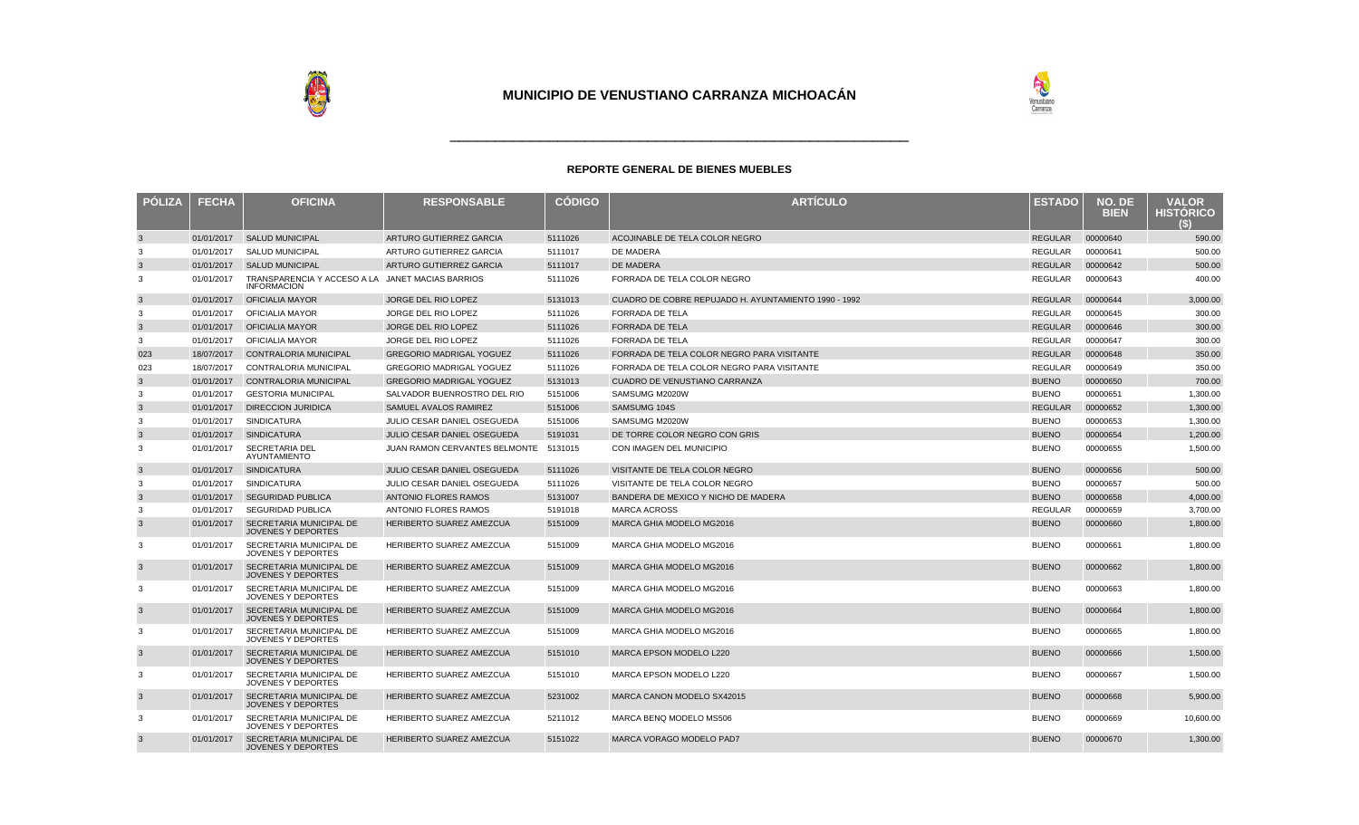# MUNICIPIO DE VENUSTIANO CARRANZA MICHOACÁN

## REPORTE GENERAL DE BIENES MUEBLES

| PÓLIZA | FECHA | OFICINA | RESPONSABLE | CÓDIGO | ARTÍCULO | ESTADO | NO. DE BIEN | VALOR HISTÓRICO ($) |
|---|---|---|---|---|---|---|---|---|
| 3 | 01/01/2017 | SALUD MUNICIPAL | ARTURO GUTIERREZ GARCIA | 5111026 | ACOJINABLE DE TELA COLOR NEGRO | REGULAR | 00000640 | 590.00 |
| 3 | 01/01/2017 | SALUD MUNICIPAL | ARTURO GUTIERREZ GARCIA | 5111017 | DE MADERA | REGULAR | 00000641 | 500.00 |
| 3 | 01/01/2017 | SALUD MUNICIPAL | ARTURO GUTIERREZ GARCIA | 5111017 | DE MADERA | REGULAR | 00000642 | 500.00 |
| 3 | 01/01/2017 | TRANSPARENCIA Y ACCESO A LA INFORMACION | JANET MACIAS BARRIOS | 5111026 | FORRADA DE TELA COLOR NEGRO | REGULAR | 00000643 | 400.00 |
| 3 | 01/01/2017 | OFICIALIA MAYOR | JORGE DEL RIO LOPEZ | 5131013 | CUADRO DE COBRE REPUJADO H. AYUNTAMIENTO 1990 - 1992 | REGULAR | 00000644 | 3,000.00 |
| 3 | 01/01/2017 | OFICIALIA MAYOR | JORGE DEL RIO LOPEZ | 5111026 | FORRADA DE TELA | REGULAR | 00000645 | 300.00 |
| 3 | 01/01/2017 | OFICIALIA MAYOR | JORGE DEL RIO LOPEZ | 5111026 | FORRADA DE TELA | REGULAR | 00000646 | 300.00 |
| 3 | 01/01/2017 | OFICIALIA MAYOR | JORGE DEL RIO LOPEZ | 5111026 | FORRADA DE TELA | REGULAR | 00000647 | 300.00 |
| 023 | 18/07/2017 | CONTRALORIA MUNICIPAL | GREGORIO MADRIGAL YOGUEZ | 5111026 | FORRADA DE TELA COLOR NEGRO PARA VISITANTE | REGULAR | 00000648 | 350.00 |
| 023 | 18/07/2017 | CONTRALORIA MUNICIPAL | GREGORIO MADRIGAL YOGUEZ | 5111026 | FORRADA DE TELA COLOR NEGRO PARA VISITANTE | REGULAR | 00000649 | 350.00 |
| 3 | 01/01/2017 | CONTRALORIA MUNICIPAL | GREGORIO MADRIGAL YOGUEZ | 5131013 | CUADRO DE VENUSTIANO CARRANZA | BUENO | 00000650 | 700.00 |
| 3 | 01/01/2017 | GESTORIA MUNICIPAL | SALVADOR BUENROSTRO DEL RIO | 5151006 | SAMSUMG M2020W | BUENO | 00000651 | 1,300.00 |
| 3 | 01/01/2017 | DIRECCION JURIDICA | SAMUEL AVALOS RAMIREZ | 5151006 | SAMSUMG 104S | REGULAR | 00000652 | 1,300.00 |
| 3 | 01/01/2017 | SINDICATURA | JULIO CESAR DANIEL OSEGUEDA | 5151006 | SAMSUMG M2020W | BUENO | 00000653 | 1,300.00 |
| 3 | 01/01/2017 | SINDICATURA | JULIO CESAR DANIEL OSEGUEDA | 5191031 | DE TORRE COLOR NEGRO CON GRIS | BUENO | 00000654 | 1,200.00 |
| 3 | 01/01/2017 | SECRETARIA DEL AYUNTAMIENTO | JUAN RAMON CERVANTES BELMONTE | 5131015 | CON IMAGEN DEL MUNICIPIO | BUENO | 00000655 | 1,500.00 |
| 3 | 01/01/2017 | SINDICATURA | JULIO CESAR DANIEL OSEGUEDA | 5111026 | VISITANTE DE TELA COLOR NEGRO | BUENO | 00000656 | 500.00 |
| 3 | 01/01/2017 | SINDICATURA | JULIO CESAR DANIEL OSEGUEDA | 5111026 | VISITANTE DE TELA COLOR NEGRO | BUENO | 00000657 | 500.00 |
| 3 | 01/01/2017 | SEGURIDAD PUBLICA | ANTONIO FLORES RAMOS | 5131007 | BANDERA DE MEXICO Y NICHO DE MADERA | BUENO | 00000658 | 4,000.00 |
| 3 | 01/01/2017 | SEGURIDAD PUBLICA | ANTONIO FLORES RAMOS | 5191018 | MARCA ACROSS | REGULAR | 00000659 | 3,700.00 |
| 3 | 01/01/2017 | SECRETARIA MUNICIPAL DE JOVENES Y DEPORTES | HERIBERTO SUAREZ AMEZCUA | 5151009 | MARCA GHIA MODELO MG2016 | BUENO | 00000660 | 1,800.00 |
| 3 | 01/01/2017 | SECRETARIA MUNICIPAL DE JOVENES Y DEPORTES | HERIBERTO SUAREZ AMEZCUA | 5151009 | MARCA GHIA MODELO MG2016 | BUENO | 00000661 | 1,800.00 |
| 3 | 01/01/2017 | SECRETARIA MUNICIPAL DE JOVENES Y DEPORTES | HERIBERTO SUAREZ AMEZCUA | 5151009 | MARCA GHIA MODELO MG2016 | BUENO | 00000662 | 1,800.00 |
| 3 | 01/01/2017 | SECRETARIA MUNICIPAL DE JOVENES Y DEPORTES | HERIBERTO SUAREZ AMEZCUA | 5151009 | MARCA GHIA MODELO MG2016 | BUENO | 00000663 | 1,800.00 |
| 3 | 01/01/2017 | SECRETARIA MUNICIPAL DE JOVENES Y DEPORTES | HERIBERTO SUAREZ AMEZCUA | 5151009 | MARCA GHIA MODELO MG2016 | BUENO | 00000664 | 1,800.00 |
| 3 | 01/01/2017 | SECRETARIA MUNICIPAL DE JOVENES Y DEPORTES | HERIBERTO SUAREZ AMEZCUA | 5151009 | MARCA GHIA MODELO MG2016 | BUENO | 00000665 | 1,800.00 |
| 3 | 01/01/2017 | SECRETARIA MUNICIPAL DE JOVENES Y DEPORTES | HERIBERTO SUAREZ AMEZCUA | 5151010 | MARCA EPSON MODELO L220 | BUENO | 00000666 | 1,500.00 |
| 3 | 01/01/2017 | SECRETARIA MUNICIPAL DE JOVENES Y DEPORTES | HERIBERTO SUAREZ AMEZCUA | 5151010 | MARCA EPSON MODELO L220 | BUENO | 00000667 | 1,500.00 |
| 3 | 01/01/2017 | SECRETARIA MUNICIPAL DE JOVENES Y DEPORTES | HERIBERTO SUAREZ AMEZCUA | 5231002 | MARCA CANON MODELO SX42015 | BUENO | 00000668 | 5,900.00 |
| 3 | 01/01/2017 | SECRETARIA MUNICIPAL DE JOVENES Y DEPORTES | HERIBERTO SUAREZ AMEZCUA | 5211012 | MARCA BENQ MODELO MS506 | BUENO | 00000669 | 10,600.00 |
| 3 | 01/01/2017 | SECRETARIA MUNICIPAL DE JOVENES Y DEPORTES | HERIBERTO SUAREZ AMEZCUA | 5151022 | MARCA VORAGO MODELO PAD7 | BUENO | 00000670 | 1,300.00 |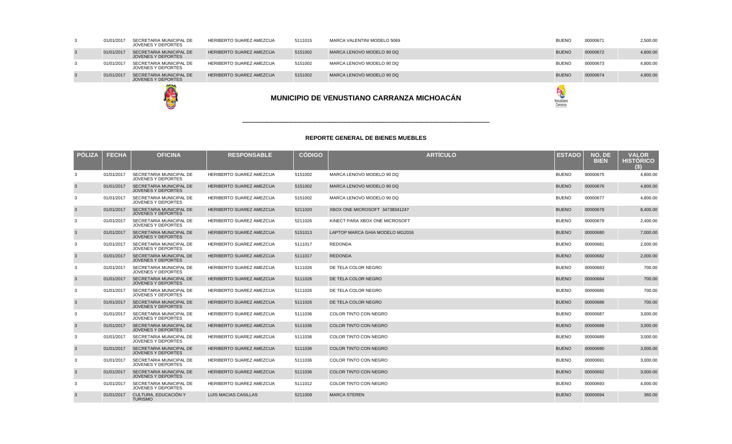| PÓLIZA | FECHA | OFICINA | RESPONSABLE | CÓDIGO | ARTÍCULO | ESTADO | NO. DE BIEN | VALOR HISTÓRICO ($) |
|---|---|---|---|---|---|---|---|---|
| 3 | 01/01/2017 | SECRETARIA MUNICIPAL DE JOVENES Y DEPORTES | HERIBERTO SUAREZ AMEZCUA | 5111015 | MARCA VALENTINI MODELO 5069 | BUENO | 00000671 | 2,500.00 |
| 3 | 01/01/2017 | SECRETARIA MUNICIPAL DE JOVENES Y DEPORTES | HERIBERTO SUAREZ AMEZCUA | 5151002 | MARCA LENOVO MODELO 90 DQ | BUENO | 00000672 | 4,800.00 |
| 3 | 01/01/2017 | SECRETARIA MUNICIPAL DE JOVENES Y DEPORTES | HERIBERTO SUAREZ AMEZCUA | 5151002 | MARCA LENOVO MODELO 90 DQ | BUENO | 00000673 | 4,800.00 |
| 3 | 01/01/2017 | SECRETARIA MUNICIPAL DE JOVENES Y DEPORTES | HERIBERTO SUAREZ AMEZCUA | 5151002 | MARCA LENOVO MODELO 90 DQ | BUENO | 00000674 | 4,800.00 |

# MUNICIPIO DE VENUSTIANO CARRANZA MICHOACÁN

## REPORTE GENERAL DE BIENES MUEBLES

| PÓLIZA | FECHA | OFICINA | RESPONSABLE | CÓDIGO | ARTÍCULO | ESTADO | NO. DE BIEN | VALOR HISTÓRICO ($) |
|---|---|---|---|---|---|---|---|---|
| 3 | 01/01/2017 | SECRETARIA MUNICIPAL DE JOVENES Y DEPORTES | HERIBERTO SUAREZ AMEZCUA | 5151002 | MARCA LENOVO MODELO 90 DQ | BUENO | 00000675 | 4,800.00 |
| 3 | 01/01/2017 | SECRETARIA MUNICIPAL DE JOVENES Y DEPORTES | HERIBERTO SUAREZ AMEZCUA | 5151002 | MARCA LENOVO MODELO 90 DQ | BUENO | 00000676 | 4,800.00 |
| 3 | 01/01/2017 | SECRETARIA MUNICIPAL DE JOVENES Y DEPORTES | HERIBERTO SUAREZ AMEZCUA | 5151002 | MARCA LENOVO MODELO 90 DQ | BUENO | 00000677 | 4,800.00 |
| 3 | 01/01/2017 | SECRETARIA MUNICIPAL DE JOVENES Y DEPORTES | HERIBERTO SUAREZ AMEZCUA | 5211020 | XBOX ONE MICROSOFT 34738341247 | BUENO | 00000678 | 8,400.00 |
| 3 | 01/01/2017 | SECRETARIA MUNICIPAL DE JOVENES Y DEPORTES | HERIBERTO SUAREZ AMEZCUA | 5211026 | KINECT PARA XBOX ONE MICROSOFT | BUENO | 00000679 | 2,400.00 |
| 3 | 01/01/2017 | SECRETARIA MUNICIPAL DE JOVENES Y DEPORTES | HERIBERTO SUAREZ AMEZCUA | 5151013 | LAPTOP MARCA GHIA MODELO MG2016 | BUENO | 00000680 | 7,000.00 |
| 3 | 01/01/2017 | SECRETARIA MUNICIPAL DE JOVENES Y DEPORTES | HERIBERTO SUAREZ AMEZCUA | 5111017 | REDONDA | BUENO | 00000681 | 2,000.00 |
| 3 | 01/01/2017 | SECRETARIA MUNICIPAL DE JOVENES Y DEPORTES | HERIBERTO SUAREZ AMEZCUA | 5111017 | REDONDA | BUENO | 00000682 | 2,000.00 |
| 3 | 01/01/2017 | SECRETARIA MUNICIPAL DE JOVENES Y DEPORTES | HERIBERTO SUAREZ AMEZCUA | 5111026 | DE TELA COLOR NEGRO | BUENO | 00000683 | 700.00 |
| 3 | 01/01/2017 | SECRETARIA MUNICIPAL DE JOVENES Y DEPORTES | HERIBERTO SUAREZ AMEZCUA | 5111026 | DE TELA COLOR NEGRO | BUENO | 00000684 | 700.00 |
| 3 | 01/01/2017 | SECRETARIA MUNICIPAL DE JOVENES Y DEPORTES | HERIBERTO SUAREZ AMEZCUA | 5111026 | DE TELA COLOR NEGRO | BUENO | 00000685 | 700.00 |
| 3 | 01/01/2017 | SECRETARIA MUNICIPAL DE JOVENES Y DEPORTES | HERIBERTO SUAREZ AMEZCUA | 5111026 | DE TELA COLOR NEGRO | BUENO | 00000686 | 700.00 |
| 3 | 01/01/2017 | SECRETARIA MUNICIPAL DE JOVENES Y DEPORTES | HERIBERTO SUAREZ AMEZCUA | 5111036 | COLOR TINTO CON NEGRO | BUENO | 00000687 | 3,000.00 |
| 3 | 01/01/2017 | SECRETARIA MUNICIPAL DE JOVENES Y DEPORTES | HERIBERTO SUAREZ AMEZCUA | 5111036 | COLOR TINTO CON NEGRO | BUENO | 00000688 | 3,000.00 |
| 3 | 01/01/2017 | SECRETARIA MUNICIPAL DE JOVENES Y DEPORTES | HERIBERTO SUAREZ AMEZCUA | 5111036 | COLOR TINTO CON NEGRO | BUENO | 00000689 | 3,000.00 |
| 3 | 01/01/2017 | SECRETARIA MUNICIPAL DE JOVENES Y DEPORTES | HERIBERTO SUAREZ AMEZCUA | 5111036 | COLOR TINTO CON NEGRO | BUENO | 00000690 | 3,000.00 |
| 3 | 01/01/2017 | SECRETARIA MUNICIPAL DE JOVENES Y DEPORTES | HERIBERTO SUAREZ AMEZCUA | 5111036 | COLOR TINTO CON NEGRO | BUENO | 00000691 | 3,000.00 |
| 3 | 01/01/2017 | SECRETARIA MUNICIPAL DE JOVENES Y DEPORTES | HERIBERTO SUAREZ AMEZCUA | 5111036 | COLOR TINTO CON NEGRO | BUENO | 00000692 | 3,000.00 |
| 3 | 01/01/2017 | SECRETARIA MUNICIPAL DE JOVENES Y DEPORTES | HERIBERTO SUAREZ AMEZCUA | 5111012 | COLOR TINTO CON NEGRO | BUENO | 00000693 | 4,000.00 |
| 3 | 01/01/2017 | CULTURA, EDUCACIÓN Y TURISMO | LUIS MACIAS CASILLAS | 5211009 | MARCA STEREN | BUENO | 00000694 | 360.00 |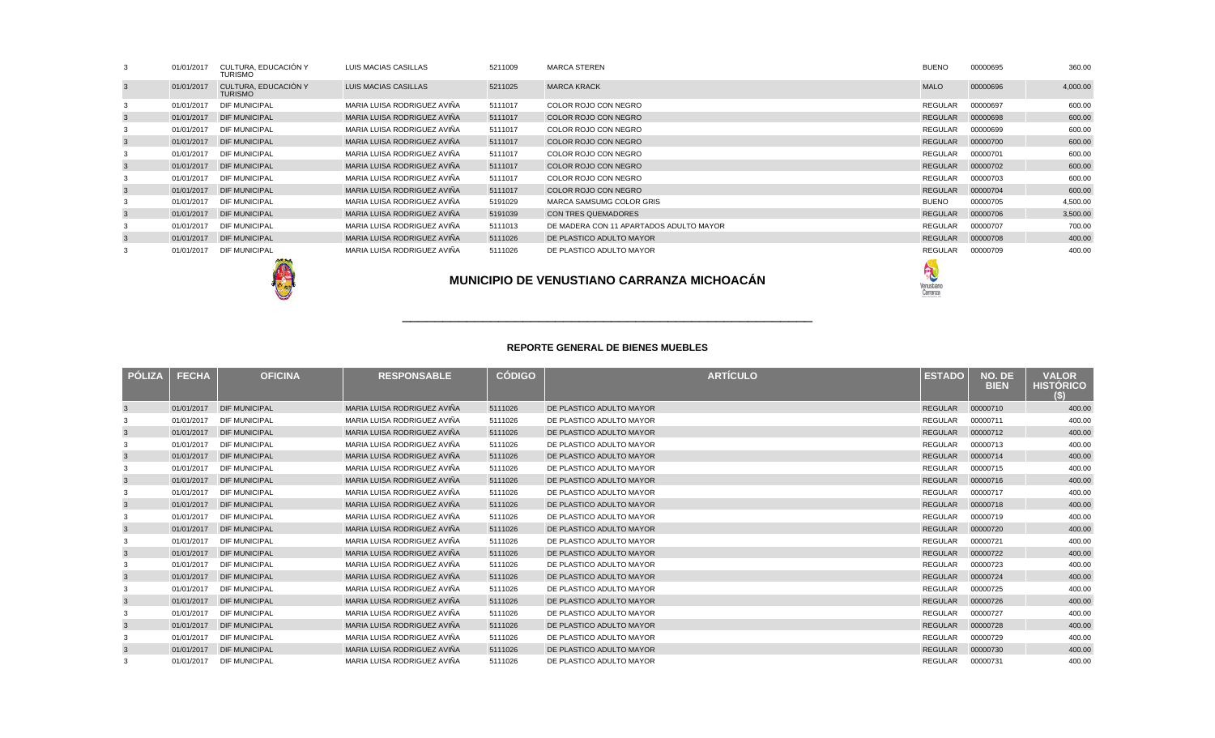| | | | | | | | | |
|---|---|---|---|---|---|---|---|---|
| 3 | 01/01/2017 | CULTURA, EDUCACIÓN Y TURISMO | LUIS MACIAS CASILLAS | 5211009 | MARCA STEREN | BUENO | 00000695 | 360.00 |
| 3 | 01/01/2017 | CULTURA, EDUCACIÓN Y TURISMO | LUIS MACIAS CASILLAS | 5211025 | MARCA KRACK | MALO | 00000696 | 4,000.00 |
| 3 | 01/01/2017 | DIF MUNICIPAL | MARIA LUISA RODRIGUEZ AVIÑA | 5111017 | COLOR ROJO CON NEGRO | REGULAR | 00000697 | 600.00 |
| 3 | 01/01/2017 | DIF MUNICIPAL | MARIA LUISA RODRIGUEZ AVIÑA | 5111017 | COLOR ROJO CON NEGRO | REGULAR | 00000698 | 600.00 |
| 3 | 01/01/2017 | DIF MUNICIPAL | MARIA LUISA RODRIGUEZ AVIÑA | 5111017 | COLOR ROJO CON NEGRO | REGULAR | 00000699 | 600.00 |
| 3 | 01/01/2017 | DIF MUNICIPAL | MARIA LUISA RODRIGUEZ AVIÑA | 5111017 | COLOR ROJO CON NEGRO | REGULAR | 00000700 | 600.00 |
| 3 | 01/01/2017 | DIF MUNICIPAL | MARIA LUISA RODRIGUEZ AVIÑA | 5111017 | COLOR ROJO CON NEGRO | REGULAR | 00000701 | 600.00 |
| 3 | 01/01/2017 | DIF MUNICIPAL | MARIA LUISA RODRIGUEZ AVIÑA | 5111017 | COLOR ROJO CON NEGRO | REGULAR | 00000702 | 600.00 |
| 3 | 01/01/2017 | DIF MUNICIPAL | MARIA LUISA RODRIGUEZ AVIÑA | 5111017 | COLOR ROJO CON NEGRO | REGULAR | 00000703 | 600.00 |
| 3 | 01/01/2017 | DIF MUNICIPAL | MARIA LUISA RODRIGUEZ AVIÑA | 5111017 | COLOR ROJO CON NEGRO | REGULAR | 00000704 | 600.00 |
| 3 | 01/01/2017 | DIF MUNICIPAL | MARIA LUISA RODRIGUEZ AVIÑA | 5191029 | MARCA SAMSUMG COLOR GRIS | BUENO | 00000705 | 4,500.00 |
| 3 | 01/01/2017 | DIF MUNICIPAL | MARIA LUISA RODRIGUEZ AVIÑA | 5191039 | CON TRES QUEMADORES | REGULAR | 00000706 | 3,500.00 |
| 3 | 01/01/2017 | DIF MUNICIPAL | MARIA LUISA RODRIGUEZ AVIÑA | 5111013 | DE MADERA CON 11 APARTADOS ADULTO MAYOR | REGULAR | 00000707 | 700.00 |
| 3 | 01/01/2017 | DIF MUNICIPAL | MARIA LUISA RODRIGUEZ AVIÑA | 5111026 | DE PLASTICO ADULTO MAYOR | REGULAR | 00000708 | 400.00 |
| 3 | 01/01/2017 | DIF MUNICIPAL | MARIA LUISA RODRIGUEZ AVIÑA | 5111026 | DE PLASTICO ADULTO MAYOR | REGULAR | 00000709 | 400.00 |

## MUNICIPIO DE VENUSTIANO CARRANZA MICHOACÁN

### REPORTE GENERAL DE BIENES MUEBLES

| PÓLIZA | FECHA | OFICINA | RESPONSABLE | CÓDIGO | ARTÍCULO | ESTADO | NO. DE BIEN | VALOR HISTÓRICO ($) |
|---|---|---|---|---|---|---|---|---|
| 3 | 01/01/2017 | DIF MUNICIPAL | MARIA LUISA RODRIGUEZ AVIÑA | 5111026 | DE PLASTICO ADULTO MAYOR | REGULAR | 00000710 | 400.00 |
| 3 | 01/01/2017 | DIF MUNICIPAL | MARIA LUISA RODRIGUEZ AVIÑA | 5111026 | DE PLASTICO ADULTO MAYOR | REGULAR | 00000711 | 400.00 |
| 3 | 01/01/2017 | DIF MUNICIPAL | MARIA LUISA RODRIGUEZ AVIÑA | 5111026 | DE PLASTICO ADULTO MAYOR | REGULAR | 00000712 | 400.00 |
| 3 | 01/01/2017 | DIF MUNICIPAL | MARIA LUISA RODRIGUEZ AVIÑA | 5111026 | DE PLASTICO ADULTO MAYOR | REGULAR | 00000713 | 400.00 |
| 3 | 01/01/2017 | DIF MUNICIPAL | MARIA LUISA RODRIGUEZ AVIÑA | 5111026 | DE PLASTICO ADULTO MAYOR | REGULAR | 00000714 | 400.00 |
| 3 | 01/01/2017 | DIF MUNICIPAL | MARIA LUISA RODRIGUEZ AVIÑA | 5111026 | DE PLASTICO ADULTO MAYOR | REGULAR | 00000715 | 400.00 |
| 3 | 01/01/2017 | DIF MUNICIPAL | MARIA LUISA RODRIGUEZ AVIÑA | 5111026 | DE PLASTICO ADULTO MAYOR | REGULAR | 00000716 | 400.00 |
| 3 | 01/01/2017 | DIF MUNICIPAL | MARIA LUISA RODRIGUEZ AVIÑA | 5111026 | DE PLASTICO ADULTO MAYOR | REGULAR | 00000717 | 400.00 |
| 3 | 01/01/2017 | DIF MUNICIPAL | MARIA LUISA RODRIGUEZ AVIÑA | 5111026 | DE PLASTICO ADULTO MAYOR | REGULAR | 00000718 | 400.00 |
| 3 | 01/01/2017 | DIF MUNICIPAL | MARIA LUISA RODRIGUEZ AVIÑA | 5111026 | DE PLASTICO ADULTO MAYOR | REGULAR | 00000719 | 400.00 |
| 3 | 01/01/2017 | DIF MUNICIPAL | MARIA LUISA RODRIGUEZ AVIÑA | 5111026 | DE PLASTICO ADULTO MAYOR | REGULAR | 00000720 | 400.00 |
| 3 | 01/01/2017 | DIF MUNICIPAL | MARIA LUISA RODRIGUEZ AVIÑA | 5111026 | DE PLASTICO ADULTO MAYOR | REGULAR | 00000721 | 400.00 |
| 3 | 01/01/2017 | DIF MUNICIPAL | MARIA LUISA RODRIGUEZ AVIÑA | 5111026 | DE PLASTICO ADULTO MAYOR | REGULAR | 00000722 | 400.00 |
| 3 | 01/01/2017 | DIF MUNICIPAL | MARIA LUISA RODRIGUEZ AVIÑA | 5111026 | DE PLASTICO ADULTO MAYOR | REGULAR | 00000723 | 400.00 |
| 3 | 01/01/2017 | DIF MUNICIPAL | MARIA LUISA RODRIGUEZ AVIÑA | 5111026 | DE PLASTICO ADULTO MAYOR | REGULAR | 00000724 | 400.00 |
| 3 | 01/01/2017 | DIF MUNICIPAL | MARIA LUISA RODRIGUEZ AVIÑA | 5111026 | DE PLASTICO ADULTO MAYOR | REGULAR | 00000725 | 400.00 |
| 3 | 01/01/2017 | DIF MUNICIPAL | MARIA LUISA RODRIGUEZ AVIÑA | 5111026 | DE PLASTICO ADULTO MAYOR | REGULAR | 00000726 | 400.00 |
| 3 | 01/01/2017 | DIF MUNICIPAL | MARIA LUISA RODRIGUEZ AVIÑA | 5111026 | DE PLASTICO ADULTO MAYOR | REGULAR | 00000727 | 400.00 |
| 3 | 01/01/2017 | DIF MUNICIPAL | MARIA LUISA RODRIGUEZ AVIÑA | 5111026 | DE PLASTICO ADULTO MAYOR | REGULAR | 00000728 | 400.00 |
| 3 | 01/01/2017 | DIF MUNICIPAL | MARIA LUISA RODRIGUEZ AVIÑA | 5111026 | DE PLASTICO ADULTO MAYOR | REGULAR | 00000729 | 400.00 |
| 3 | 01/01/2017 | DIF MUNICIPAL | MARIA LUISA RODRIGUEZ AVIÑA | 5111026 | DE PLASTICO ADULTO MAYOR | REGULAR | 00000730 | 400.00 |
| 3 | 01/01/2017 | DIF MUNICIPAL | MARIA LUISA RODRIGUEZ AVIÑA | 5111026 | DE PLASTICO ADULTO MAYOR | REGULAR | 00000731 | 400.00 |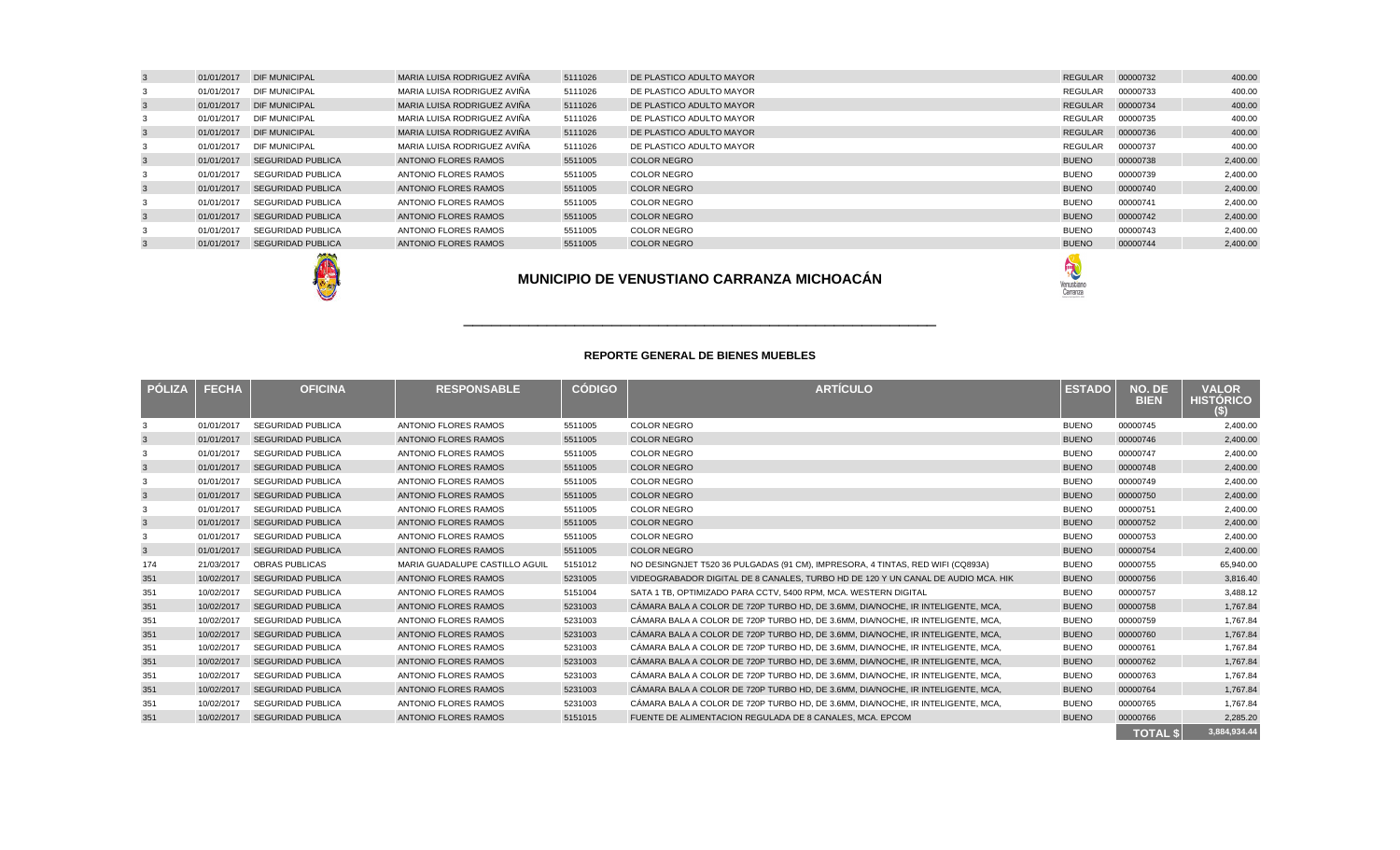| | | | | | | | | |
|---|---|---|---|---|---|---|---|---|
| 3 | 01/01/2017 | DIF MUNICIPAL | MARIA LUISA RODRIGUEZ AVIÑA | 5111026 | DE PLASTICO ADULTO MAYOR | REGULAR | 00000732 | 400.00 |
| 3 | 01/01/2017 | DIF MUNICIPAL | MARIA LUISA RODRIGUEZ AVIÑA | 5111026 | DE PLASTICO ADULTO MAYOR | REGULAR | 00000733 | 400.00 |
| 3 | 01/01/2017 | DIF MUNICIPAL | MARIA LUISA RODRIGUEZ AVIÑA | 5111026 | DE PLASTICO ADULTO MAYOR | REGULAR | 00000734 | 400.00 |
| 3 | 01/01/2017 | DIF MUNICIPAL | MARIA LUISA RODRIGUEZ AVIÑA | 5111026 | DE PLASTICO ADULTO MAYOR | REGULAR | 00000735 | 400.00 |
| 3 | 01/01/2017 | DIF MUNICIPAL | MARIA LUISA RODRIGUEZ AVIÑA | 5111026 | DE PLASTICO ADULTO MAYOR | REGULAR | 00000736 | 400.00 |
| 3 | 01/01/2017 | DIF MUNICIPAL | MARIA LUISA RODRIGUEZ AVIÑA | 5111026 | DE PLASTICO ADULTO MAYOR | REGULAR | 00000737 | 400.00 |
| 3 | 01/01/2017 | SEGURIDAD PUBLICA | ANTONIO FLORES RAMOS | 5511005 | COLOR NEGRO | BUENO | 00000738 | 2,400.00 |
| 3 | 01/01/2017 | SEGURIDAD PUBLICA | ANTONIO FLORES RAMOS | 5511005 | COLOR NEGRO | BUENO | 00000739 | 2,400.00 |
| 3 | 01/01/2017 | SEGURIDAD PUBLICA | ANTONIO FLORES RAMOS | 5511005 | COLOR NEGRO | BUENO | 00000740 | 2,400.00 |
| 3 | 01/01/2017 | SEGURIDAD PUBLICA | ANTONIO FLORES RAMOS | 5511005 | COLOR NEGRO | BUENO | 00000741 | 2,400.00 |
| 3 | 01/01/2017 | SEGURIDAD PUBLICA | ANTONIO FLORES RAMOS | 5511005 | COLOR NEGRO | BUENO | 00000742 | 2,400.00 |
| 3 | 01/01/2017 | SEGURIDAD PUBLICA | ANTONIO FLORES RAMOS | 5511005 | COLOR NEGRO | BUENO | 00000743 | 2,400.00 |
| 3 | 01/01/2017 | SEGURIDAD PUBLICA | ANTONIO FLORES RAMOS | 5511005 | COLOR NEGRO | BUENO | 00000744 | 2,400.00 |

# MUNICIPIO DE VENUSTIANO CARRANZA MICHOACÁN

### REPORTE GENERAL DE BIENES MUEBLES

| PÓLIZA | FECHA | OFICINA | RESPONSABLE | CÓDIGO | ARTÍCULO | ESTADO | NO. DE BIEN | VALOR HISTÓRICO ($) |
|---|---|---|---|---|---|---|---|---|
| 3 | 01/01/2017 | SEGURIDAD PUBLICA | ANTONIO FLORES RAMOS | 5511005 | COLOR NEGRO | BUENO | 00000745 | 2,400.00 |
| 3 | 01/01/2017 | SEGURIDAD PUBLICA | ANTONIO FLORES RAMOS | 5511005 | COLOR NEGRO | BUENO | 00000746 | 2,400.00 |
| 3 | 01/01/2017 | SEGURIDAD PUBLICA | ANTONIO FLORES RAMOS | 5511005 | COLOR NEGRO | BUENO | 00000747 | 2,400.00 |
| 3 | 01/01/2017 | SEGURIDAD PUBLICA | ANTONIO FLORES RAMOS | 5511005 | COLOR NEGRO | BUENO | 00000748 | 2,400.00 |
| 3 | 01/01/2017 | SEGURIDAD PUBLICA | ANTONIO FLORES RAMOS | 5511005 | COLOR NEGRO | BUENO | 00000749 | 2,400.00 |
| 3 | 01/01/2017 | SEGURIDAD PUBLICA | ANTONIO FLORES RAMOS | 5511005 | COLOR NEGRO | BUENO | 00000750 | 2,400.00 |
| 3 | 01/01/2017 | SEGURIDAD PUBLICA | ANTONIO FLORES RAMOS | 5511005 | COLOR NEGRO | BUENO | 00000751 | 2,400.00 |
| 3 | 01/01/2017 | SEGURIDAD PUBLICA | ANTONIO FLORES RAMOS | 5511005 | COLOR NEGRO | BUENO | 00000752 | 2,400.00 |
| 3 | 01/01/2017 | SEGURIDAD PUBLICA | ANTONIO FLORES RAMOS | 5511005 | COLOR NEGRO | BUENO | 00000753 | 2,400.00 |
| 3 | 01/01/2017 | SEGURIDAD PUBLICA | ANTONIO FLORES RAMOS | 5511005 | COLOR NEGRO | BUENO | 00000754 | 2,400.00 |
| 174 | 21/03/2017 | OBRAS PUBLICAS | MARIA GUADALUPE CASTILLO AGUIL | 5151012 | NO DESINGNJET T520 36 PULGADAS (91 CM), IMPRESORA, 4 TINTAS, RED WIFI (CQ893A) | BUENO | 00000755 | 65,940.00 |
| 351 | 10/02/2017 | SEGURIDAD PUBLICA | ANTONIO FLORES RAMOS | 5231005 | VIDEOGRABADOR DIGITAL DE 8 CANALES, TURBO HD DE 120 Y UN CANAL DE AUDIO MCA. HIK | BUENO | 00000756 | 3,816.40 |
| 351 | 10/02/2017 | SEGURIDAD PUBLICA | ANTONIO FLORES RAMOS | 5151004 | SATA 1 TB, OPTIMIZADO PARA CCTV, 5400 RPM, MCA. WESTERN DIGITAL | BUENO | 00000757 | 3,488.12 |
| 351 | 10/02/2017 | SEGURIDAD PUBLICA | ANTONIO FLORES RAMOS | 5231003 | CÁMARA BALA A COLOR DE 720P TURBO HD, DE 3.6MM, DIA/NOCHE, IR INTELIGENTE, MCA, | BUENO | 00000758 | 1,767.84 |
| 351 | 10/02/2017 | SEGURIDAD PUBLICA | ANTONIO FLORES RAMOS | 5231003 | CÁMARA BALA A COLOR DE 720P TURBO HD, DE 3.6MM, DIA/NOCHE, IR INTELIGENTE, MCA, | BUENO | 00000759 | 1,767.84 |
| 351 | 10/02/2017 | SEGURIDAD PUBLICA | ANTONIO FLORES RAMOS | 5231003 | CÁMARA BALA A COLOR DE 720P TURBO HD, DE 3.6MM, DIA/NOCHE, IR INTELIGENTE, MCA, | BUENO | 00000760 | 1,767.84 |
| 351 | 10/02/2017 | SEGURIDAD PUBLICA | ANTONIO FLORES RAMOS | 5231003 | CÁMARA BALA A COLOR DE 720P TURBO HD, DE 3.6MM, DIA/NOCHE, IR INTELIGENTE, MCA, | BUENO | 00000761 | 1,767.84 |
| 351 | 10/02/2017 | SEGURIDAD PUBLICA | ANTONIO FLORES RAMOS | 5231003 | CÁMARA BALA A COLOR DE 720P TURBO HD, DE 3.6MM, DIA/NOCHE, IR INTELIGENTE, MCA, | BUENO | 00000762 | 1,767.84 |
| 351 | 10/02/2017 | SEGURIDAD PUBLICA | ANTONIO FLORES RAMOS | 5231003 | CÁMARA BALA A COLOR DE 720P TURBO HD, DE 3.6MM, DIA/NOCHE, IR INTELIGENTE, MCA, | BUENO | 00000763 | 1,767.84 |
| 351 | 10/02/2017 | SEGURIDAD PUBLICA | ANTONIO FLORES RAMOS | 5231003 | CÁMARA BALA A COLOR DE 720P TURBO HD, DE 3.6MM, DIA/NOCHE, IR INTELIGENTE, MCA, | BUENO | 00000764 | 1,767.84 |
| 351 | 10/02/2017 | SEGURIDAD PUBLICA | ANTONIO FLORES RAMOS | 5231003 | CÁMARA BALA A COLOR DE 720P TURBO HD, DE 3.6MM, DIA/NOCHE, IR INTELIGENTE, MCA, | BUENO | 00000765 | 1,767.84 |
| 351 | 10/02/2017 | SEGURIDAD PUBLICA | ANTONIO FLORES RAMOS | 5151015 | FUENTE DE ALIMENTACION REGULADA DE 8 CANALES, MCA. EPCOM | BUENO | 00000766 | 2,285.20 |
| | | | | | | | **TOTAL $** | **3,884,934.44** |